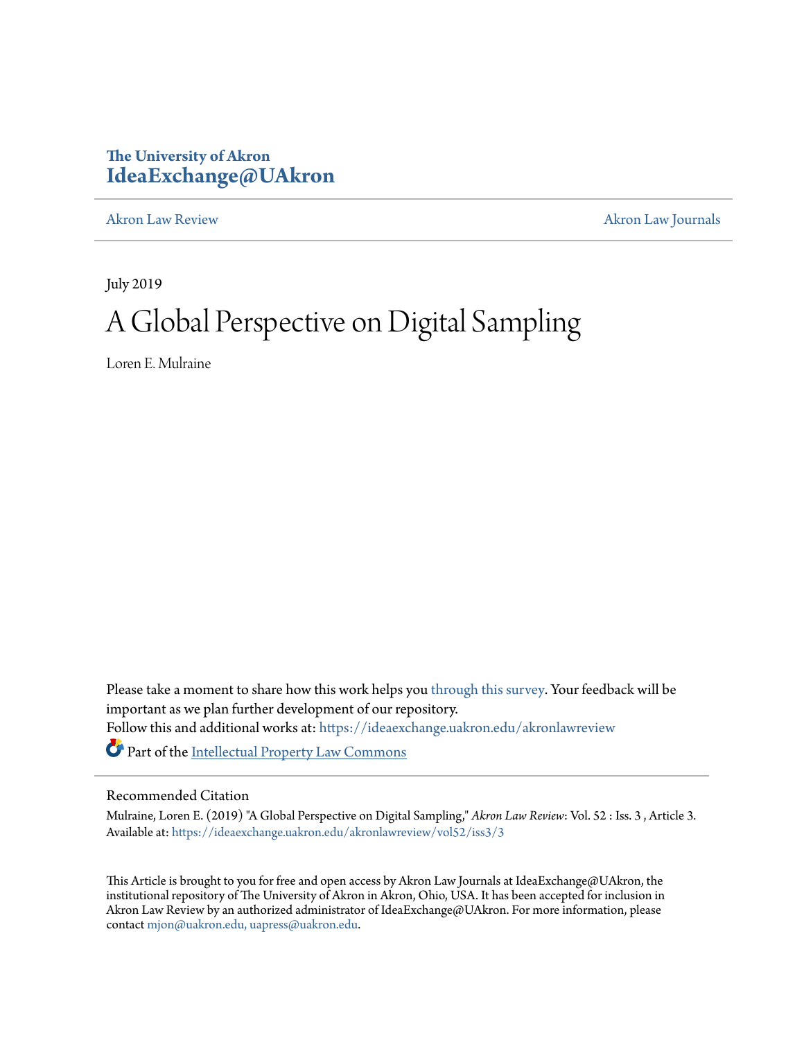The University of Akron
**IdeaExchange@UAkron**

Akron Law Review | Akron Law Journals

July 2019

# A Global Perspective on Digital Sampling

Loren E. Mulraine

Please take a moment to share how this work helps you through this survey. Your feedback will be important as we plan further development of our repository.

Follow this and additional works at: https://ideaexchange.uakron.edu/akronlawreview

Part of the Intellectual Property Law Commons

## Recommended Citation

Mulraine, Loren E. (2019) "A Global Perspective on Digital Sampling," *Akron Law Review*: Vol. 52 : Iss. 3 , Article 3.
Available at: https://ideaexchange.uakron.edu/akronlawreview/vol52/iss3/3

This Article is brought to you for free and open access by Akron Law Journals at IdeaExchange@UAkron, the institutional repository of The University of Akron in Akron, Ohio, USA. It has been accepted for inclusion in Akron Law Review by an authorized administrator of IdeaExchange@UAkron. For more information, please contact mjon@uakron.edu, uapress@uakron.edu.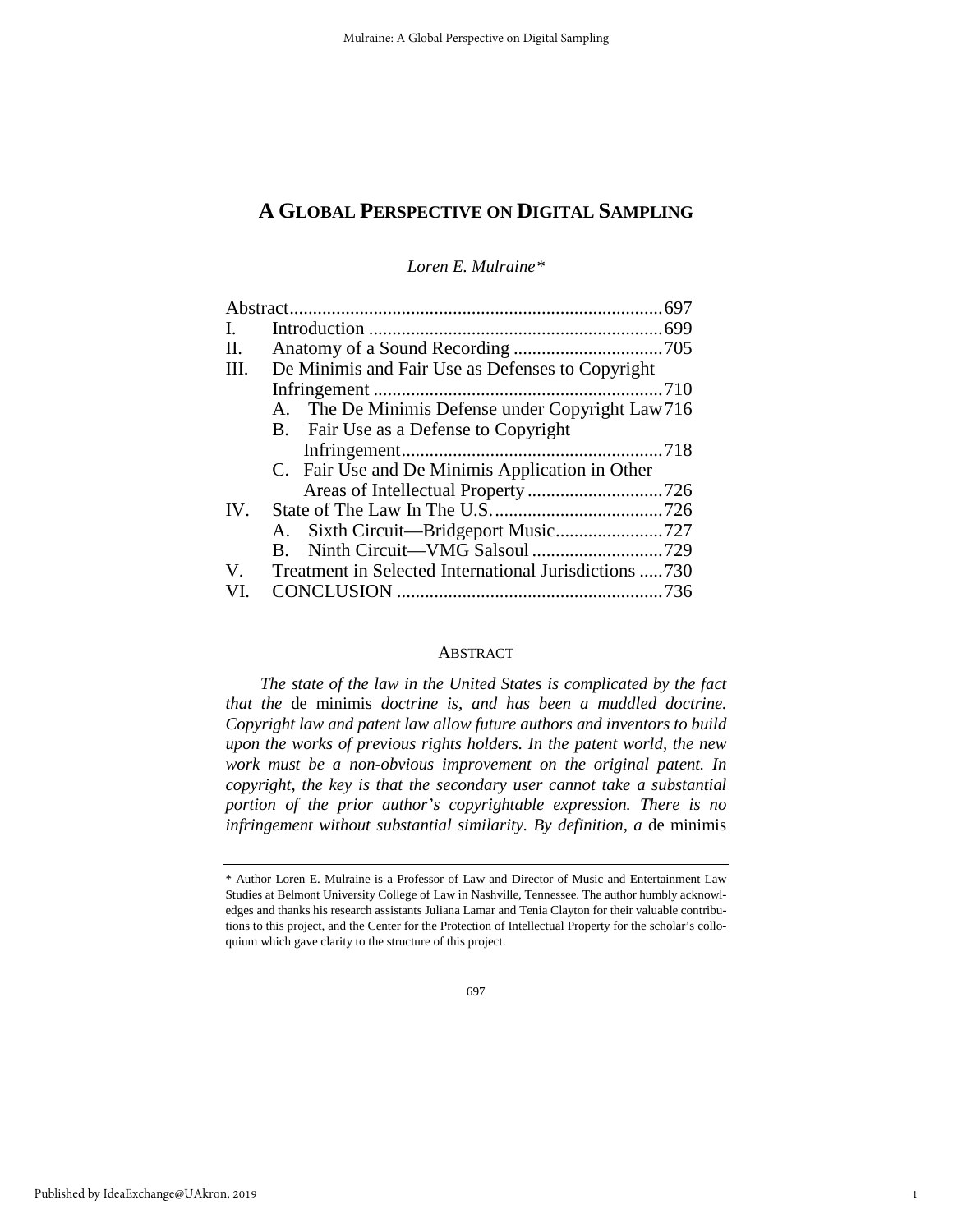# A Global Perspective on Digital Sampling

*Loren E. Mulraine\**

| | | |
|---|---|---|
| Abstract | | 697 |
| I. | Introduction | 699 |
| II. | Anatomy of a Sound Recording | 705 |
| III. | De Minimis and Fair Use as Defenses to Copyright Infringement | 710 |
| | A. The De Minimis Defense under Copyright Law | 716 |
| | B. Fair Use as a Defense to Copyright Infringement | 718 |
| | C. Fair Use and De Minimis Application in Other Areas of Intellectual Property | 726 |
| IV. | State of The Law In The U.S. | 726 |
| | A. Sixth Circuit—Bridgeport Music | 727 |
| | B. Ninth Circuit—VMG Salsoul | 729 |
| V. | Treatment in Selected International Jurisdictions | 730 |
| VI. | CONCLUSION | 736 |

## Abstract

*The state of the law in the United States is complicated by the fact that the* de minimis *doctrine is, and has been a muddled doctrine. Copyright law and patent law allow future authors and inventors to build upon the works of previous rights holders. In the patent world, the new work must be a non-obvious improvement on the original patent. In copyright, the key is that the secondary user cannot take a substantial portion of the prior author's copyrightable expression. There is no infringement without substantial similarity. By definition, a* de minimis

---

\* Author Loren E. Mulraine is a Professor of Law and Director of Music and Entertainment Law Studies at Belmont University College of Law in Nashville, Tennessee. The author humbly acknowledges and thanks his research assistants Juliana Lamar and Tenia Clayton for their valuable contributions to this project, and the Center for the Protection of Intellectual Property for the scholar's colloquium which gave clarity to the structure of this project.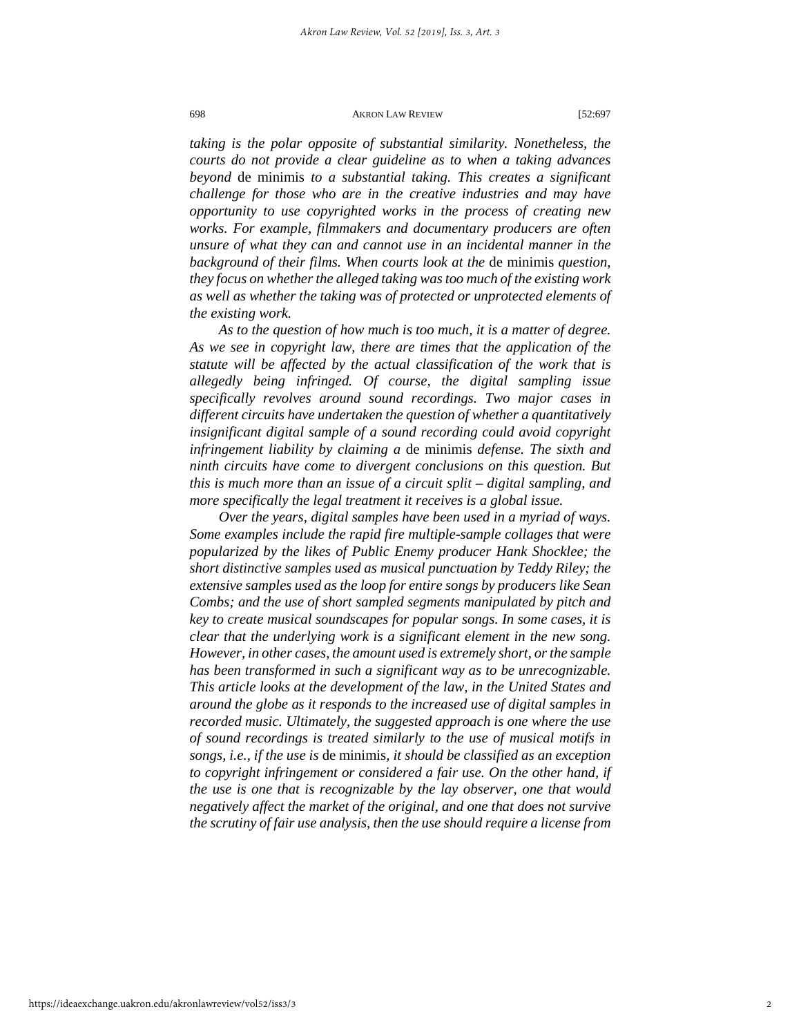*taking is the polar opposite of substantial similarity. Nonetheless, the courts do not provide a clear guideline as to when a taking advances beyond* de minimis *to a substantial taking. This creates a significant challenge for those who are in the creative industries and may have opportunity to use copyrighted works in the process of creating new works. For example, filmmakers and documentary producers are often unsure of what they can and cannot use in an incidental manner in the background of their films. When courts look at the* de minimis *question, they focus on whether the alleged taking was too much of the existing work as well as whether the taking was of protected or unprotected elements of the existing work.*

*As to the question of how much is too much, it is a matter of degree. As we see in copyright law, there are times that the application of the statute will be affected by the actual classification of the work that is allegedly being infringed. Of course, the digital sampling issue specifically revolves around sound recordings. Two major cases in different circuits have undertaken the question of whether a quantitatively insignificant digital sample of a sound recording could avoid copyright infringement liability by claiming a* de minimis *defense. The sixth and ninth circuits have come to divergent conclusions on this question. But this is much more than an issue of a circuit split – digital sampling, and more specifically the legal treatment it receives is a global issue.*

*Over the years, digital samples have been used in a myriad of ways. Some examples include the rapid fire multiple-sample collages that were popularized by the likes of Public Enemy producer Hank Shocklee; the short distinctive samples used as musical punctuation by Teddy Riley; the extensive samples used as the loop for entire songs by producers like Sean Combs; and the use of short sampled segments manipulated by pitch and key to create musical soundscapes for popular songs. In some cases, it is clear that the underlying work is a significant element in the new song. However, in other cases, the amount used is extremely short, or the sample has been transformed in such a significant way as to be unrecognizable. This article looks at the development of the law, in the United States and around the globe as it responds to the increased use of digital samples in recorded music. Ultimately, the suggested approach is one where the use of sound recordings is treated similarly to the use of musical motifs in songs, i.e., if the use is* de minimis, *it should be classified as an exception to copyright infringement or considered a fair use. On the other hand, if the use is one that is recognizable by the lay observer, one that would negatively affect the market of the original, and one that does not survive the scrutiny of fair use analysis, then the use should require a license from*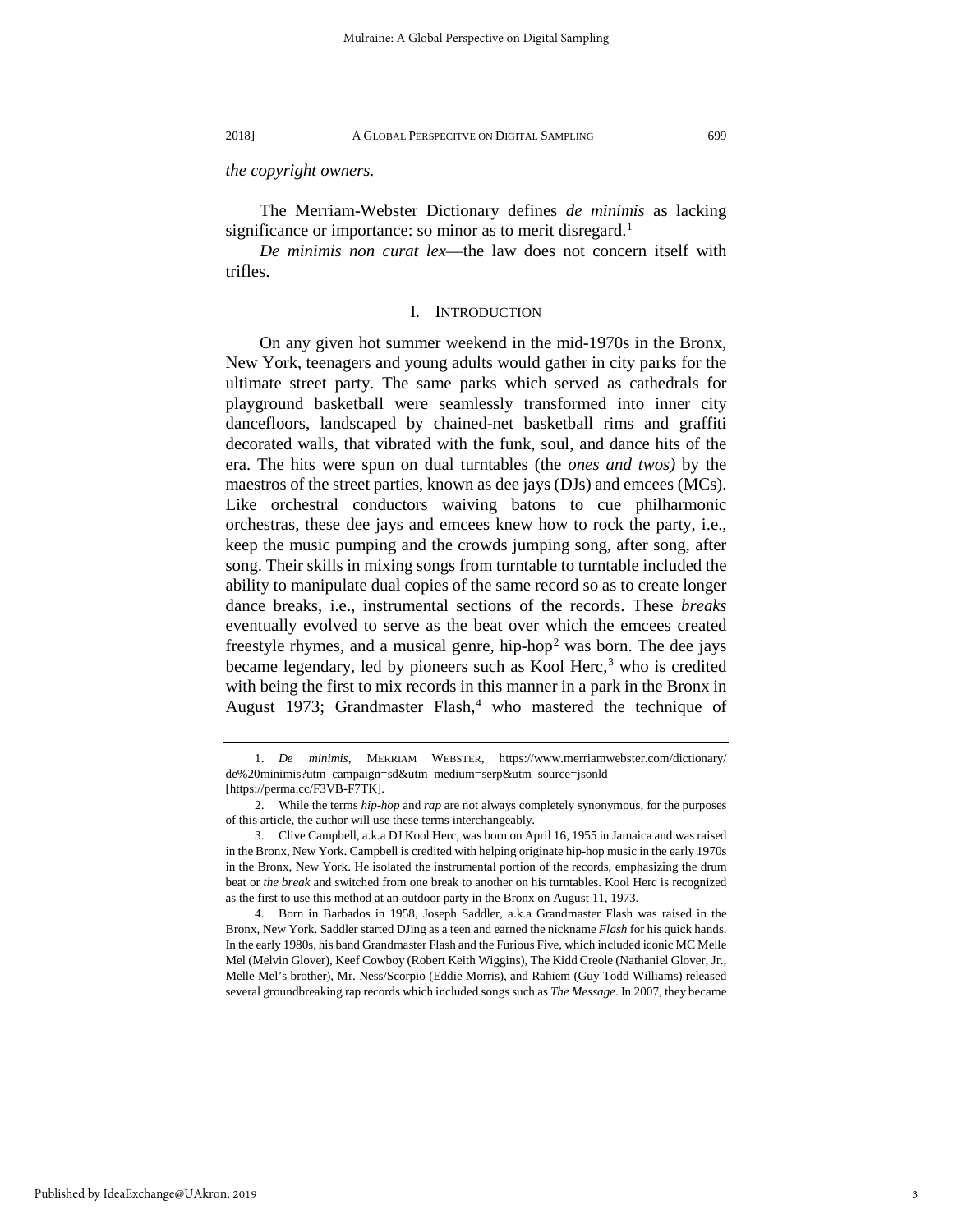*the copyright owners.*

The Merriam-Webster Dictionary defines *de minimis* as lacking significance or importance: so minor as to merit disregard.[1]

*De minimis non curat lex*—the law does not concern itself with trifles.

## I. INTRODUCTION

On any given hot summer weekend in the mid-1970s in the Bronx, New York, teenagers and young adults would gather in city parks for the ultimate street party. The same parks which served as cathedrals for playground basketball were seamlessly transformed into inner city dancefloors, landscaped by chained-net basketball rims and graffiti decorated walls, that vibrated with the funk, soul, and dance hits of the era. The hits were spun on dual turntables (the *ones and twos)* by the maestros of the street parties, known as dee jays (DJs) and emcees (MCs). Like orchestral conductors waiving batons to cue philharmonic orchestras, these dee jays and emcees knew how to rock the party, i.e., keep the music pumping and the crowds jumping song, after song, after song. Their skills in mixing songs from turntable to turntable included the ability to manipulate dual copies of the same record so as to create longer dance breaks, i.e., instrumental sections of the records. These *breaks* eventually evolved to serve as the beat over which the emcees created freestyle rhymes, and a musical genre, hip-hop[2] was born. The dee jays became legendary, led by pioneers such as Kool Herc,[3] who is credited with being the first to mix records in this manner in a park in the Bronx in August 1973; Grandmaster Flash,[4] who mastered the technique of

---

1. *De minimis*, MERRIAM WEBSTER, https://www.merriamwebster.com/dictionary/de%20minimis?utm_campaign=sd&utm_medium=serp&utm_source=jsonld [https://perma.cc/F3VB-F7TK].

2. While the terms *hip-hop* and *rap* are not always completely synonymous, for the purposes of this article, the author will use these terms interchangeably.

3. Clive Campbell, a.k.a DJ Kool Herc, was born on April 16, 1955 in Jamaica and was raised in the Bronx, New York. Campbell is credited with helping originate hip-hop music in the early 1970s in the Bronx, New York. He isolated the instrumental portion of the records, emphasizing the drum beat or *the break* and switched from one break to another on his turntables. Kool Herc is recognized as the first to use this method at an outdoor party in the Bronx on August 11, 1973.

4. Born in Barbados in 1958, Joseph Saddler, a.k.a Grandmaster Flash was raised in the Bronx, New York. Saddler started DJing as a teen and earned the nickname *Flash* for his quick hands. In the early 1980s, his band Grandmaster Flash and the Furious Five, which included iconic MC Melle Mel (Melvin Glover), Keef Cowboy (Robert Keith Wiggins), The Kidd Creole (Nathaniel Glover, Jr., Melle Mel's brother), Mr. Ness/Scorpio (Eddie Morris), and Rahiem (Guy Todd Williams) released several groundbreaking rap records which included songs such as *The Message*. In 2007, they became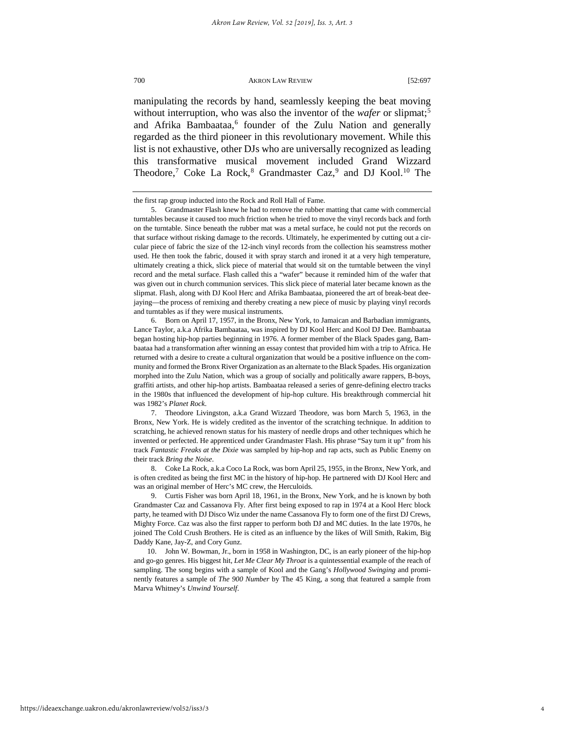manipulating the records by hand, seamlessly keeping the beat moving without interruption, who was also the inventor of the *wafer* or slipmat;[5] and Afrika Bambaataa,[6] founder of the Zulu Nation and generally regarded as the third pioneer in this revolutionary movement. While this list is not exhaustive, other DJs who are universally recognized as leading this transformative musical movement included Grand Wizzard Theodore,[7] Coke La Rock,[8] Grandmaster Caz,[9] and DJ Kool.[10] The

---

the first rap group inducted into the Rock and Roll Hall of Fame.

5. Grandmaster Flash knew he had to remove the rubber matting that came with commercial turntables because it caused too much friction when he tried to move the vinyl records back and forth on the turntable. Since beneath the rubber mat was a metal surface, he could not put the records on that surface without risking damage to the records. Ultimately, he experimented by cutting out a circular piece of fabric the size of the 12-inch vinyl records from the collection his seamstress mother used. He then took the fabric, doused it with spray starch and ironed it at a very high temperature, ultimately creating a thick, slick piece of material that would sit on the turntable between the vinyl record and the metal surface. Flash called this a "wafer" because it reminded him of the wafer that was given out in church communion services. This slick piece of material later became known as the slipmat. Flash, along with DJ Kool Herc and Afrika Bambaataa, pioneered the art of break-beat deejaying—the process of remixing and thereby creating a new piece of music by playing vinyl records and turntables as if they were musical instruments.

6. Born on April 17, 1957, in the Bronx, New York, to Jamaican and Barbadian immigrants, Lance Taylor, a.k.a Afrika Bambaataa, was inspired by DJ Kool Herc and Kool DJ Dee. Bambaataa began hosting hip-hop parties beginning in 1976. A former member of the Black Spades gang, Bambaataa had a transformation after winning an essay contest that provided him with a trip to Africa. He returned with a desire to create a cultural organization that would be a positive influence on the community and formed the Bronx River Organization as an alternate to the Black Spades. His organization morphed into the Zulu Nation, which was a group of socially and politically aware rappers, B-boys, graffiti artists, and other hip-hop artists. Bambaataa released a series of genre-defining electro tracks in the 1980s that influenced the development of hip-hop culture. His breakthrough commercial hit was 1982's *Planet Rock*.

7. Theodore Livingston, a.k.a Grand Wizzard Theodore, was born March 5, 1963, in the Bronx, New York. He is widely credited as the inventor of the scratching technique. In addition to scratching, he achieved renown status for his mastery of needle drops and other techniques which he invented or perfected. He apprenticed under Grandmaster Flash. His phrase "Say turn it up" from his track *Fantastic Freaks at the Dixie* was sampled by hip-hop and rap acts, such as Public Enemy on their track *Bring the Noise*.

8. Coke La Rock, a.k.a Coco La Rock, was born April 25, 1955, in the Bronx, New York, and is often credited as being the first MC in the history of hip-hop. He partnered with DJ Kool Herc and was an original member of Herc's MC crew, the Herculoids.

9. Curtis Fisher was born April 18, 1961, in the Bronx, New York, and he is known by both Grandmaster Caz and Cassanova Fly. After first being exposed to rap in 1974 at a Kool Herc block party, he teamed with DJ Disco Wiz under the name Cassanova Fly to form one of the first DJ Crews, Mighty Force. Caz was also the first rapper to perform both DJ and MC duties. In the late 1970s, he joined The Cold Crush Brothers. He is cited as an influence by the likes of Will Smith, Rakim, Big Daddy Kane, Jay-Z, and Cory Gunz.

10. John W. Bowman, Jr., born in 1958 in Washington, DC, is an early pioneer of the hip-hop and go-go genres. His biggest hit, *Let Me Clear My Throat* is a quintessential example of the reach of sampling. The song begins with a sample of Kool and the Gang's *Hollywood Swinging* and prominently features a sample of *The 900 Number* by The 45 King, a song that featured a sample from Marva Whitney's *Unwind Yourself*.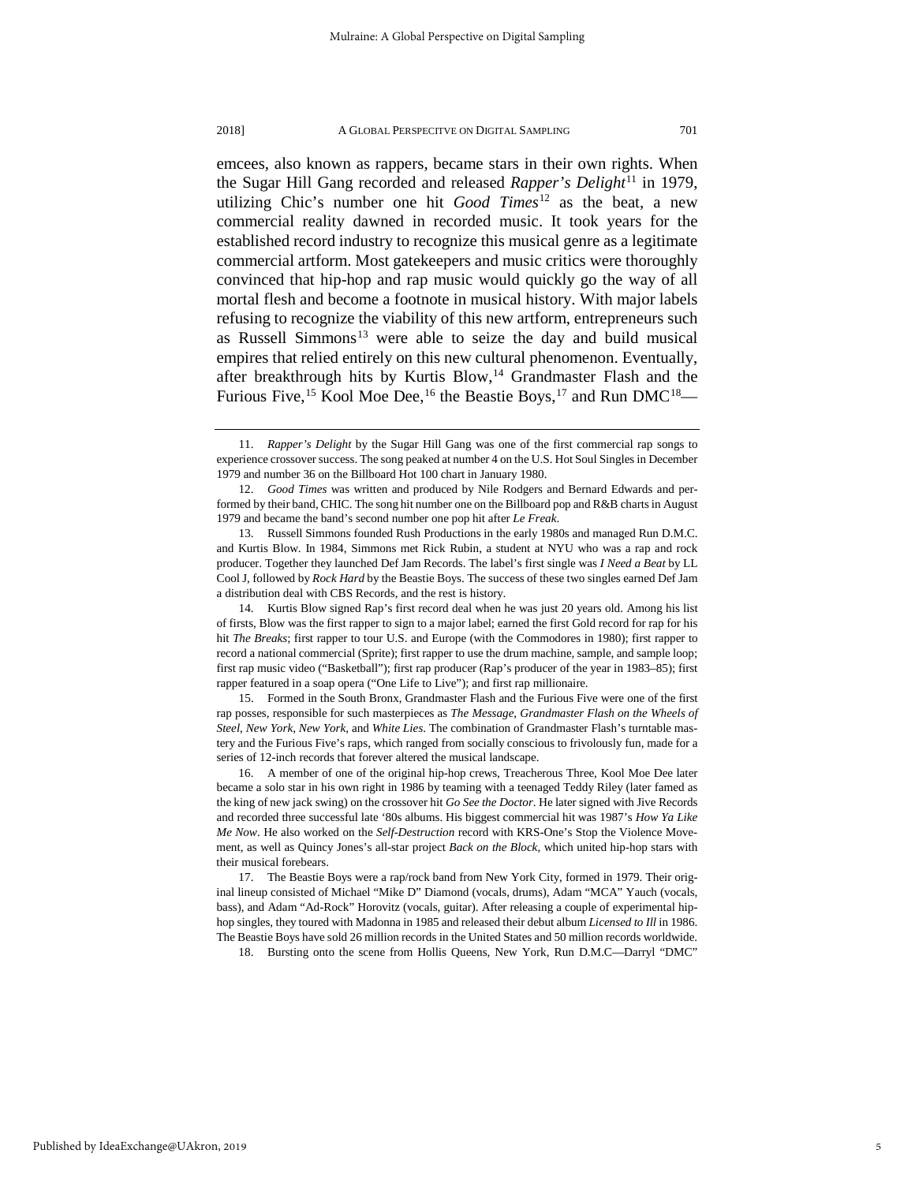emcees, also known as rappers, became stars in their own rights. When the Sugar Hill Gang recorded and released *Rapper's Delight*[11] in 1979, utilizing Chic's number one hit *Good Times*[12] as the beat, a new commercial reality dawned in recorded music. It took years for the established record industry to recognize this musical genre as a legitimate commercial artform. Most gatekeepers and music critics were thoroughly convinced that hip-hop and rap music would quickly go the way of all mortal flesh and become a footnote in musical history. With major labels refusing to recognize the viability of this new artform, entrepreneurs such as Russell Simmons[13] were able to seize the day and build musical empires that relied entirely on this new cultural phenomenon. Eventually, after breakthrough hits by Kurtis Blow,[14] Grandmaster Flash and the Furious Five,[15] Kool Moe Dee,[16] the Beastie Boys,[17] and Run DMC[18]—

---

11. *Rapper's Delight* by the Sugar Hill Gang was one of the first commercial rap songs to experience crossover success. The song peaked at number 4 on the U.S. Hot Soul Singles in December 1979 and number 36 on the Billboard Hot 100 chart in January 1980.

12. *Good Times* was written and produced by Nile Rodgers and Bernard Edwards and performed by their band, CHIC. The song hit number one on the Billboard pop and R&B charts in August 1979 and became the band's second number one pop hit after *Le Freak*.

13. Russell Simmons founded Rush Productions in the early 1980s and managed Run D.M.C. and Kurtis Blow. In 1984, Simmons met Rick Rubin, a student at NYU who was a rap and rock producer. Together they launched Def Jam Records. The label's first single was *I Need a Beat* by LL Cool J, followed by *Rock Hard* by the Beastie Boys. The success of these two singles earned Def Jam a distribution deal with CBS Records, and the rest is history.

14. Kurtis Blow signed Rap's first record deal when he was just 20 years old. Among his list of firsts, Blow was the first rapper to sign to a major label; earned the first Gold record for rap for his hit *The Breaks*; first rapper to tour U.S. and Europe (with the Commodores in 1980); first rapper to record a national commercial (Sprite); first rapper to use the drum machine, sample, and sample loop; first rap music video ("Basketball"); first rap producer (Rap's producer of the year in 1983–85); first rapper featured in a soap opera ("One Life to Live"); and first rap millionaire.

15. Formed in the South Bronx, Grandmaster Flash and the Furious Five were one of the first rap posses, responsible for such masterpieces as *The Message*, *Grandmaster Flash on the Wheels of Steel*, *New York, New York*, and *White Lies*. The combination of Grandmaster Flash's turntable mastery and the Furious Five's raps, which ranged from socially conscious to frivolously fun, made for a series of 12-inch records that forever altered the musical landscape.

16. A member of one of the original hip-hop crews, Treacherous Three, Kool Moe Dee later became a solo star in his own right in 1986 by teaming with a teenaged Teddy Riley (later famed as the king of new jack swing) on the crossover hit *Go See the Doctor*. He later signed with Jive Records and recorded three successful late '80s albums. His biggest commercial hit was 1987's *How Ya Like Me Now*. He also worked on the *Self-Destruction* record with KRS-One's Stop the Violence Movement, as well as Quincy Jones's all-star project *Back on the Block*, which united hip-hop stars with their musical forebears.

17. The Beastie Boys were a rap/rock band from New York City, formed in 1979. Their original lineup consisted of Michael "Mike D" Diamond (vocals, drums), Adam "MCA" Yauch (vocals, bass), and Adam "Ad-Rock" Horovitz (vocals, guitar). After releasing a couple of experimental hip-hop singles, they toured with Madonna in 1985 and released their debut album *Licensed to Ill* in 1986. The Beastie Boys have sold 26 million records in the United States and 50 million records worldwide.

18. Bursting onto the scene from Hollis Queens, New York, Run D.M.C—Darryl "DMC"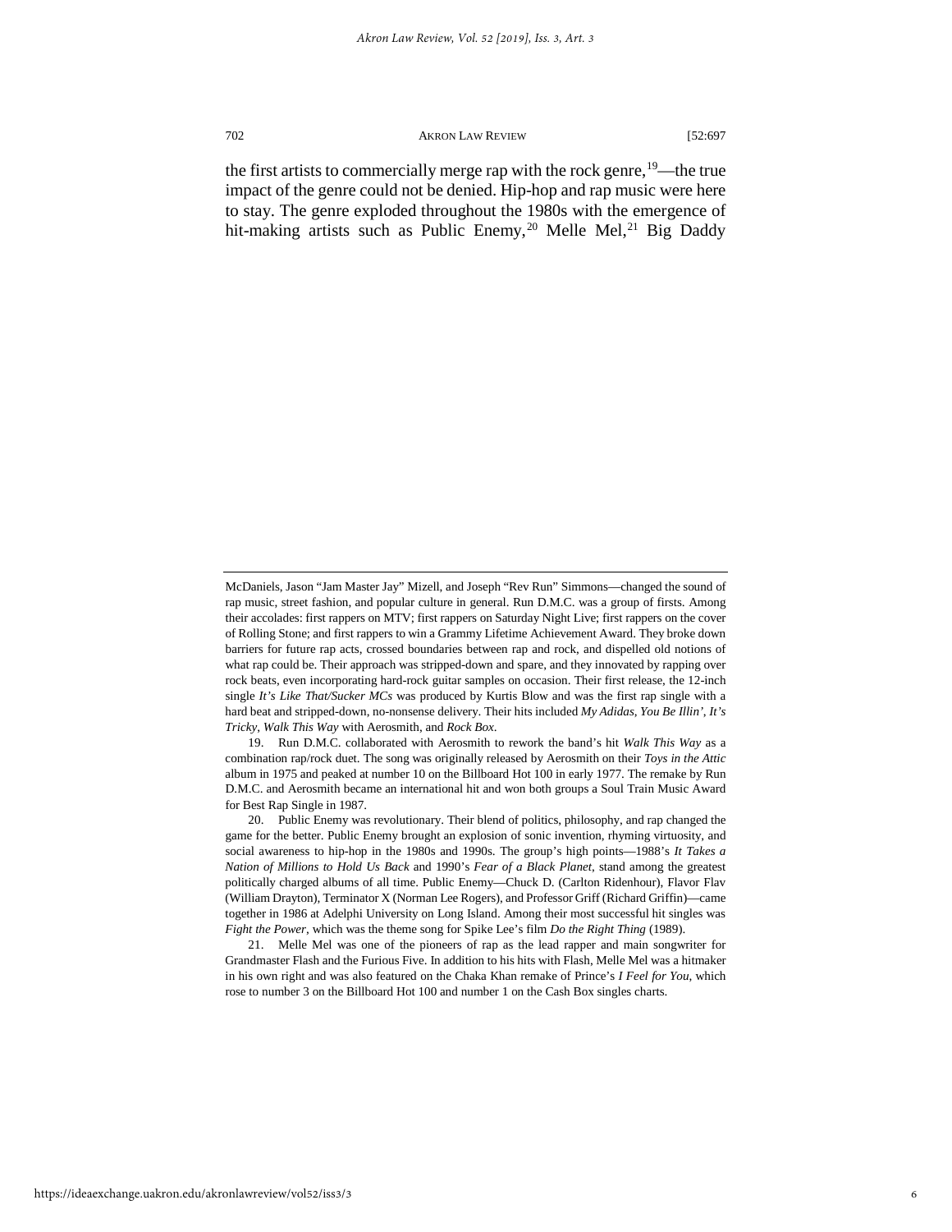the first artists to commercially merge rap with the rock genre,[19]—the true impact of the genre could not be denied. Hip-hop and rap music were here to stay. The genre exploded throughout the 1980s with the emergence of hit-making artists such as Public Enemy,[20] Melle Mel,[21] Big Daddy

---

McDaniels, Jason "Jam Master Jay" Mizell, and Joseph "Rev Run" Simmons—changed the sound of rap music, street fashion, and popular culture in general. Run D.M.C. was a group of firsts. Among their accolades: first rappers on MTV; first rappers on Saturday Night Live; first rappers on the cover of Rolling Stone; and first rappers to win a Grammy Lifetime Achievement Award. They broke down barriers for future rap acts, crossed boundaries between rap and rock, and dispelled old notions of what rap could be. Their approach was stripped-down and spare, and they innovated by rapping over rock beats, even incorporating hard-rock guitar samples on occasion. Their first release, the 12-inch single *It's Like That/Sucker MCs* was produced by Kurtis Blow and was the first rap single with a hard beat and stripped-down, no-nonsense delivery. Their hits included *My Adidas*, *You Be Illin'*, *It's Tricky*, *Walk This Way* with Aerosmith, and *Rock Box*.

19. Run D.M.C. collaborated with Aerosmith to rework the band's hit *Walk This Way* as a combination rap/rock duet. The song was originally released by Aerosmith on their *Toys in the Attic* album in 1975 and peaked at number 10 on the Billboard Hot 100 in early 1977. The remake by Run D.M.C. and Aerosmith became an international hit and won both groups a Soul Train Music Award for Best Rap Single in 1987.

20. Public Enemy was revolutionary. Their blend of politics, philosophy, and rap changed the game for the better. Public Enemy brought an explosion of sonic invention, rhyming virtuosity, and social awareness to hip-hop in the 1980s and 1990s. The group's high points—1988's *It Takes a Nation of Millions to Hold Us Back* and 1990's *Fear of a Black Planet*, stand among the greatest politically charged albums of all time. Public Enemy—Chuck D. (Carlton Ridenhour), Flavor Flav (William Drayton), Terminator X (Norman Lee Rogers), and Professor Griff (Richard Griffin)—came together in 1986 at Adelphi University on Long Island. Among their most successful hit singles was *Fight the Power*, which was the theme song for Spike Lee's film *Do the Right Thing* (1989).

21. Melle Mel was one of the pioneers of rap as the lead rapper and main songwriter for Grandmaster Flash and the Furious Five. In addition to his hits with Flash, Melle Mel was a hitmaker in his own right and was also featured on the Chaka Khan remake of Prince's *I Feel for You*, which rose to number 3 on the Billboard Hot 100 and number 1 on the Cash Box singles charts.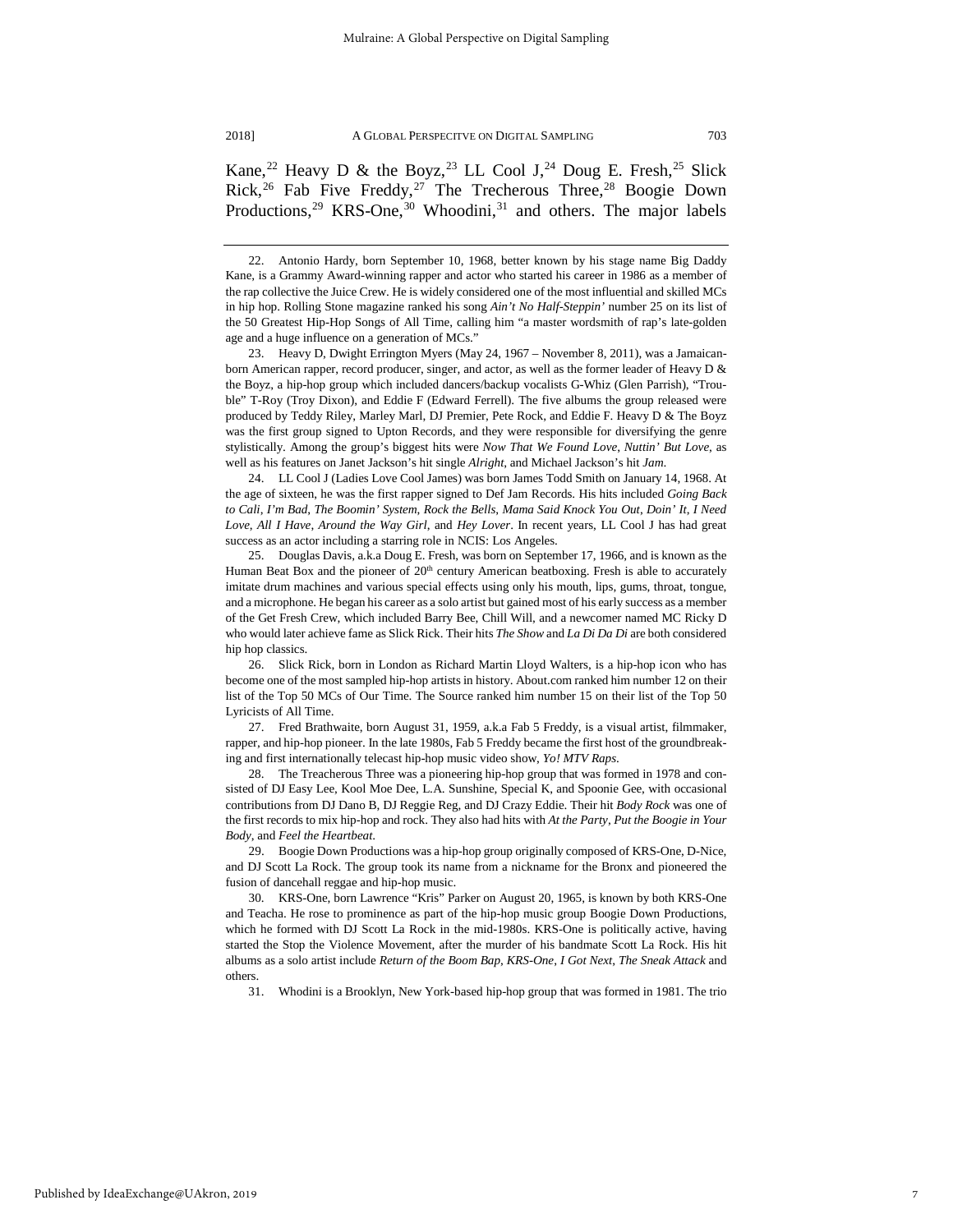Kane,[22] Heavy D & the Boyz,[23] LL Cool J,[24] Doug E. Fresh,[25] Slick Rick,[26] Fab Five Freddy,[27] The Trecherous Three,[28] Boogie Down Productions,[29] KRS-One,[30] Whoodini,[31] and others. The major labels

22. Antonio Hardy, born September 10, 1968, better known by his stage name Big Daddy Kane, is a Grammy Award-winning rapper and actor who started his career in 1986 as a member of the rap collective the Juice Crew. He is widely considered one of the most influential and skilled MCs in hip hop. Rolling Stone magazine ranked his song *Ain't No Half-Steppin'* number 25 on its list of the 50 Greatest Hip-Hop Songs of All Time, calling him "a master wordsmith of rap's late-golden age and a huge influence on a generation of MCs."

23. Heavy D, Dwight Errington Myers (May 24, 1967 – November 8, 2011), was a Jamaican-born American rapper, record producer, singer, and actor, as well as the former leader of Heavy D & the Boyz, a hip-hop group which included dancers/backup vocalists G-Whiz (Glen Parrish), "Trouble" T-Roy (Troy Dixon), and Eddie F (Edward Ferrell). The five albums the group released were produced by Teddy Riley, Marley Marl, DJ Premier, Pete Rock, and Eddie F. Heavy D & The Boyz was the first group signed to Upton Records, and they were responsible for diversifying the genre stylistically. Among the group's biggest hits were *Now That We Found Love*, *Nuttin' But Love*, as well as his features on Janet Jackson's hit single *Alright*, and Michael Jackson's hit *Jam*.

24. LL Cool J (Ladies Love Cool James) was born James Todd Smith on January 14, 1968. At the age of sixteen, he was the first rapper signed to Def Jam Records. His hits included *Going Back to Cali*, *I'm Bad*, *The Boomin' System*, *Rock the Bells*, *Mama Said Knock You Out*, *Doin' It*, *I Need Love*, *All I Have*, *Around the Way Girl*, and *Hey Lover*. In recent years, LL Cool J has had great success as an actor including a starring role in NCIS: Los Angeles.

25. Douglas Davis, a.k.a Doug E. Fresh, was born on September 17, 1966, and is known as the Human Beat Box and the pioneer of 20th century American beatboxing. Fresh is able to accurately imitate drum machines and various special effects using only his mouth, lips, gums, throat, tongue, and a microphone. He began his career as a solo artist but gained most of his early success as a member of the Get Fresh Crew, which included Barry Bee, Chill Will, and a newcomer named MC Ricky D who would later achieve fame as Slick Rick. Their hits *The Show* and *La Di Da Di* are both considered hip hop classics.

26. Slick Rick, born in London as Richard Martin Lloyd Walters, is a hip-hop icon who has become one of the most sampled hip-hop artists in history. About.com ranked him number 12 on their list of the Top 50 MCs of Our Time. The Source ranked him number 15 on their list of the Top 50 Lyricists of All Time.

27. Fred Brathwaite, born August 31, 1959, a.k.a Fab 5 Freddy, is a visual artist, filmmaker, rapper, and hip-hop pioneer. In the late 1980s, Fab 5 Freddy became the first host of the groundbreaking and first internationally telecast hip-hop music video show, *Yo! MTV Raps*.

28. The Treacherous Three was a pioneering hip-hop group that was formed in 1978 and consisted of DJ Easy Lee, Kool Moe Dee, L.A. Sunshine, Special K, and Spoonie Gee, with occasional contributions from DJ Dano B, DJ Reggie Reg, and DJ Crazy Eddie. Their hit *Body Rock* was one of the first records to mix hip-hop and rock. They also had hits with *At the Party*, *Put the Boogie in Your Body*, and *Feel the Heartbeat*.

29. Boogie Down Productions was a hip-hop group originally composed of KRS-One, D-Nice, and DJ Scott La Rock. The group took its name from a nickname for the Bronx and pioneered the fusion of dancehall reggae and hip-hop music.

30. KRS-One, born Lawrence "Kris" Parker on August 20, 1965, is known by both KRS-One and Teacha. He rose to prominence as part of the hip-hop music group Boogie Down Productions, which he formed with DJ Scott La Rock in the mid-1980s. KRS-One is politically active, having started the Stop the Violence Movement, after the murder of his bandmate Scott La Rock. His hit albums as a solo artist include *Return of the Boom Bap*, *KRS-One*, *I Got Next*, *The Sneak Attack* and others.

31. Whodini is a Brooklyn, New York-based hip-hop group that was formed in 1981. The trio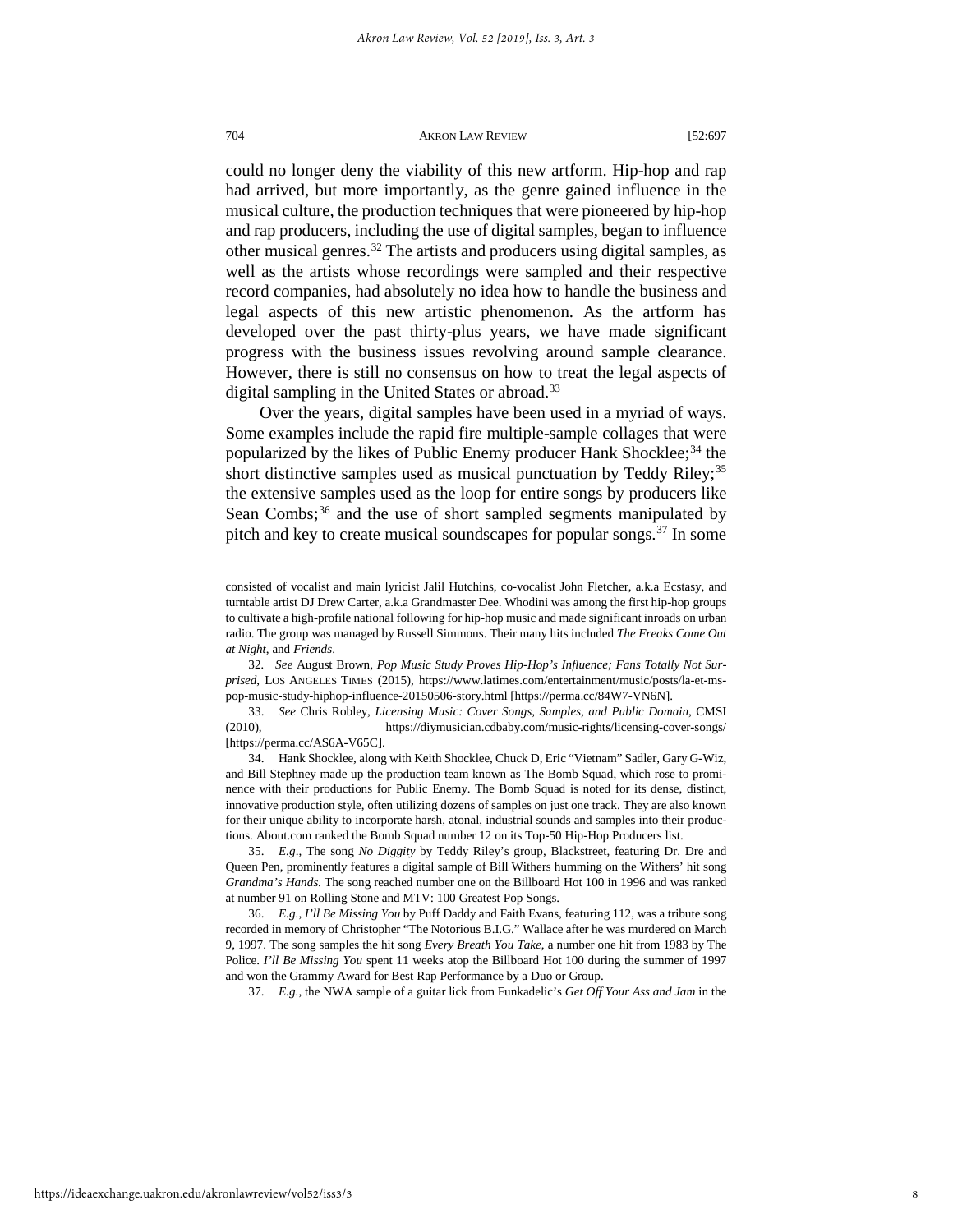could no longer deny the viability of this new artform. Hip-hop and rap had arrived, but more importantly, as the genre gained influence in the musical culture, the production techniques that were pioneered by hip-hop and rap producers, including the use of digital samples, began to influence other musical genres.[32] The artists and producers using digital samples, as well as the artists whose recordings were sampled and their respective record companies, had absolutely no idea how to handle the business and legal aspects of this new artistic phenomenon. As the artform has developed over the past thirty-plus years, we have made significant progress with the business issues revolving around sample clearance. However, there is still no consensus on how to treat the legal aspects of digital sampling in the United States or abroad.[33]

Over the years, digital samples have been used in a myriad of ways. Some examples include the rapid fire multiple-sample collages that were popularized by the likes of Public Enemy producer Hank Shocklee;[34] the short distinctive samples used as musical punctuation by Teddy Riley;[35] the extensive samples used as the loop for entire songs by producers like Sean Combs;[36] and the use of short sampled segments manipulated by pitch and key to create musical soundscapes for popular songs.[37] In some

---

consisted of vocalist and main lyricist Jalil Hutchins, co-vocalist John Fletcher, a.k.a Ecstasy, and turntable artist DJ Drew Carter, a.k.a Grandmaster Dee. Whodini was among the first hip-hop groups to cultivate a high-profile national following for hip-hop music and made significant inroads on urban radio. The group was managed by Russell Simmons. Their many hits included *The Freaks Come Out at Night*, and *Friends*.

32. *See* August Brown, *Pop Music Study Proves Hip-Hop's Influence; Fans Totally Not Surprised*, LOS ANGELES TIMES (2015), https://www.latimes.com/entertainment/music/posts/la-et-ms-pop-music-study-hiphop-influence-20150506-story.html [https://perma.cc/84W7-VN6N].

33. *See* Chris Robley, *Licensing Music: Cover Songs, Samples, and Public Domain*, CMSI (2010), https://diymusician.cdbaby.com/music-rights/licensing-cover-songs/ [https://perma.cc/AS6A-V65C].

34. Hank Shocklee, along with Keith Shocklee, Chuck D, Eric "Vietnam" Sadler, Gary G-Wiz, and Bill Stephney made up the production team known as The Bomb Squad, which rose to prominence with their productions for Public Enemy. The Bomb Squad is noted for its dense, distinct, innovative production style, often utilizing dozens of samples on just one track. They are also known for their unique ability to incorporate harsh, atonal, industrial sounds and samples into their productions. About.com ranked the Bomb Squad number 12 on its Top-50 Hip-Hop Producers list.

35. *E.g*., The song *No Diggity* by Teddy Riley's group, Blackstreet, featuring Dr. Dre and Queen Pen, prominently features a digital sample of Bill Withers humming on the Withers' hit song *Grandma's Hands.* The song reached number one on the Billboard Hot 100 in 1996 and was ranked at number 91 on Rolling Stone and MTV: 100 Greatest Pop Songs.

36. *E.g.*, *I'll Be Missing You* by Puff Daddy and Faith Evans, featuring 112, was a tribute song recorded in memory of Christopher "The Notorious B.I.G." Wallace after he was murdered on March 9, 1997. The song samples the hit song *Every Breath You Take*, a number one hit from 1983 by The Police. *I'll Be Missing You* spent 11 weeks atop the Billboard Hot 100 during the summer of 1997 and won the Grammy Award for Best Rap Performance by a Duo or Group.

37. *E.g.*, the NWA sample of a guitar lick from Funkadelic's *Get Off Your Ass and Jam* in the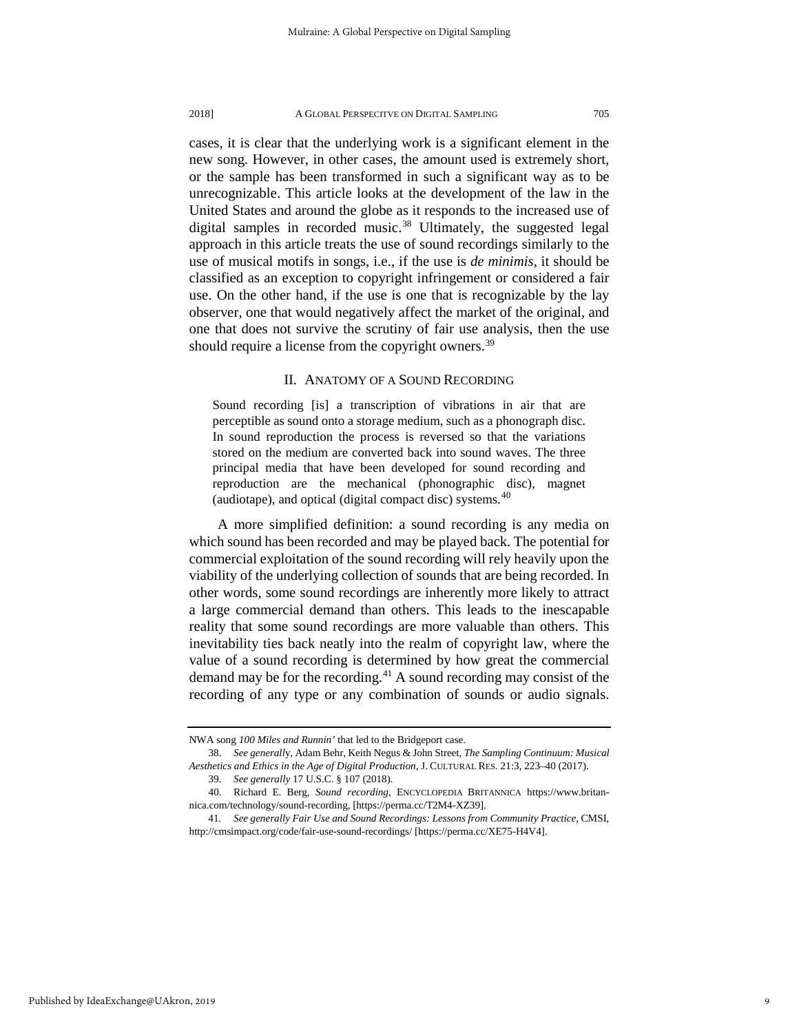cases, it is clear that the underlying work is a significant element in the new song. However, in other cases, the amount used is extremely short, or the sample has been transformed in such a significant way as to be unrecognizable. This article looks at the development of the law in the United States and around the globe as it responds to the increased use of digital samples in recorded music.[38] Ultimately, the suggested legal approach in this article treats the use of sound recordings similarly to the use of musical motifs in songs, i.e., if the use is *de minimis*, it should be classified as an exception to copyright infringement or considered a fair use. On the other hand, if the use is one that is recognizable by the lay observer, one that would negatively affect the market of the original, and one that does not survive the scrutiny of fair use analysis, then the use should require a license from the copyright owners.[39]

## II. ANATOMY OF A SOUND RECORDING

> Sound recording [is] a transcription of vibrations in air that are perceptible as sound onto a storage medium, such as a phonograph disc. In sound reproduction the process is reversed so that the variations stored on the medium are converted back into sound waves. The three principal media that have been developed for sound recording and reproduction are the mechanical (phonographic disc), magnet (audiotape), and optical (digital compact disc) systems.[40]

A more simplified definition: a sound recording is any media on which sound has been recorded and may be played back. The potential for commercial exploitation of the sound recording will rely heavily upon the viability of the underlying collection of sounds that are being recorded. In other words, some sound recordings are inherently more likely to attract a large commercial demand than others. This leads to the inescapable reality that some sound recordings are more valuable than others. This inevitability ties back neatly into the realm of copyright law, where the value of a sound recording is determined by how great the commercial demand may be for the recording.[41] A sound recording may consist of the recording of any type or any combination of sounds or audio signals.

---

NWA song *100 Miles and Runnin'* that led to the Bridgeport case.

38. *See generally*, Adam Behr, Keith Negus & John Street, *The Sampling Continuum: Musical Aesthetics and Ethics in the Age of Digital Production*, J. CULTURAL RES. 21:3, 223–40 (2017).

39. *See generally* 17 U.S.C. § 107 (2018).

40. Richard E. Berg, *Sound recording*, ENCYCLOPEDIA BRITANNICA https://www.britannica.com/technology/sound-recording, [https://perma.cc/T2M4-XZ39].

41. *See generally Fair Use and Sound Recordings: Lessons from Community Practice*, CMSI, http://cmsimpact.org/code/fair-use-sound-recordings/ [https://perma.cc/XE75-H4V4].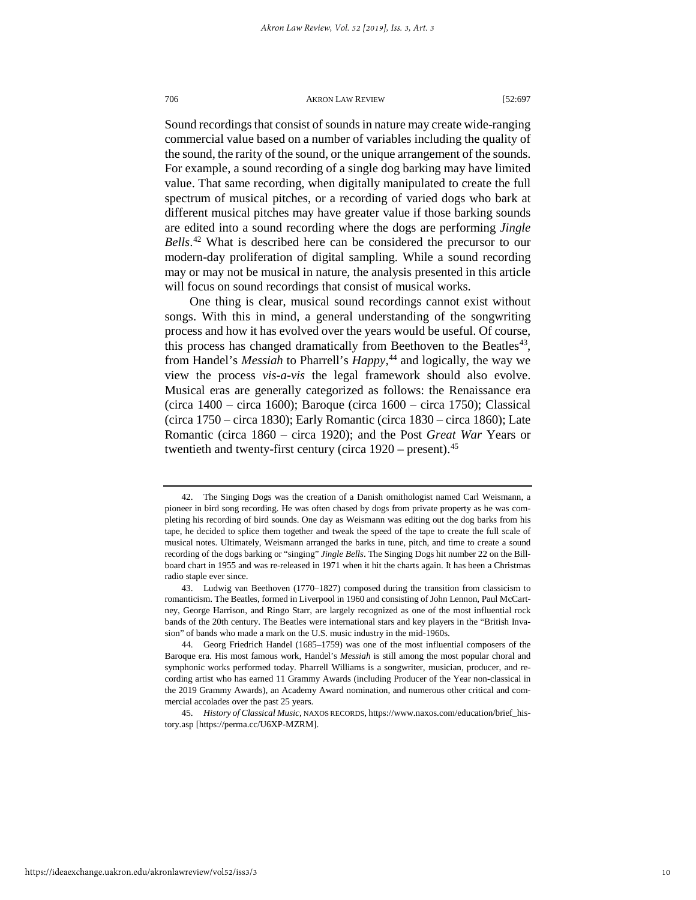Sound recordings that consist of sounds in nature may create wide-ranging commercial value based on a number of variables including the quality of the sound, the rarity of the sound, or the unique arrangement of the sounds. For example, a sound recording of a single dog barking may have limited value. That same recording, when digitally manipulated to create the full spectrum of musical pitches, or a recording of varied dogs who bark at different musical pitches may have greater value if those barking sounds are edited into a sound recording where the dogs are performing *Jingle Bells*.[42] What is described here can be considered the precursor to our modern-day proliferation of digital sampling. While a sound recording may or may not be musical in nature, the analysis presented in this article will focus on sound recordings that consist of musical works.

One thing is clear, musical sound recordings cannot exist without songs. With this in mind, a general understanding of the songwriting process and how it has evolved over the years would be useful. Of course, this process has changed dramatically from Beethoven to the Beatles[43], from Handel's *Messiah* to Pharrell's *Happy*,[44] and logically, the way we view the process *vis-a-vis* the legal framework should also evolve. Musical eras are generally categorized as follows: the Renaissance era (circa 1400 – circa 1600); Baroque (circa 1600 – circa 1750); Classical (circa 1750 – circa 1830); Early Romantic (circa 1830 – circa 1860); Late Romantic (circa 1860 – circa 1920); and the Post *Great War* Years or twentieth and twenty-first century (circa 1920 – present).[45]

---

42. The Singing Dogs was the creation of a Danish ornithologist named Carl Weismann, a pioneer in bird song recording. He was often chased by dogs from private property as he was completing his recording of bird sounds. One day as Weismann was editing out the dog barks from his tape, he decided to splice them together and tweak the speed of the tape to create the full scale of musical notes. Ultimately, Weismann arranged the barks in tune, pitch, and time to create a sound recording of the dogs barking or "singing" *Jingle Bells*. The Singing Dogs hit number 22 on the Billboard chart in 1955 and was re-released in 1971 when it hit the charts again. It has been a Christmas radio staple ever since.

43. Ludwig van Beethoven (1770–1827) composed during the transition from classicism to romanticism. The Beatles, formed in Liverpool in 1960 and consisting of John Lennon, Paul McCartney, George Harrison, and Ringo Starr, are largely recognized as one of the most influential rock bands of the 20th century. The Beatles were international stars and key players in the "British Invasion" of bands who made a mark on the U.S. music industry in the mid-1960s.

44. Georg Friedrich Handel (1685–1759) was one of the most influential composers of the Baroque era. His most famous work, Handel's *Messiah* is still among the most popular choral and symphonic works performed today. Pharrell Williams is a songwriter, musician, producer, and recording artist who has earned 11 Grammy Awards (including Producer of the Year non-classical in the 2019 Grammy Awards), an Academy Award nomination, and numerous other critical and commercial accolades over the past 25 years.

45. *History of Classical Music*, NAXOS RECORDS, https://www.naxos.com/education/brief_history.asp [https://perma.cc/U6XP-MZRM].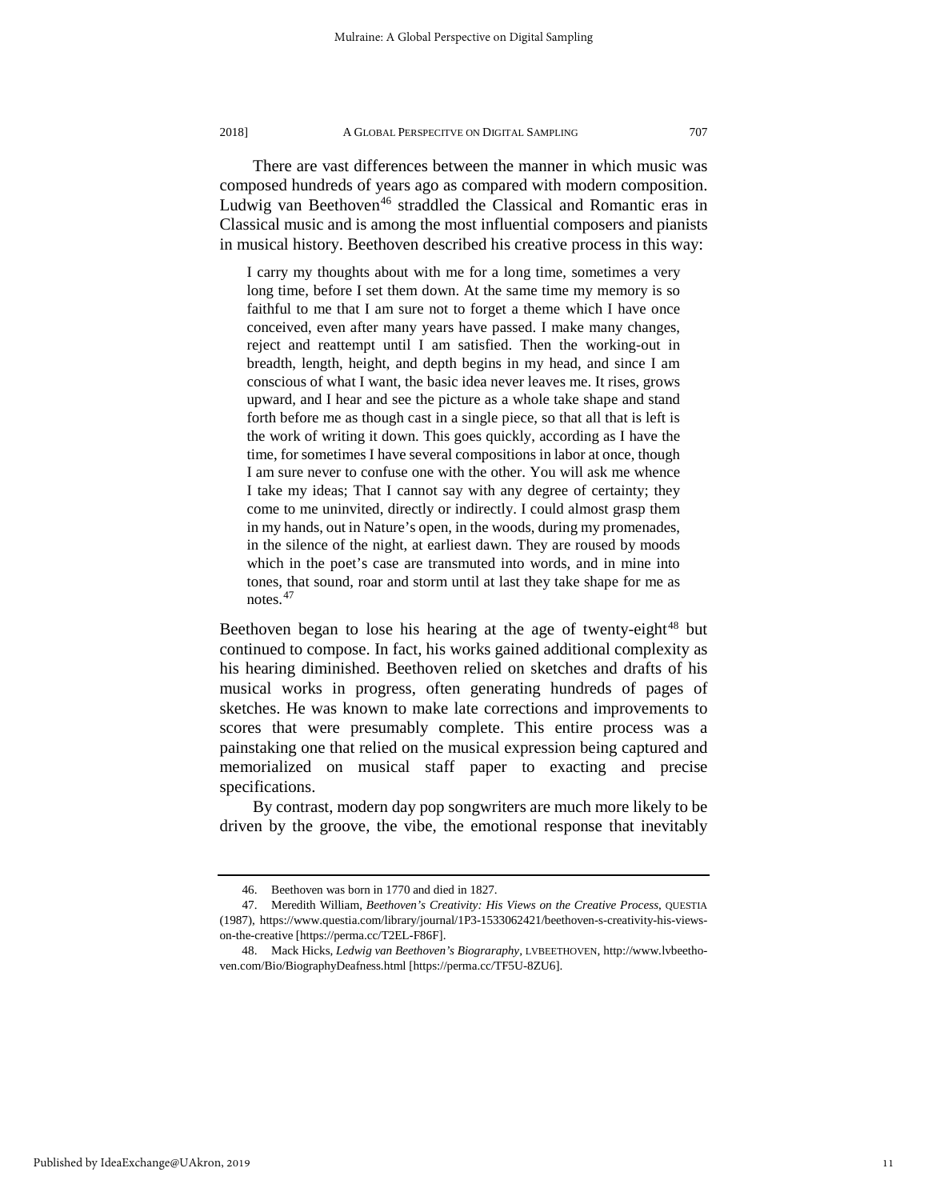There are vast differences between the manner in which music was composed hundreds of years ago as compared with modern composition. Ludwig van Beethoven[46] straddled the Classical and Romantic eras in Classical music and is among the most influential composers and pianists in musical history. Beethoven described his creative process in this way:

> I carry my thoughts about with me for a long time, sometimes a very long time, before I set them down. At the same time my memory is so faithful to me that I am sure not to forget a theme which I have once conceived, even after many years have passed. I make many changes, reject and reattempt until I am satisfied. Then the working-out in breadth, length, height, and depth begins in my head, and since I am conscious of what I want, the basic idea never leaves me. It rises, grows upward, and I hear and see the picture as a whole take shape and stand forth before me as though cast in a single piece, so that all that is left is the work of writing it down. This goes quickly, according as I have the time, for sometimes I have several compositions in labor at once, though I am sure never to confuse one with the other. You will ask me whence I take my ideas; That I cannot say with any degree of certainty; they come to me uninvited, directly or indirectly. I could almost grasp them in my hands, out in Nature's open, in the woods, during my promenades, in the silence of the night, at earliest dawn. They are roused by moods which in the poet's case are transmuted into words, and in mine into tones, that sound, roar and storm until at last they take shape for me as notes.[47]

Beethoven began to lose his hearing at the age of twenty-eight[48] but continued to compose. In fact, his works gained additional complexity as his hearing diminished. Beethoven relied on sketches and drafts of his musical works in progress, often generating hundreds of pages of sketches. He was known to make late corrections and improvements to scores that were presumably complete. This entire process was a painstaking one that relied on the musical expression being captured and memorialized on musical staff paper to exacting and precise specifications.

By contrast, modern day pop songwriters are much more likely to be driven by the groove, the vibe, the emotional response that inevitably

---

46. Beethoven was born in 1770 and died in 1827.

47. Meredith William, *Beethoven's Creativity: His Views on the Creative Process*, QUESTIA (1987), https://www.questia.com/library/journal/1P3-1533062421/beethoven-s-creativity-his-views-on-the-creative [https://perma.cc/T2EL-F86F].

48. Mack Hicks, *Ledwig van Beethoven's Biograraphy*, LVBEETHOVEN, http://www.lvbeethoven.com/Bio/BiographyDeafness.html [https://perma.cc/TF5U-8ZU6].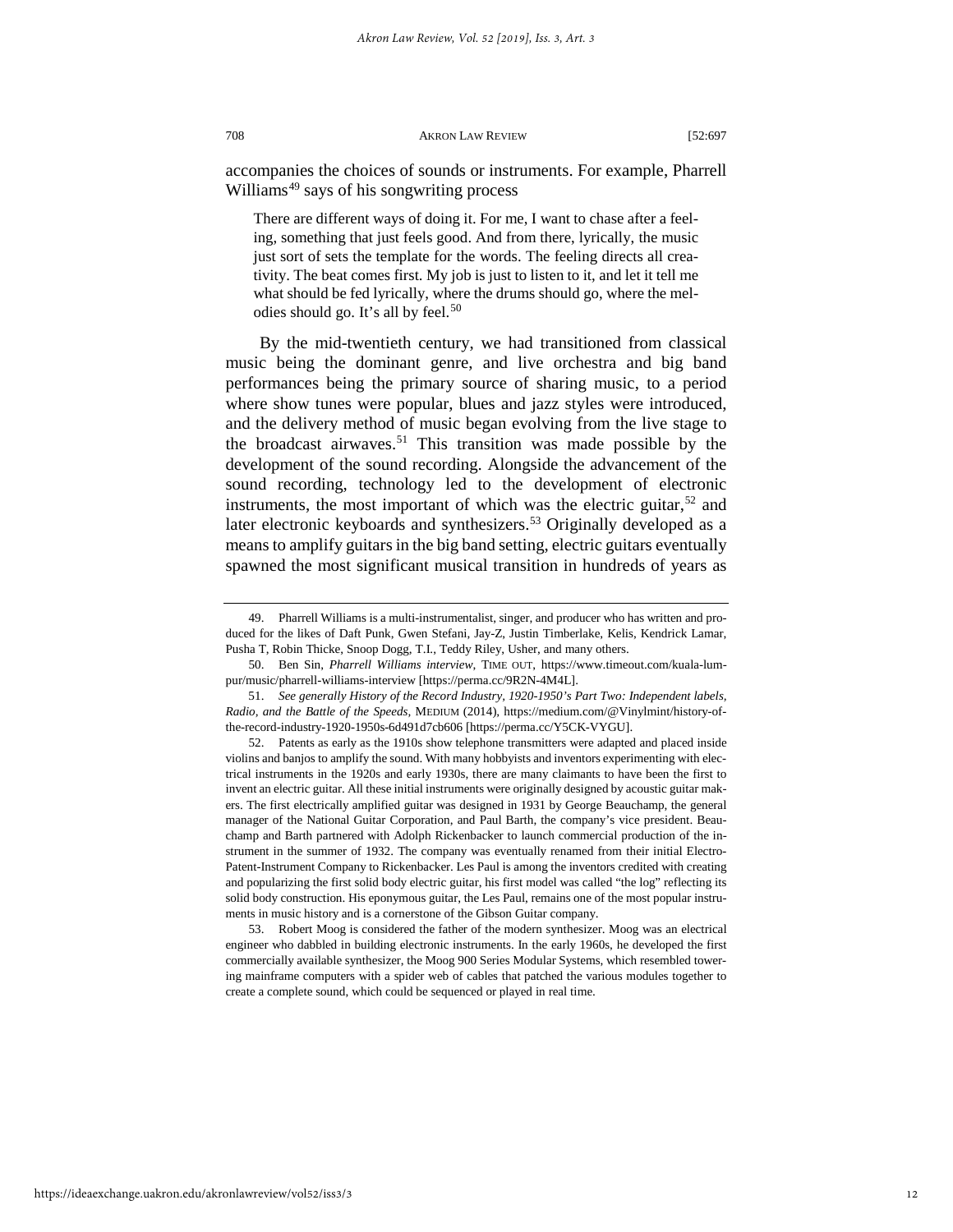accompanies the choices of sounds or instruments. For example, Pharrell Williams[49] says of his songwriting process

> There are different ways of doing it. For me, I want to chase after a feeling, something that just feels good. And from there, lyrically, the music just sort of sets the template for the words. The feeling directs all creativity. The beat comes first. My job is just to listen to it, and let it tell me what should be fed lyrically, where the drums should go, where the melodies should go. It's all by feel.[50]

By the mid-twentieth century, we had transitioned from classical music being the dominant genre, and live orchestra and big band performances being the primary source of sharing music, to a period where show tunes were popular, blues and jazz styles were introduced, and the delivery method of music began evolving from the live stage to the broadcast airwaves.[51] This transition was made possible by the development of the sound recording. Alongside the advancement of the sound recording, technology led to the development of electronic instruments, the most important of which was the electric guitar,[52] and later electronic keyboards and synthesizers.[53] Originally developed as a means to amplify guitars in the big band setting, electric guitars eventually spawned the most significant musical transition in hundreds of years as

---

49. Pharrell Williams is a multi-instrumentalist, singer, and producer who has written and produced for the likes of Daft Punk, Gwen Stefani, Jay-Z, Justin Timberlake, Kelis, Kendrick Lamar, Pusha T, Robin Thicke, Snoop Dogg, T.I., Teddy Riley, Usher, and many others.

50. Ben Sin, *Pharrell Williams interview*, TIME OUT, https://www.timeout.com/kuala-lumpur/music/pharrell-williams-interview [https://perma.cc/9R2N-4M4L].

51. *See generally History of the Record Industry, 1920-1950's Part Two: Independent labels, Radio, and the Battle of the Speeds*, MEDIUM (2014), https://medium.com/@Vinylmint/history-of-the-record-industry-1920-1950s-6d491d7cb606 [https://perma.cc/Y5CK-VYGU].

52. Patents as early as the 1910s show telephone transmitters were adapted and placed inside violins and banjos to amplify the sound. With many hobbyists and inventors experimenting with electrical instruments in the 1920s and early 1930s, there are many claimants to have been the first to invent an electric guitar. All these initial instruments were originally designed by acoustic guitar makers. The first electrically amplified guitar was designed in 1931 by George Beauchamp, the general manager of the National Guitar Corporation, and Paul Barth, the company's vice president. Beauchamp and Barth partnered with Adolph Rickenbacker to launch commercial production of the instrument in the summer of 1932. The company was eventually renamed from their initial Electro-Patent-Instrument Company to Rickenbacker. Les Paul is among the inventors credited with creating and popularizing the first solid body electric guitar, his first model was called "the log" reflecting its solid body construction. His eponymous guitar, the Les Paul, remains one of the most popular instruments in music history and is a cornerstone of the Gibson Guitar company.

53. Robert Moog is considered the father of the modern synthesizer. Moog was an electrical engineer who dabbled in building electronic instruments. In the early 1960s, he developed the first commercially available synthesizer, the Moog 900 Series Modular Systems, which resembled towering mainframe computers with a spider web of cables that patched the various modules together to create a complete sound, which could be sequenced or played in real time.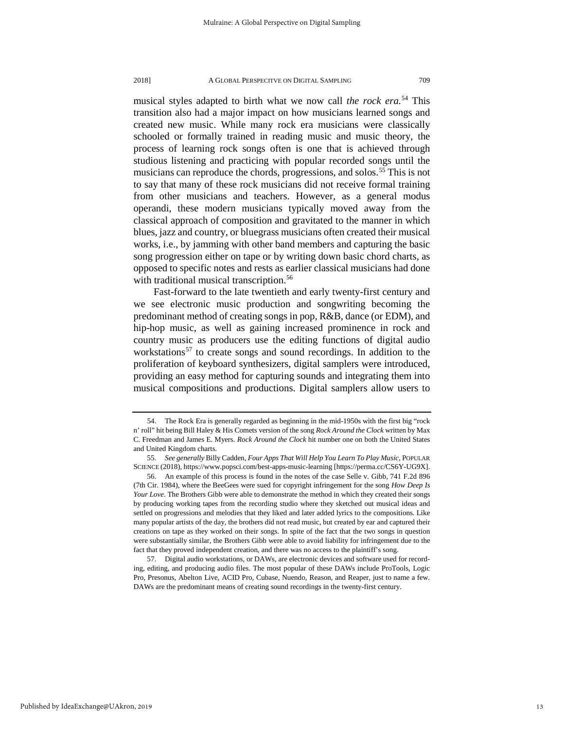musical styles adapted to birth what we now call *the rock era.*[54] This transition also had a major impact on how musicians learned songs and created new music. While many rock era musicians were classically schooled or formally trained in reading music and music theory, the process of learning rock songs often is one that is achieved through studious listening and practicing with popular recorded songs until the musicians can reproduce the chords, progressions, and solos.[55] This is not to say that many of these rock musicians did not receive formal training from other musicians and teachers. However, as a general modus operandi, these modern musicians typically moved away from the classical approach of composition and gravitated to the manner in which blues, jazz and country, or bluegrass musicians often created their musical works, i.e., by jamming with other band members and capturing the basic song progression either on tape or by writing down basic chord charts, as opposed to specific notes and rests as earlier classical musicians had done with traditional musical transcription.[56]

Fast-forward to the late twentieth and early twenty-first century and we see electronic music production and songwriting becoming the predominant method of creating songs in pop, R&B, dance (or EDM), and hip-hop music, as well as gaining increased prominence in rock and country music as producers use the editing functions of digital audio workstations[57] to create songs and sound recordings. In addition to the proliferation of keyboard synthesizers, digital samplers were introduced, providing an easy method for capturing sounds and integrating them into musical compositions and productions. Digital samplers allow users to

---

54. The Rock Era is generally regarded as beginning in the mid-1950s with the first big "rock n' roll" hit being Bill Haley & His Comets version of the song *Rock Around the Clock* written by Max C. Freedman and James E. Myers. *Rock Around the Clock* hit number one on both the United States and United Kingdom charts.

55. *See generally* Billy Cadden, *Four Apps That Will Help You Learn To Play Music*, POPULAR SCIENCE (2018), https://www.popsci.com/best-apps-music-learning [https://perma.cc/CS6Y-UG9X].

56. An example of this process is found in the notes of the case Selle v. Gibb, 741 F.2d 896 (7th Cir. 1984), where the BeeGees were sued for copyright infringement for the song *How Deep Is Your Love*. The Brothers Gibb were able to demonstrate the method in which they created their songs by producing working tapes from the recording studio where they sketched out musical ideas and settled on progressions and melodies that they liked and later added lyrics to the compositions. Like many popular artists of the day, the brothers did not read music, but created by ear and captured their creations on tape as they worked on their songs. In spite of the fact that the two songs in question were substantially similar, the Brothers Gibb were able to avoid liability for infringement due to the fact that they proved independent creation, and there was no access to the plaintiff's song.

57. Digital audio workstations, or DAWs, are electronic devices and software used for recording, editing, and producing audio files. The most popular of these DAWs include ProTools, Logic Pro, Presonus, Abelton Live, ACID Pro, Cubase, Nuendo, Reason, and Reaper, just to name a few. DAWs are the predominant means of creating sound recordings in the twenty-first century.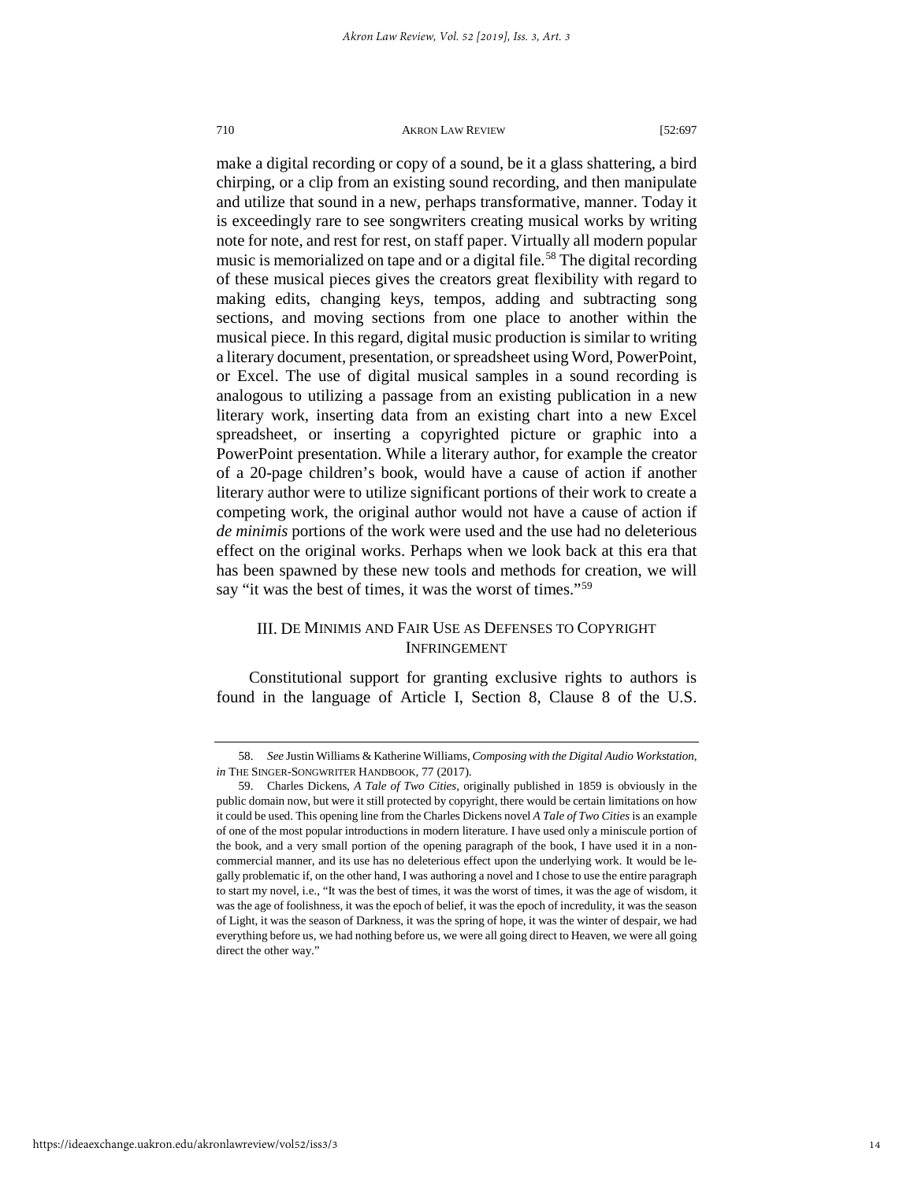make a digital recording or copy of a sound, be it a glass shattering, a bird chirping, or a clip from an existing sound recording, and then manipulate and utilize that sound in a new, perhaps transformative, manner. Today it is exceedingly rare to see songwriters creating musical works by writing note for note, and rest for rest, on staff paper. Virtually all modern popular music is memorialized on tape and or a digital file.[58] The digital recording of these musical pieces gives the creators great flexibility with regard to making edits, changing keys, tempos, adding and subtracting song sections, and moving sections from one place to another within the musical piece. In this regard, digital music production is similar to writing a literary document, presentation, or spreadsheet using Word, PowerPoint, or Excel. The use of digital musical samples in a sound recording is analogous to utilizing a passage from an existing publication in a new literary work, inserting data from an existing chart into a new Excel spreadsheet, or inserting a copyrighted picture or graphic into a PowerPoint presentation. While a literary author, for example the creator of a 20-page children's book, would have a cause of action if another literary author were to utilize significant portions of their work to create a competing work, the original author would not have a cause of action if *de minimis* portions of the work were used and the use had no deleterious effect on the original works. Perhaps when we look back at this era that has been spawned by these new tools and methods for creation, we will say "it was the best of times, it was the worst of times."[59]

## III. De Minimis and Fair Use as Defenses to Copyright Infringement

Constitutional support for granting exclusive rights to authors is found in the language of Article I, Section 8, Clause 8 of the U.S.

---

58. *See* Justin Williams & Katherine Williams, *Composing with the Digital Audio Workstation*, *in* The Singer-Songwriter Handbook, 77 (2017).

59. Charles Dickens, *A Tale of Two Cities*, originally published in 1859 is obviously in the public domain now, but were it still protected by copyright, there would be certain limitations on how it could be used. This opening line from the Charles Dickens novel *A Tale of Two Cities* is an example of one of the most popular introductions in modern literature. I have used only a miniscule portion of the book, and a very small portion of the opening paragraph of the book, I have used it in a non-commercial manner, and its use has no deleterious effect upon the underlying work. It would be legally problematic if, on the other hand, I was authoring a novel and I chose to use the entire paragraph to start my novel, i.e., "It was the best of times, it was the worst of times, it was the age of wisdom, it was the age of foolishness, it was the epoch of belief, it was the epoch of incredulity, it was the season of Light, it was the season of Darkness, it was the spring of hope, it was the winter of despair, we had everything before us, we had nothing before us, we were all going direct to Heaven, we were all going direct the other way."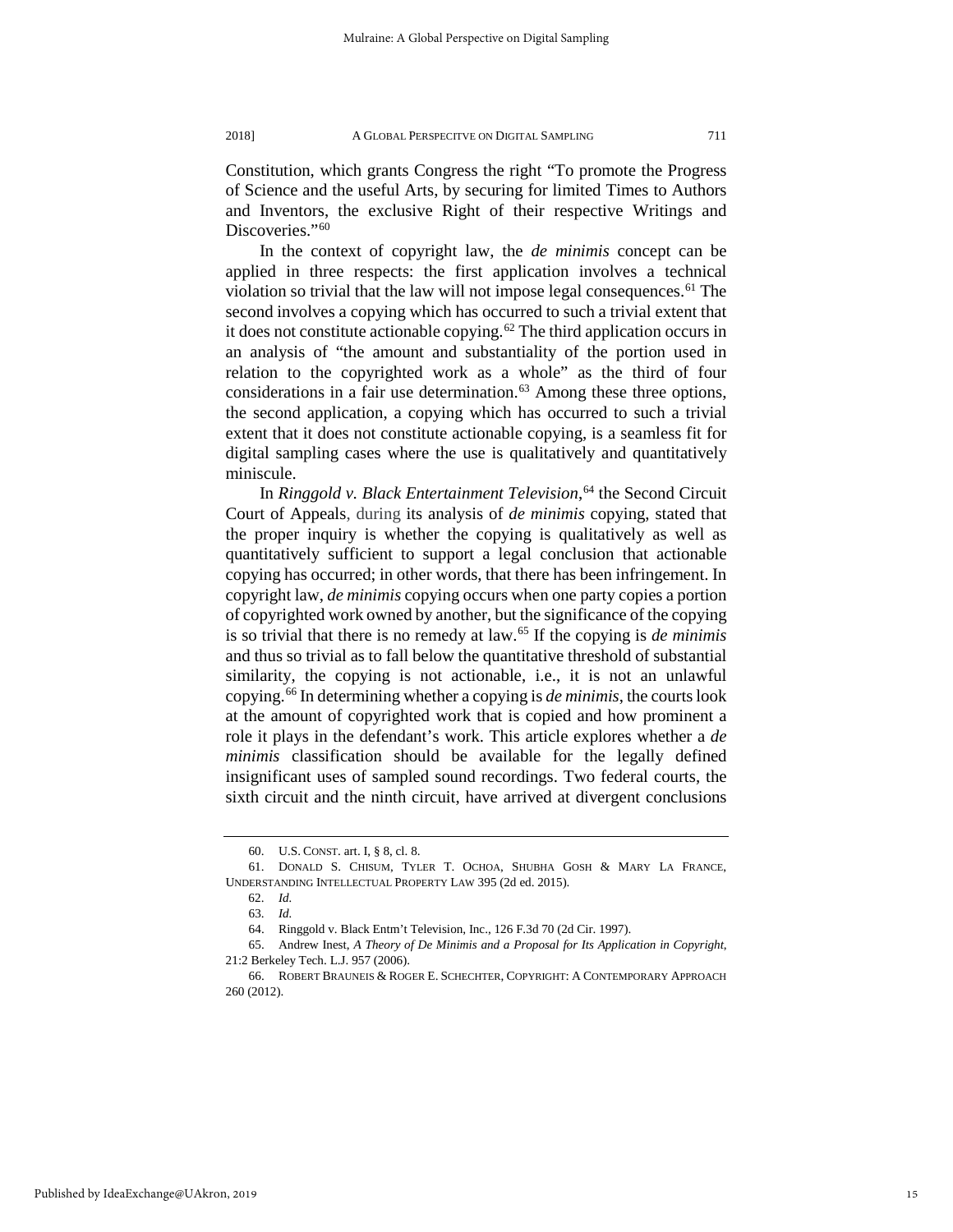Constitution, which grants Congress the right "To promote the Progress of Science and the useful Arts, by securing for limited Times to Authors and Inventors, the exclusive Right of their respective Writings and Discoveries."[60]

In the context of copyright law, the *de minimis* concept can be applied in three respects: the first application involves a technical violation so trivial that the law will not impose legal consequences.[61] The second involves a copying which has occurred to such a trivial extent that it does not constitute actionable copying.[62] The third application occurs in an analysis of "the amount and substantiality of the portion used in relation to the copyrighted work as a whole" as the third of four considerations in a fair use determination.[63] Among these three options, the second application, a copying which has occurred to such a trivial extent that it does not constitute actionable copying, is a seamless fit for digital sampling cases where the use is qualitatively and quantitatively miniscule.

In *Ringgold v. Black Entertainment Television*,[64] the Second Circuit Court of Appeals, during its analysis of *de minimis* copying, stated that the proper inquiry is whether the copying is qualitatively as well as quantitatively sufficient to support a legal conclusion that actionable copying has occurred; in other words, that there has been infringement. In copyright law, *de minimis* copying occurs when one party copies a portion of copyrighted work owned by another, but the significance of the copying is so trivial that there is no remedy at law.[65] If the copying is *de minimis* and thus so trivial as to fall below the quantitative threshold of substantial similarity, the copying is not actionable, i.e., it is not an unlawful copying.[66] In determining whether a copying is *de minimis*, the courts look at the amount of copyrighted work that is copied and how prominent a role it plays in the defendant's work. This article explores whether a *de minimis* classification should be available for the legally defined insignificant uses of sampled sound recordings. Two federal courts, the sixth circuit and the ninth circuit, have arrived at divergent conclusions

---

60. U.S. CONST. art. I, § 8, cl. 8.

61. DONALD S. CHISUM, TYLER T. OCHOA, SHUBHA GOSH & MARY LA FRANCE, UNDERSTANDING INTELLECTUAL PROPERTY LAW 395 (2d ed. 2015).

62. *Id.*

63. *Id.*

64. Ringgold v. Black Entm't Television, Inc., 126 F.3d 70 (2d Cir. 1997).

65. Andrew Inest, *A Theory of De Minimis and a Proposal for Its Application in Copyright*, 21:2 Berkeley Tech. L.J. 957 (2006).

66. ROBERT BRAUNEIS & ROGER E. SCHECHTER, COPYRIGHT: A CONTEMPORARY APPROACH 260 (2012).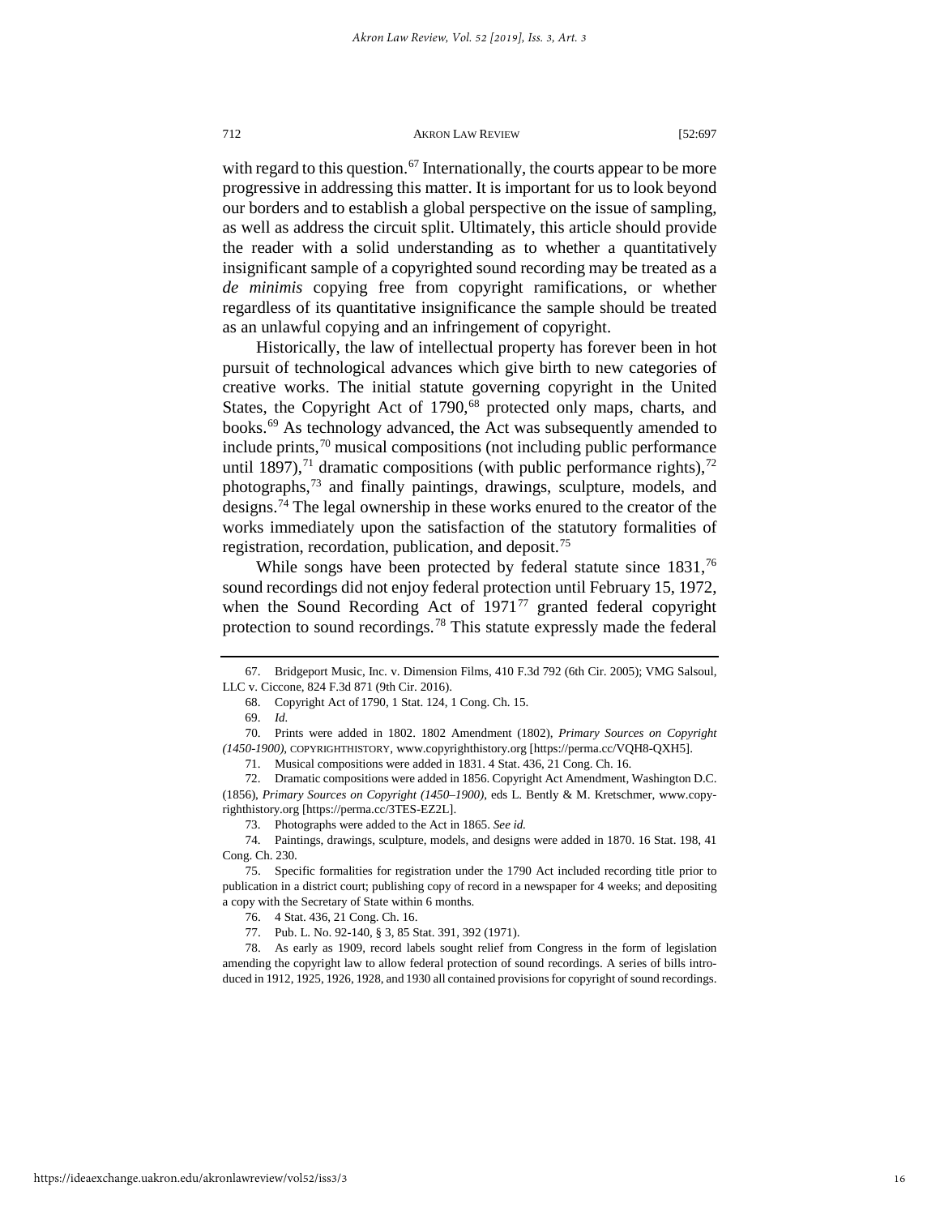with regard to this question.[67] Internationally, the courts appear to be more progressive in addressing this matter. It is important for us to look beyond our borders and to establish a global perspective on the issue of sampling, as well as address the circuit split. Ultimately, this article should provide the reader with a solid understanding as to whether a quantitatively insignificant sample of a copyrighted sound recording may be treated as a *de minimis* copying free from copyright ramifications, or whether regardless of its quantitative insignificance the sample should be treated as an unlawful copying and an infringement of copyright.

Historically, the law of intellectual property has forever been in hot pursuit of technological advances which give birth to new categories of creative works. The initial statute governing copyright in the United States, the Copyright Act of 1790,[68] protected only maps, charts, and books.[69] As technology advanced, the Act was subsequently amended to include prints,[70] musical compositions (not including public performance until 1897),[71] dramatic compositions (with public performance rights),[72] photographs,[73] and finally paintings, drawings, sculpture, models, and designs.[74] The legal ownership in these works enured to the creator of the works immediately upon the satisfaction of the statutory formalities of registration, recordation, publication, and deposit.[75]

While songs have been protected by federal statute since 1831,[76] sound recordings did not enjoy federal protection until February 15, 1972, when the Sound Recording Act of 1971[77] granted federal copyright protection to sound recordings.[78] This statute expressly made the federal

---

67. Bridgeport Music, Inc. v. Dimension Films, 410 F.3d 792 (6th Cir. 2005); VMG Salsoul, LLC v. Ciccone, 824 F.3d 871 (9th Cir. 2016).

68. Copyright Act of 1790, 1 Stat. 124, 1 Cong. Ch. 15.

69. *Id.*

70. Prints were added in 1802. 1802 Amendment (1802), *Primary Sources on Copyright (1450-1900)*, COPYRIGHTHISTORY, www.copyrighthistory.org [https://perma.cc/VQH8-QXH5].

71. Musical compositions were added in 1831. 4 Stat. 436, 21 Cong. Ch. 16.

72. Dramatic compositions were added in 1856. Copyright Act Amendment, Washington D.C. (1856), *Primary Sources on Copyright (1450–1900)*, eds L. Bently & M. Kretschmer, www.copyrighthistory.org [https://perma.cc/3TES-EZ2L].

73. Photographs were added to the Act in 1865. *See id.*

74. Paintings, drawings, sculpture, models, and designs were added in 1870. 16 Stat. 198, 41 Cong. Ch. 230.

75. Specific formalities for registration under the 1790 Act included recording title prior to publication in a district court; publishing copy of record in a newspaper for 4 weeks; and depositing a copy with the Secretary of State within 6 months.

76. 4 Stat. 436, 21 Cong. Ch. 16.

77. Pub. L. No. 92-140, § 3, 85 Stat. 391, 392 (1971).

78. As early as 1909, record labels sought relief from Congress in the form of legislation amending the copyright law to allow federal protection of sound recordings. A series of bills introduced in 1912, 1925, 1926, 1928, and 1930 all contained provisions for copyright of sound recordings.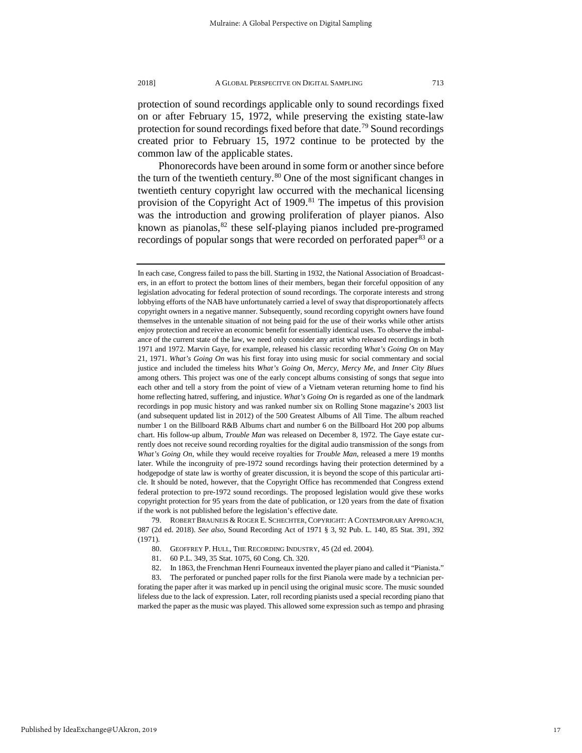protection of sound recordings applicable only to sound recordings fixed on or after February 15, 1972, while preserving the existing state-law protection for sound recordings fixed before that date.[79] Sound recordings created prior to February 15, 1972 continue to be protected by the common law of the applicable states.

Phonorecords have been around in some form or another since before the turn of the twentieth century.[80] One of the most significant changes in twentieth century copyright law occurred with the mechanical licensing provision of the Copyright Act of 1909.[81] The impetus of this provision was the introduction and growing proliferation of player pianos. Also known as pianolas,[82] these self-playing pianos included pre-programed recordings of popular songs that were recorded on perforated paper[83] or a

---

In each case, Congress failed to pass the bill. Starting in 1932, the National Association of Broadcasters, in an effort to protect the bottom lines of their members, began their forceful opposition of any legislation advocating for federal protection of sound recordings. The corporate interests and strong lobbying efforts of the NAB have unfortunately carried a level of sway that disproportionately affects copyright owners in a negative manner. Subsequently, sound recording copyright owners have found themselves in the untenable situation of not being paid for the use of their works while other artists enjoy protection and receive an economic benefit for essentially identical uses. To observe the imbalance of the current state of the law, we need only consider any artist who released recordings in both 1971 and 1972. Marvin Gaye, for example, released his classic recording *What's Going On* on May 21, 1971. *What's Going On* was his first foray into using music for social commentary and social justice and included the timeless hits *What's Going On*, *Mercy, Mercy Me*, and *Inner City Blues* among others. This project was one of the early concept albums consisting of songs that segue into each other and tell a story from the point of view of a Vietnam veteran returning home to find his home reflecting hatred, suffering, and injustice. *What's Going On* is regarded as one of the landmark recordings in pop music history and was ranked number six on Rolling Stone magazine's 2003 list (and subsequent updated list in 2012) of the 500 Greatest Albums of All Time. The album reached number 1 on the Billboard R&B Albums chart and number 6 on the Billboard Hot 200 pop albums chart. His follow-up album, *Trouble Man* was released on December 8, 1972. The Gaye estate currently does not receive sound recording royalties for the digital audio transmission of the songs from *What's Going On*, while they would receive royalties for *Trouble Man*, released a mere 19 months later. While the incongruity of pre-1972 sound recordings having their protection determined by a hodgepodge of state law is worthy of greater discussion, it is beyond the scope of this particular article. It should be noted, however, that the Copyright Office has recommended that Congress extend federal protection to pre-1972 sound recordings. The proposed legislation would give these works copyright protection for 95 years from the date of publication, or 120 years from the date of fixation if the work is not published before the legislation's effective date.

79. ROBERT BRAUNEIS & ROGER E. SCHECHTER, COPYRIGHT: A CONTEMPORARY APPROACH, 987 (2d ed. 2018). *See also*, Sound Recording Act of 1971 § 3, 92 Pub. L. 140, 85 Stat. 391, 392 (1971).

80. GEOFFREY P. HULL, THE RECORDING INDUSTRY, 45 (2d ed. 2004).

81. 60 P.L. 349, 35 Stat. 1075, 60 Cong. Ch. 320.

82. In 1863, the Frenchman Henri Fourneaux invented the player piano and called it "Pianista."

83. The perforated or punched paper rolls for the first Pianola were made by a technician perforating the paper after it was marked up in pencil using the original music score. The music sounded lifeless due to the lack of expression. Later, roll recording pianists used a special recording piano that marked the paper as the music was played. This allowed some expression such as tempo and phrasing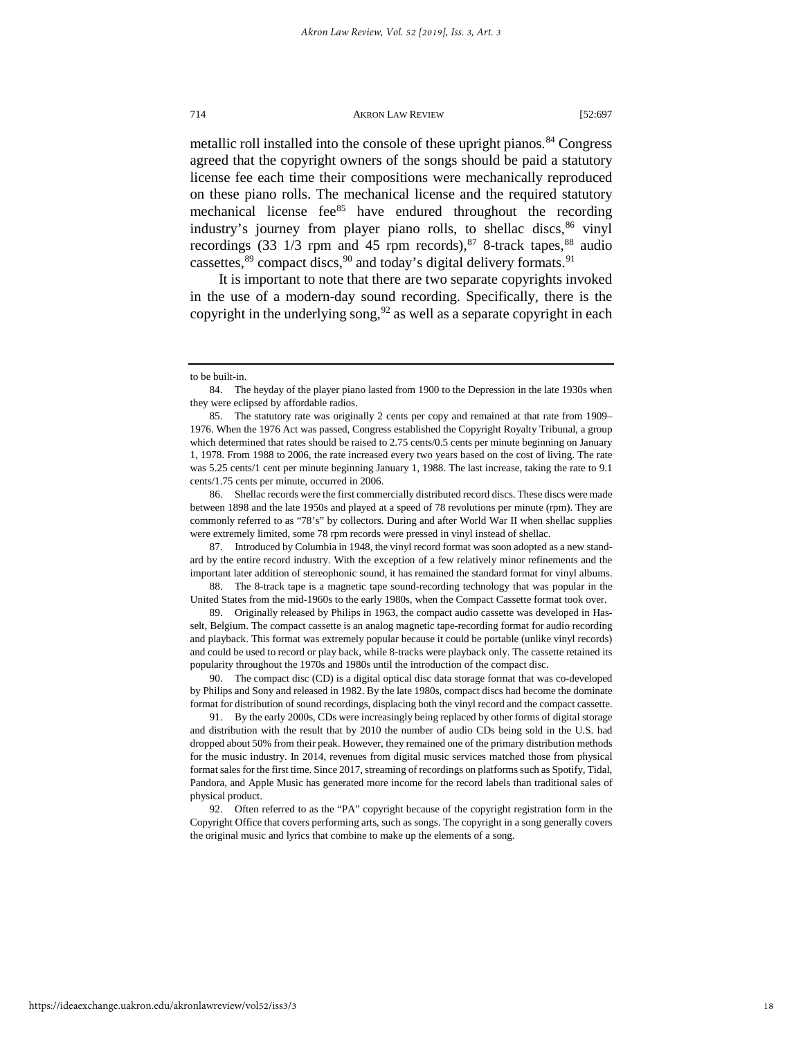metallic roll installed into the console of these upright pianos.[84] Congress agreed that the copyright owners of the songs should be paid a statutory license fee each time their compositions were mechanically reproduced on these piano rolls. The mechanical license and the required statutory mechanical license fee[85] have endured throughout the recording industry's journey from player piano rolls, to shellac discs,[86] vinyl recordings (33 1/3 rpm and 45 rpm records),[87] 8-track tapes,[88] audio cassettes,[89] compact discs,[90] and today's digital delivery formats.[91]

It is important to note that there are two separate copyrights invoked in the use of a modern-day sound recording. Specifically, there is the copyright in the underlying song,[92] as well as a separate copyright in each

---

to be built-in.

84. The heyday of the player piano lasted from 1900 to the Depression in the late 1930s when they were eclipsed by affordable radios.

85. The statutory rate was originally 2 cents per copy and remained at that rate from 1909–1976. When the 1976 Act was passed, Congress established the Copyright Royalty Tribunal, a group which determined that rates should be raised to 2.75 cents/0.5 cents per minute beginning on January 1, 1978. From 1988 to 2006, the rate increased every two years based on the cost of living. The rate was 5.25 cents/1 cent per minute beginning January 1, 1988. The last increase, taking the rate to 9.1 cents/1.75 cents per minute, occurred in 2006.

86. Shellac records were the first commercially distributed record discs. These discs were made between 1898 and the late 1950s and played at a speed of 78 revolutions per minute (rpm). They are commonly referred to as "78's" by collectors. During and after World War II when shellac supplies were extremely limited, some 78 rpm records were pressed in vinyl instead of shellac.

87. Introduced by Columbia in 1948, the vinyl record format was soon adopted as a new standard by the entire record industry. With the exception of a few relatively minor refinements and the important later addition of stereophonic sound, it has remained the standard format for vinyl albums.

88. The 8-track tape is a magnetic tape sound-recording technology that was popular in the United States from the mid-1960s to the early 1980s, when the Compact Cassette format took over.

89. Originally released by Philips in 1963, the compact audio cassette was developed in Hasselt, Belgium. The compact cassette is an analog magnetic tape-recording format for audio recording and playback. This format was extremely popular because it could be portable (unlike vinyl records) and could be used to record or play back, while 8-tracks were playback only. The cassette retained its popularity throughout the 1970s and 1980s until the introduction of the compact disc.

90. The compact disc (CD) is a digital optical disc data storage format that was co-developed by Philips and Sony and released in 1982. By the late 1980s, compact discs had become the dominate format for distribution of sound recordings, displacing both the vinyl record and the compact cassette.

91. By the early 2000s, CDs were increasingly being replaced by other forms of digital storage and distribution with the result that by 2010 the number of audio CDs being sold in the U.S. had dropped about 50% from their peak. However, they remained one of the primary distribution methods for the music industry. In 2014, revenues from digital music services matched those from physical format sales for the first time. Since 2017, streaming of recordings on platforms such as Spotify, Tidal, Pandora, and Apple Music has generated more income for the record labels than traditional sales of physical product.

92. Often referred to as the "PA" copyright because of the copyright registration form in the Copyright Office that covers performing arts, such as songs. The copyright in a song generally covers the original music and lyrics that combine to make up the elements of a song.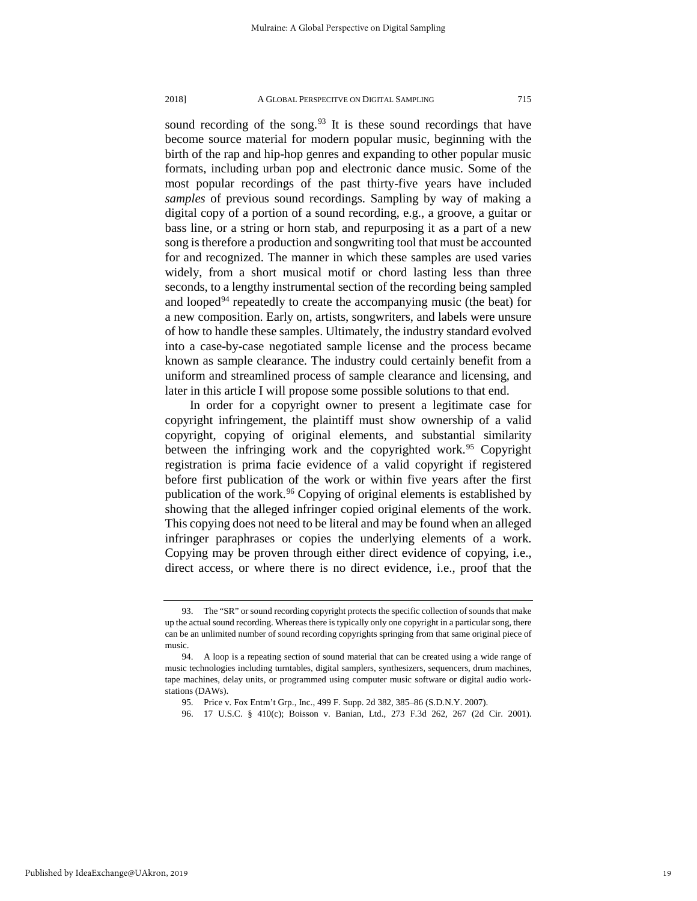sound recording of the song.[93] It is these sound recordings that have become source material for modern popular music, beginning with the birth of the rap and hip-hop genres and expanding to other popular music formats, including urban pop and electronic dance music. Some of the most popular recordings of the past thirty-five years have included *samples* of previous sound recordings. Sampling by way of making a digital copy of a portion of a sound recording, e.g., a groove, a guitar or bass line, or a string or horn stab, and repurposing it as a part of a new song is therefore a production and songwriting tool that must be accounted for and recognized. The manner in which these samples are used varies widely, from a short musical motif or chord lasting less than three seconds, to a lengthy instrumental section of the recording being sampled and looped[94] repeatedly to create the accompanying music (the beat) for a new composition. Early on, artists, songwriters, and labels were unsure of how to handle these samples. Ultimately, the industry standard evolved into a case-by-case negotiated sample license and the process became known as sample clearance. The industry could certainly benefit from a uniform and streamlined process of sample clearance and licensing, and later in this article I will propose some possible solutions to that end.

In order for a copyright owner to present a legitimate case for copyright infringement, the plaintiff must show ownership of a valid copyright, copying of original elements, and substantial similarity between the infringing work and the copyrighted work.[95] Copyright registration is prima facie evidence of a valid copyright if registered before first publication of the work or within five years after the first publication of the work.[96] Copying of original elements is established by showing that the alleged infringer copied original elements of the work. This copying does not need to be literal and may be found when an alleged infringer paraphrases or copies the underlying elements of a work. Copying may be proven through either direct evidence of copying, i.e., direct access, or where there is no direct evidence, i.e., proof that the

---

93. The "SR" or sound recording copyright protects the specific collection of sounds that make up the actual sound recording. Whereas there is typically only one copyright in a particular song, there can be an unlimited number of sound recording copyrights springing from that same original piece of music.

94. A loop is a repeating section of sound material that can be created using a wide range of music technologies including turntables, digital samplers, synthesizers, sequencers, drum machines, tape machines, delay units, or programmed using computer music software or digital audio work-stations (DAWs).

95. Price v. Fox Entm't Grp., Inc., 499 F. Supp. 2d 382, 385–86 (S.D.N.Y. 2007).

96. 17 U.S.C. § 410(c); Boisson v. Banian, Ltd., 273 F.3d 262, 267 (2d Cir. 2001).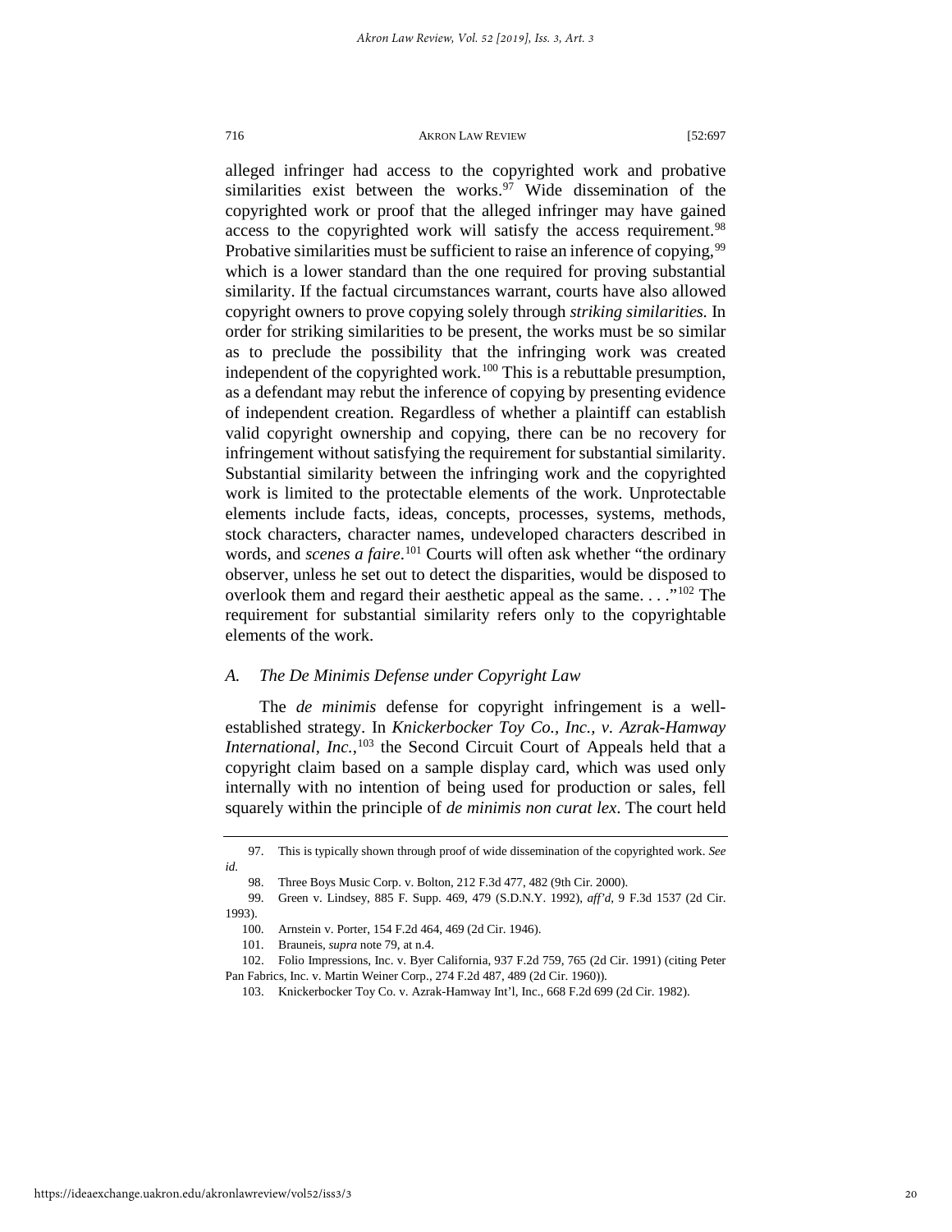alleged infringer had access to the copyrighted work and probative similarities exist between the works.[97] Wide dissemination of the copyrighted work or proof that the alleged infringer may have gained access to the copyrighted work will satisfy the access requirement.[98] Probative similarities must be sufficient to raise an inference of copying,[99] which is a lower standard than the one required for proving substantial similarity. If the factual circumstances warrant, courts have also allowed copyright owners to prove copying solely through *striking similarities.* In order for striking similarities to be present, the works must be so similar as to preclude the possibility that the infringing work was created independent of the copyrighted work.[100] This is a rebuttable presumption, as a defendant may rebut the inference of copying by presenting evidence of independent creation. Regardless of whether a plaintiff can establish valid copyright ownership and copying, there can be no recovery for infringement without satisfying the requirement for substantial similarity. Substantial similarity between the infringing work and the copyrighted work is limited to the protectable elements of the work. Unprotectable elements include facts, ideas, concepts, processes, systems, methods, stock characters, character names, undeveloped characters described in words, and *scenes a faire*.[101] Courts will often ask whether "the ordinary observer, unless he set out to detect the disparities, would be disposed to overlook them and regard their aesthetic appeal as the same. . . ."[102] The requirement for substantial similarity refers only to the copyrightable elements of the work.

### *A. The De Minimis Defense under Copyright Law*

The *de minimis* defense for copyright infringement is a well-established strategy. In *Knickerbocker Toy Co., Inc., v. Azrak-Hamway International, Inc.*,[103] the Second Circuit Court of Appeals held that a copyright claim based on a sample display card, which was used only internally with no intention of being used for production or sales, fell squarely within the principle of *de minimis non curat lex*. The court held

---

97. This is typically shown through proof of wide dissemination of the copyrighted work. *See id.*

98. Three Boys Music Corp. v. Bolton, 212 F.3d 477, 482 (9th Cir. 2000).

99. Green v. Lindsey, 885 F. Supp. 469, 479 (S.D.N.Y. 1992), *aff'd*, 9 F.3d 1537 (2d Cir. 1993).

100. Arnstein v. Porter, 154 F.2d 464, 469 (2d Cir. 1946).

101. Brauneis, *supra* note 79, at n.4.

102. Folio Impressions, Inc. v. Byer California, 937 F.2d 759, 765 (2d Cir. 1991) (citing Peter Pan Fabrics, Inc. v. Martin Weiner Corp., 274 F.2d 487, 489 (2d Cir. 1960)).

103. Knickerbocker Toy Co. v. Azrak-Hamway Int'l, Inc., 668 F.2d 699 (2d Cir. 1982).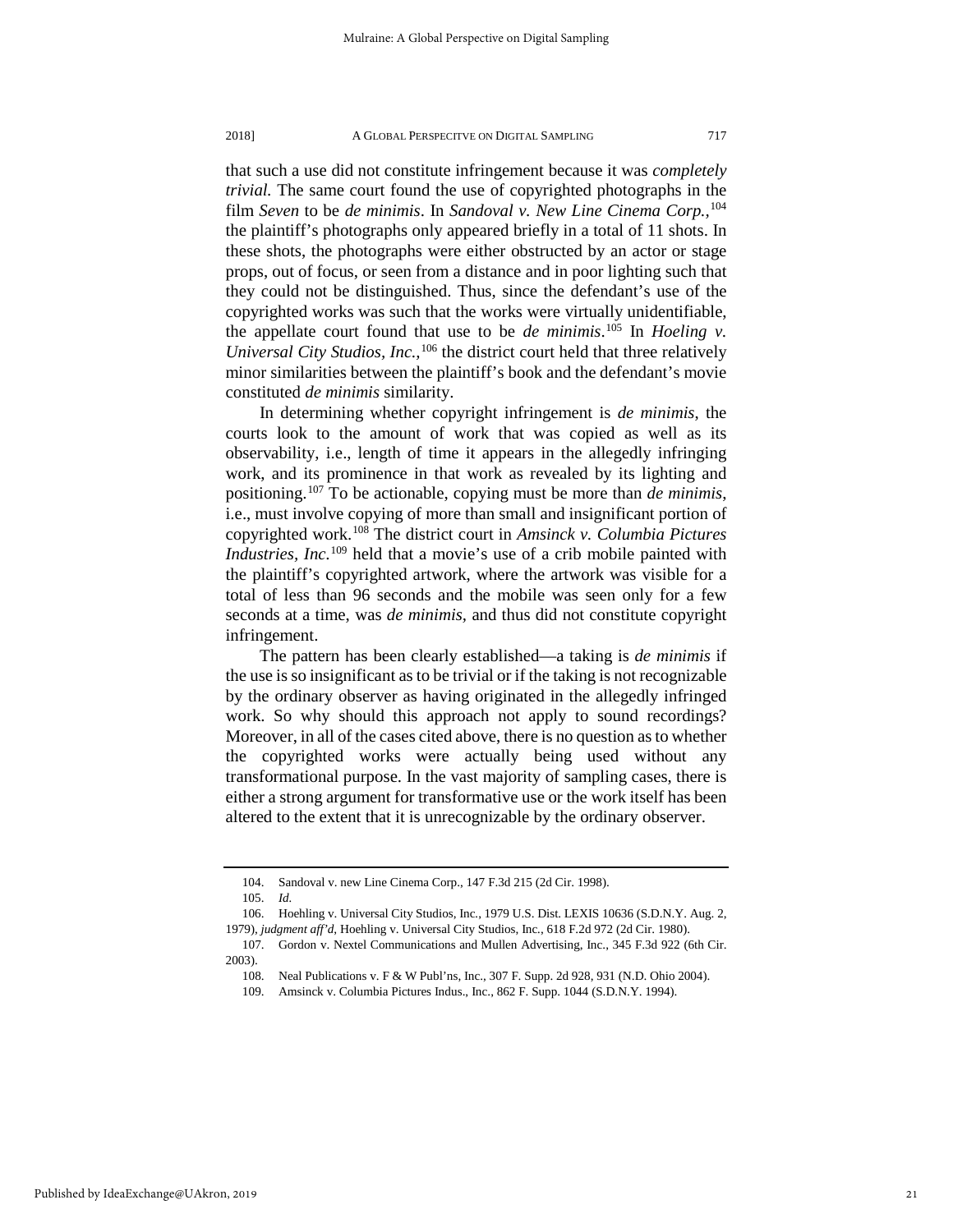that such a use did not constitute infringement because it was *completely trivial.* The same court found the use of copyrighted photographs in the film *Seven* to be *de minimis*. In *Sandoval v. New Line Cinema Corp.*,[104] the plaintiff's photographs only appeared briefly in a total of 11 shots. In these shots, the photographs were either obstructed by an actor or stage props, out of focus, or seen from a distance and in poor lighting such that they could not be distinguished. Thus, since the defendant's use of the copyrighted works was such that the works were virtually unidentifiable, the appellate court found that use to be *de minimis*.[105] In *Hoeling v. Universal City Studios, Inc.*,[106] the district court held that three relatively minor similarities between the plaintiff's book and the defendant's movie constituted *de minimis* similarity.

In determining whether copyright infringement is *de minimis*, the courts look to the amount of work that was copied as well as its observability, i.e., length of time it appears in the allegedly infringing work, and its prominence in that work as revealed by its lighting and positioning.[107] To be actionable, copying must be more than *de minimis*, i.e., must involve copying of more than small and insignificant portion of copyrighted work.[108] The district court in *Amsinck v. Columbia Pictures Industries, Inc.*[109] held that a movie's use of a crib mobile painted with the plaintiff's copyrighted artwork, where the artwork was visible for a total of less than 96 seconds and the mobile was seen only for a few seconds at a time, was *de minimis*, and thus did not constitute copyright infringement.

The pattern has been clearly established—a taking is *de minimis* if the use is so insignificant as to be trivial or if the taking is not recognizable by the ordinary observer as having originated in the allegedly infringed work. So why should this approach not apply to sound recordings? Moreover, in all of the cases cited above, there is no question as to whether the copyrighted works were actually being used without any transformational purpose. In the vast majority of sampling cases, there is either a strong argument for transformative use or the work itself has been altered to the extent that it is unrecognizable by the ordinary observer.

---

104. Sandoval v. new Line Cinema Corp., 147 F.3d 215 (2d Cir. 1998).

105. *Id.*

106. Hoehling v. Universal City Studios, Inc., 1979 U.S. Dist. LEXIS 10636 (S.D.N.Y. Aug. 2, 1979), *judgment aff'd*, Hoehling v. Universal City Studios, Inc., 618 F.2d 972 (2d Cir. 1980).

107. Gordon v. Nextel Communications and Mullen Advertising, Inc., 345 F.3d 922 (6th Cir. 2003).

108. Neal Publications v. F & W Publ'ns, Inc., 307 F. Supp. 2d 928, 931 (N.D. Ohio 2004).

109. Amsinck v. Columbia Pictures Indus., Inc., 862 F. Supp. 1044 (S.D.N.Y. 1994).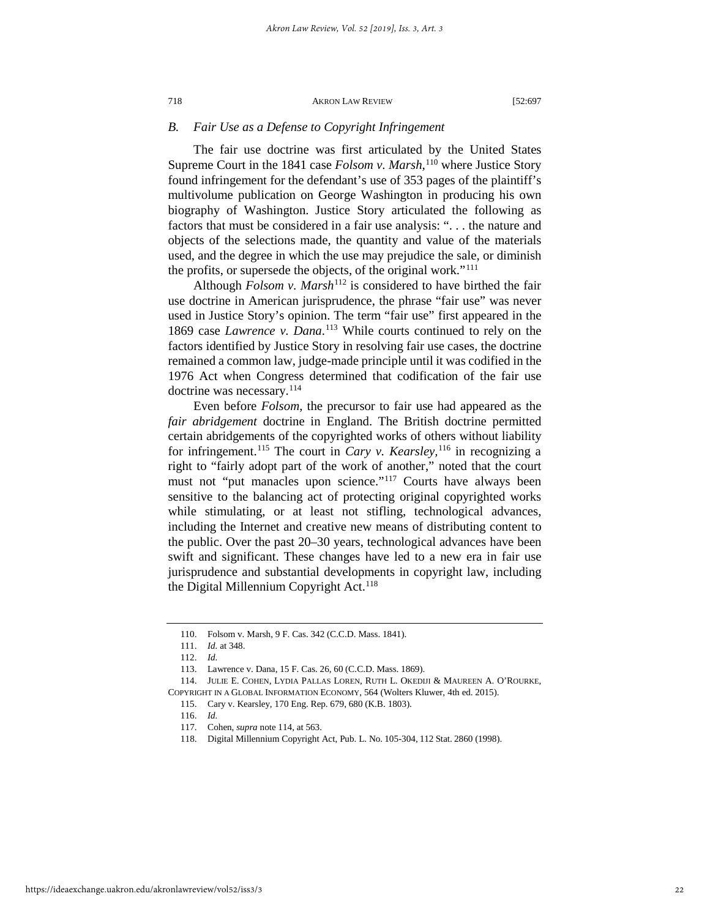### B. Fair Use as a Defense to Copyright Infringement

The fair use doctrine was first articulated by the United States Supreme Court in the 1841 case *Folsom v. Marsh*,[110] where Justice Story found infringement for the defendant's use of 353 pages of the plaintiff's multivolume publication on George Washington in producing his own biography of Washington. Justice Story articulated the following as factors that must be considered in a fair use analysis: ". . . the nature and objects of the selections made, the quantity and value of the materials used, and the degree in which the use may prejudice the sale, or diminish the profits, or supersede the objects, of the original work."[111]

Although *Folsom v. Marsh*[112] is considered to have birthed the fair use doctrine in American jurisprudence, the phrase "fair use" was never used in Justice Story's opinion. The term "fair use" first appeared in the 1869 case *Lawrence v. Dana*.[113] While courts continued to rely on the factors identified by Justice Story in resolving fair use cases, the doctrine remained a common law, judge-made principle until it was codified in the 1976 Act when Congress determined that codification of the fair use doctrine was necessary.[114]

Even before *Folsom*, the precursor to fair use had appeared as the *fair abridgement* doctrine in England. The British doctrine permitted certain abridgements of the copyrighted works of others without liability for infringement.[115] The court in *Cary v. Kearsley*,[116] in recognizing a right to "fairly adopt part of the work of another," noted that the court must not "put manacles upon science."[117] Courts have always been sensitive to the balancing act of protecting original copyrighted works while stimulating, or at least not stifling, technological advances, including the Internet and creative new means of distributing content to the public. Over the past 20–30 years, technological advances have been swift and significant. These changes have led to a new era in fair use jurisprudence and substantial developments in copyright law, including the Digital Millennium Copyright Act.[118]

---

110. Folsom v. Marsh, 9 F. Cas. 342 (C.C.D. Mass. 1841).

111. *Id.* at 348.

112. *Id.*

113. Lawrence v. Dana, 15 F. Cas. 26, 60 (C.C.D. Mass. 1869).

114. JULIE E. COHEN, LYDIA PALLAS LOREN, RUTH L. OKEDIJI & MAUREEN A. O'ROURKE, COPYRIGHT IN A GLOBAL INFORMATION ECONOMY, 564 (Wolters Kluwer, 4th ed. 2015).

115. Cary v. Kearsley, 170 Eng. Rep. 679, 680 (K.B. 1803).

116. *Id.*

117. Cohen, *supra* note 114, at 563.

118. Digital Millennium Copyright Act, Pub. L. No. 105-304, 112 Stat. 2860 (1998).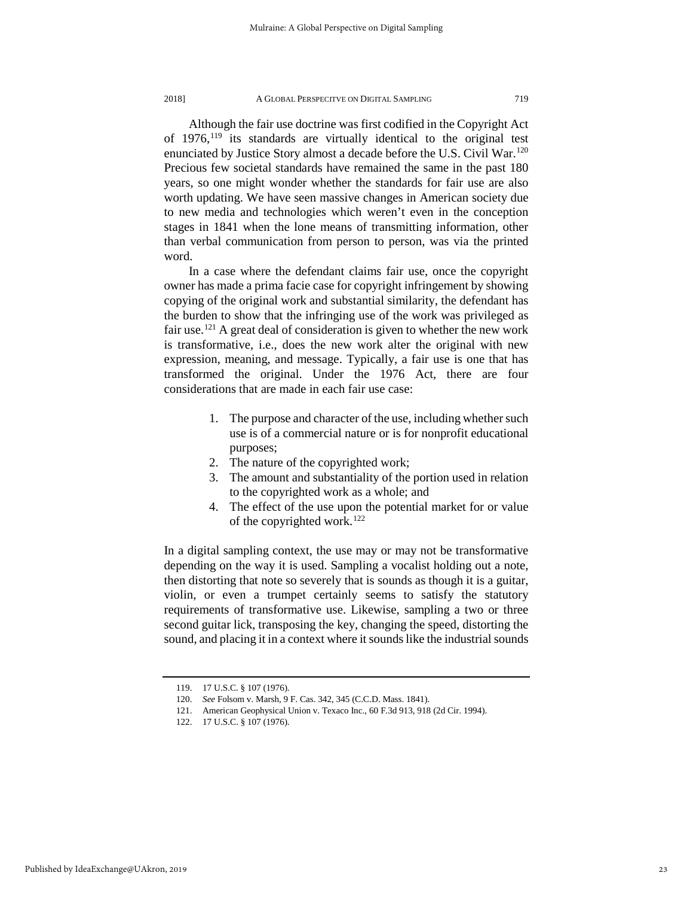Although the fair use doctrine was first codified in the Copyright Act of 1976,[119] its standards are virtually identical to the original test enunciated by Justice Story almost a decade before the U.S. Civil War.[120] Precious few societal standards have remained the same in the past 180 years, so one might wonder whether the standards for fair use are also worth updating. We have seen massive changes in American society due to new media and technologies which weren't even in the conception stages in 1841 when the lone means of transmitting information, other than verbal communication from person to person, was via the printed word.

In a case where the defendant claims fair use, once the copyright owner has made a prima facie case for copyright infringement by showing copying of the original work and substantial similarity, the defendant has the burden to show that the infringing use of the work was privileged as fair use.[121] A great deal of consideration is given to whether the new work is transformative, i.e., does the new work alter the original with new expression, meaning, and message. Typically, a fair use is one that has transformed the original. Under the 1976 Act, there are four considerations that are made in each fair use case:

1. The purpose and character of the use, including whether such use is of a commercial nature or is for nonprofit educational purposes;
2. The nature of the copyrighted work;
3. The amount and substantiality of the portion used in relation to the copyrighted work as a whole; and
4. The effect of the use upon the potential market for or value of the copyrighted work.[122]

In a digital sampling context, the use may or may not be transformative depending on the way it is used. Sampling a vocalist holding out a note, then distorting that note so severely that is sounds as though it is a guitar, violin, or even a trumpet certainly seems to satisfy the statutory requirements of transformative use. Likewise, sampling a two or three second guitar lick, transposing the key, changing the speed, distorting the sound, and placing it in a context where it sounds like the industrial sounds

---

119. 17 U.S.C. § 107 (1976).

120. *See* Folsom v. Marsh, 9 F. Cas. 342, 345 (C.C.D. Mass. 1841).

121. American Geophysical Union v. Texaco Inc., 60 F.3d 913, 918 (2d Cir. 1994).

122. 17 U.S.C. § 107 (1976).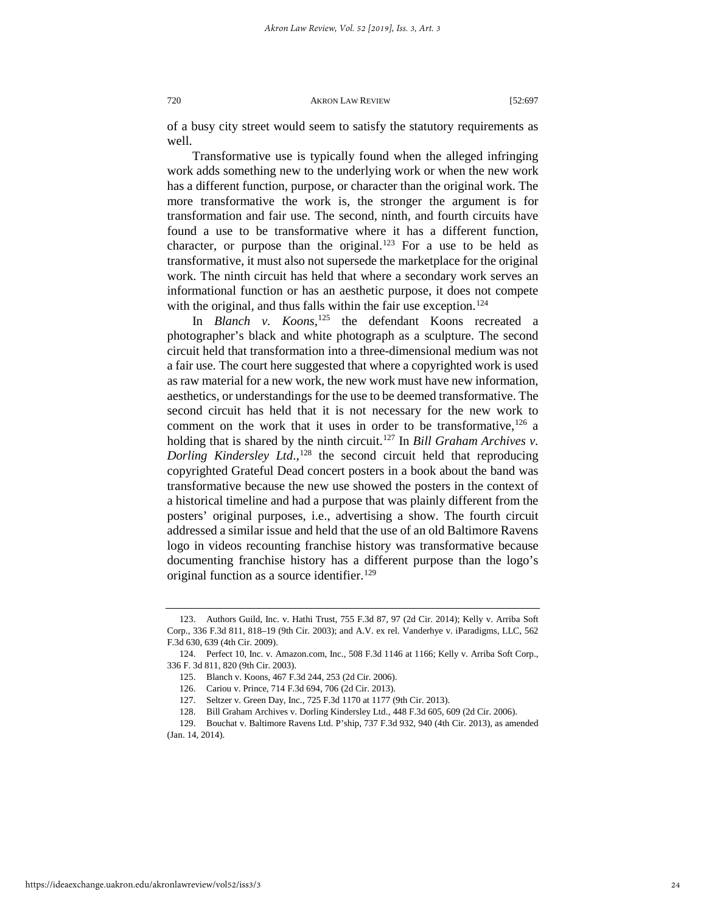of a busy city street would seem to satisfy the statutory requirements as well.

Transformative use is typically found when the alleged infringing work adds something new to the underlying work or when the new work has a different function, purpose, or character than the original work. The more transformative the work is, the stronger the argument is for transformation and fair use. The second, ninth, and fourth circuits have found a use to be transformative where it has a different function, character, or purpose than the original.[123] For a use to be held as transformative, it must also not supersede the marketplace for the original work. The ninth circuit has held that where a secondary work serves an informational function or has an aesthetic purpose, it does not compete with the original, and thus falls within the fair use exception.[124]

In *Blanch v. Koons*,[125] the defendant Koons recreated a photographer's black and white photograph as a sculpture. The second circuit held that transformation into a three-dimensional medium was not a fair use. The court here suggested that where a copyrighted work is used as raw material for a new work, the new work must have new information, aesthetics, or understandings for the use to be deemed transformative. The second circuit has held that it is not necessary for the new work to comment on the work that it uses in order to be transformative,[126] a holding that is shared by the ninth circuit.[127] In *Bill Graham Archives v. Dorling Kindersley Ltd*.,[128] the second circuit held that reproducing copyrighted Grateful Dead concert posters in a book about the band was transformative because the new use showed the posters in the context of a historical timeline and had a purpose that was plainly different from the posters' original purposes, i.e., advertising a show. The fourth circuit addressed a similar issue and held that the use of an old Baltimore Ravens logo in videos recounting franchise history was transformative because documenting franchise history has a different purpose than the logo's original function as a source identifier.[129]

---

123. Authors Guild, Inc. v. Hathi Trust, 755 F.3d 87, 97 (2d Cir. 2014); Kelly v. Arriba Soft Corp., 336 F.3d 811, 818–19 (9th Cir. 2003); and A.V. ex rel. Vanderhye v. iParadigms, LLC, 562 F.3d 630, 639 (4th Cir. 2009).

124. Perfect 10, Inc. v. Amazon.com, Inc., 508 F.3d 1146 at 1166; Kelly v. Arriba Soft Corp., 336 F. 3d 811, 820 (9th Cir. 2003).

125. Blanch v. Koons, 467 F.3d 244, 253 (2d Cir. 2006).

126. Cariou v. Prince, 714 F.3d 694, 706 (2d Cir. 2013).

127. Seltzer v. Green Day, Inc., 725 F.3d 1170 at 1177 (9th Cir. 2013).

128. Bill Graham Archives v. Dorling Kindersley Ltd., 448 F.3d 605, 609 (2d Cir. 2006).

129. Bouchat v. Baltimore Ravens Ltd. P'ship, 737 F.3d 932, 940 (4th Cir. 2013), as amended (Jan. 14, 2014).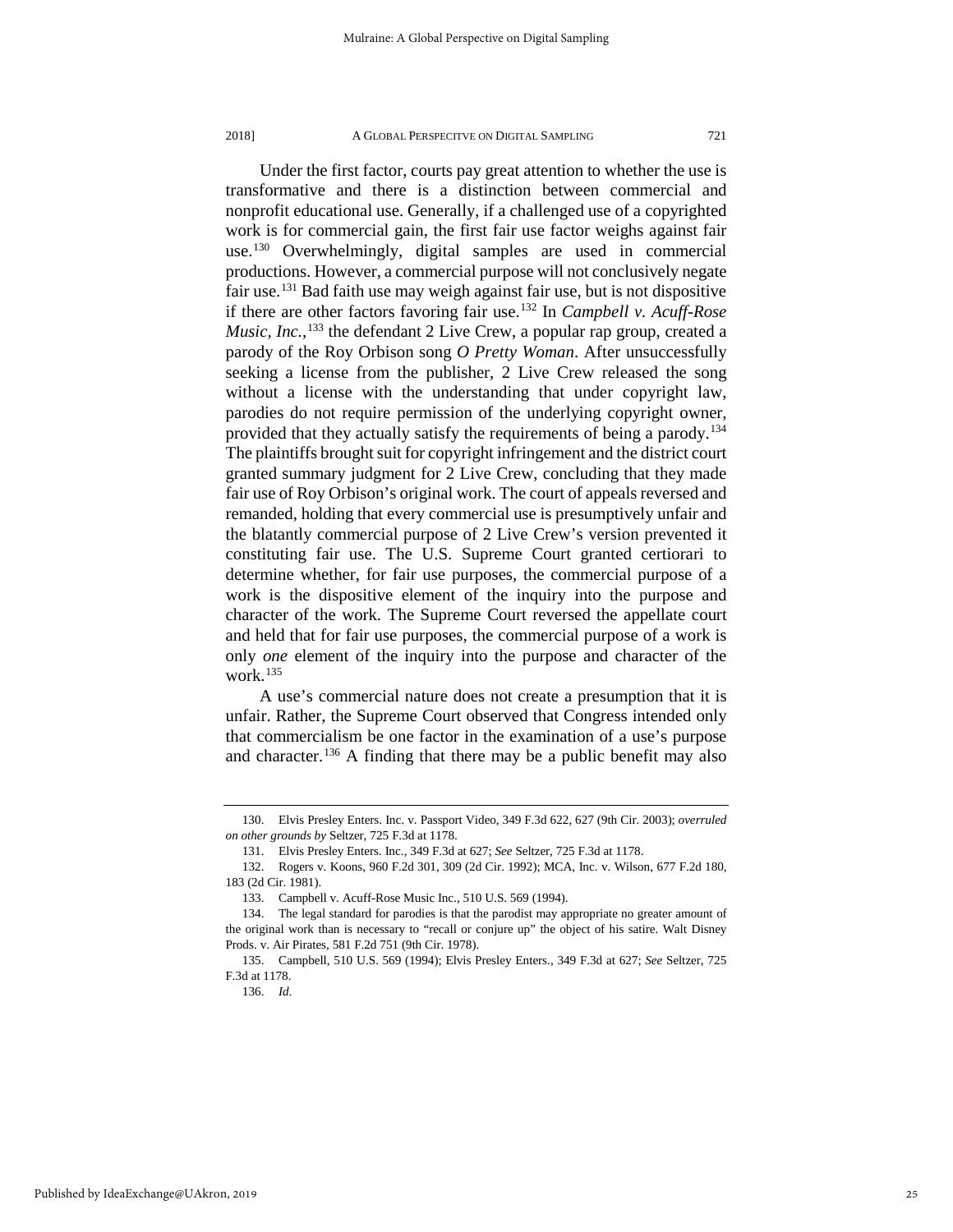Under the first factor, courts pay great attention to whether the use is transformative and there is a distinction between commercial and nonprofit educational use. Generally, if a challenged use of a copyrighted work is for commercial gain, the first fair use factor weighs against fair use.[130] Overwhelmingly, digital samples are used in commercial productions. However, a commercial purpose will not conclusively negate fair use.[131] Bad faith use may weigh against fair use, but is not dispositive if there are other factors favoring fair use.[132] In *Campbell v. Acuff-Rose Music, Inc.*,[133] the defendant 2 Live Crew, a popular rap group, created a parody of the Roy Orbison song *O Pretty Woman*. After unsuccessfully seeking a license from the publisher, 2 Live Crew released the song without a license with the understanding that under copyright law, parodies do not require permission of the underlying copyright owner, provided that they actually satisfy the requirements of being a parody.[134] The plaintiffs brought suit for copyright infringement and the district court granted summary judgment for 2 Live Crew, concluding that they made fair use of Roy Orbison's original work. The court of appeals reversed and remanded, holding that every commercial use is presumptively unfair and the blatantly commercial purpose of 2 Live Crew's version prevented it constituting fair use. The U.S. Supreme Court granted certiorari to determine whether, for fair use purposes, the commercial purpose of a work is the dispositive element of the inquiry into the purpose and character of the work. The Supreme Court reversed the appellate court and held that for fair use purposes, the commercial purpose of a work is only *one* element of the inquiry into the purpose and character of the work.[135]

A use's commercial nature does not create a presumption that it is unfair. Rather, the Supreme Court observed that Congress intended only that commercialism be one factor in the examination of a use's purpose and character.[136] A finding that there may be a public benefit may also

---

130. Elvis Presley Enters. Inc. v. Passport Video, 349 F.3d 622, 627 (9th Cir. 2003); *overruled on other grounds by* Seltzer, 725 F.3d at 1178.

131. Elvis Presley Enters. Inc., 349 F.3d at 627; *See* Seltzer, 725 F.3d at 1178.

132. Rogers v. Koons, 960 F.2d 301, 309 (2d Cir. 1992); MCA, Inc. v. Wilson, 677 F.2d 180, 183 (2d Cir. 1981).

133. Campbell v. Acuff-Rose Music Inc., 510 U.S. 569 (1994).

134. The legal standard for parodies is that the parodist may appropriate no greater amount of the original work than is necessary to "recall or conjure up" the object of his satire. Walt Disney Prods. v. Air Pirates, 581 F.2d 751 (9th Cir. 1978).

135. Campbell, 510 U.S. 569 (1994); Elvis Presley Enters., 349 F.3d at 627; *See* Seltzer, 725 F.3d at 1178.

136. *Id.*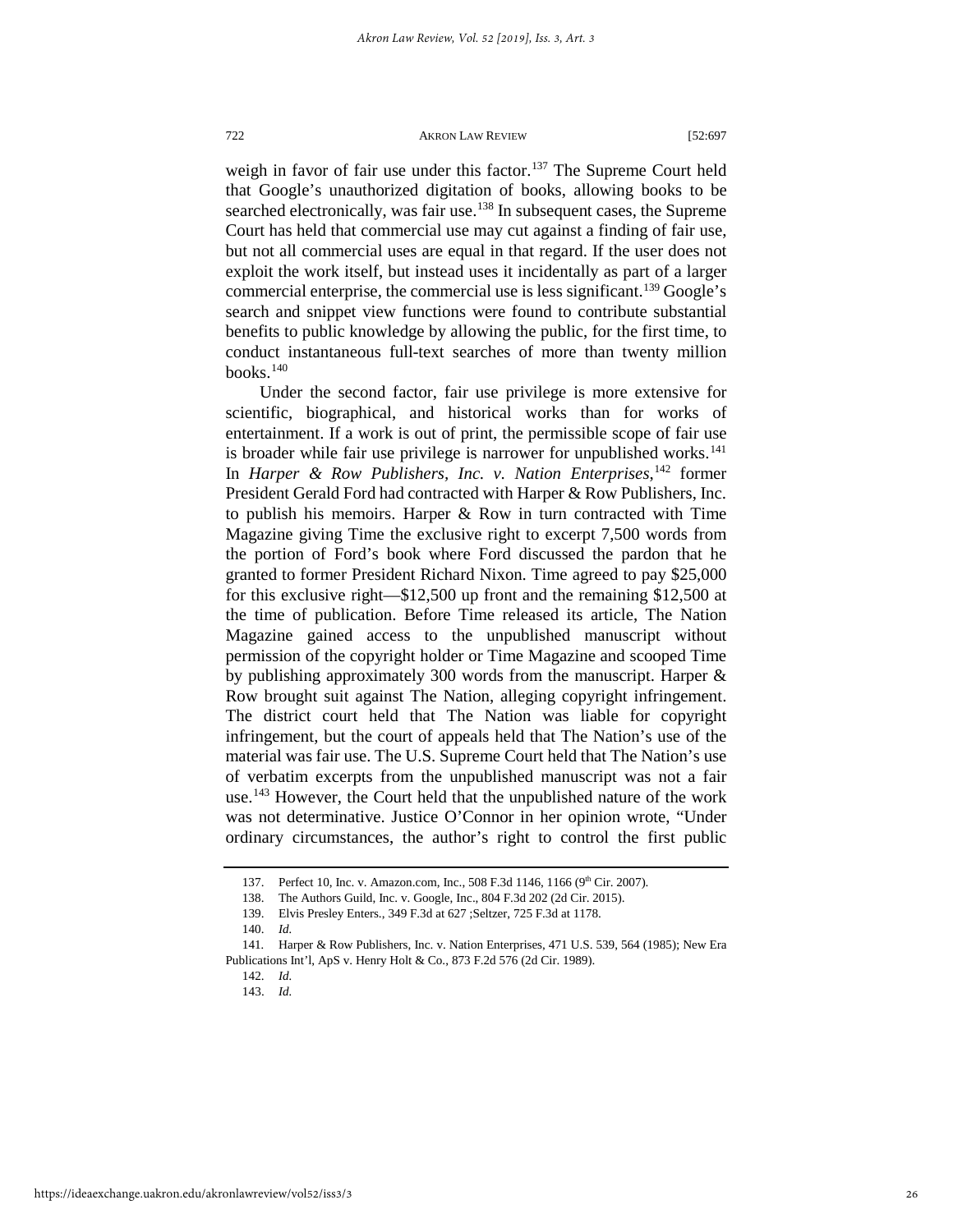weigh in favor of fair use under this factor.[137] The Supreme Court held that Google's unauthorized digitation of books, allowing books to be searched electronically, was fair use.[138] In subsequent cases, the Supreme Court has held that commercial use may cut against a finding of fair use, but not all commercial uses are equal in that regard. If the user does not exploit the work itself, but instead uses it incidentally as part of a larger commercial enterprise, the commercial use is less significant.[139] Google's search and snippet view functions were found to contribute substantial benefits to public knowledge by allowing the public, for the first time, to conduct instantaneous full-text searches of more than twenty million books.[140]

Under the second factor, fair use privilege is more extensive for scientific, biographical, and historical works than for works of entertainment. If a work is out of print, the permissible scope of fair use is broader while fair use privilege is narrower for unpublished works.[141] In *Harper & Row Publishers, Inc. v. Nation Enterprises*,[142] former President Gerald Ford had contracted with Harper & Row Publishers, Inc. to publish his memoirs. Harper & Row in turn contracted with Time Magazine giving Time the exclusive right to excerpt 7,500 words from the portion of Ford's book where Ford discussed the pardon that he granted to former President Richard Nixon. Time agreed to pay $25,000 for this exclusive right—$12,500 up front and the remaining $12,500 at the time of publication. Before Time released its article, The Nation Magazine gained access to the unpublished manuscript without permission of the copyright holder or Time Magazine and scooped Time by publishing approximately 300 words from the manuscript. Harper & Row brought suit against The Nation, alleging copyright infringement. The district court held that The Nation was liable for copyright infringement, but the court of appeals held that The Nation's use of the material was fair use. The U.S. Supreme Court held that The Nation's use of verbatim excerpts from the unpublished manuscript was not a fair use.[143] However, the Court held that the unpublished nature of the work was not determinative. Justice O'Connor in her opinion wrote, "Under ordinary circumstances, the author's right to control the first public

---

137. Perfect 10, Inc. v. Amazon.com, Inc., 508 F.3d 1146, 1166 (9th Cir. 2007).

138. The Authors Guild, Inc. v. Google, Inc., 804 F.3d 202 (2d Cir. 2015).

139. Elvis Presley Enters., 349 F.3d at 627 ;Seltzer, 725 F.3d at 1178.

140. *Id.*

141. Harper & Row Publishers, Inc. v. Nation Enterprises, 471 U.S. 539, 564 (1985); New Era Publications Int'l, ApS v. Henry Holt & Co., 873 F.2d 576 (2d Cir. 1989).

142. *Id.*

143. *Id.*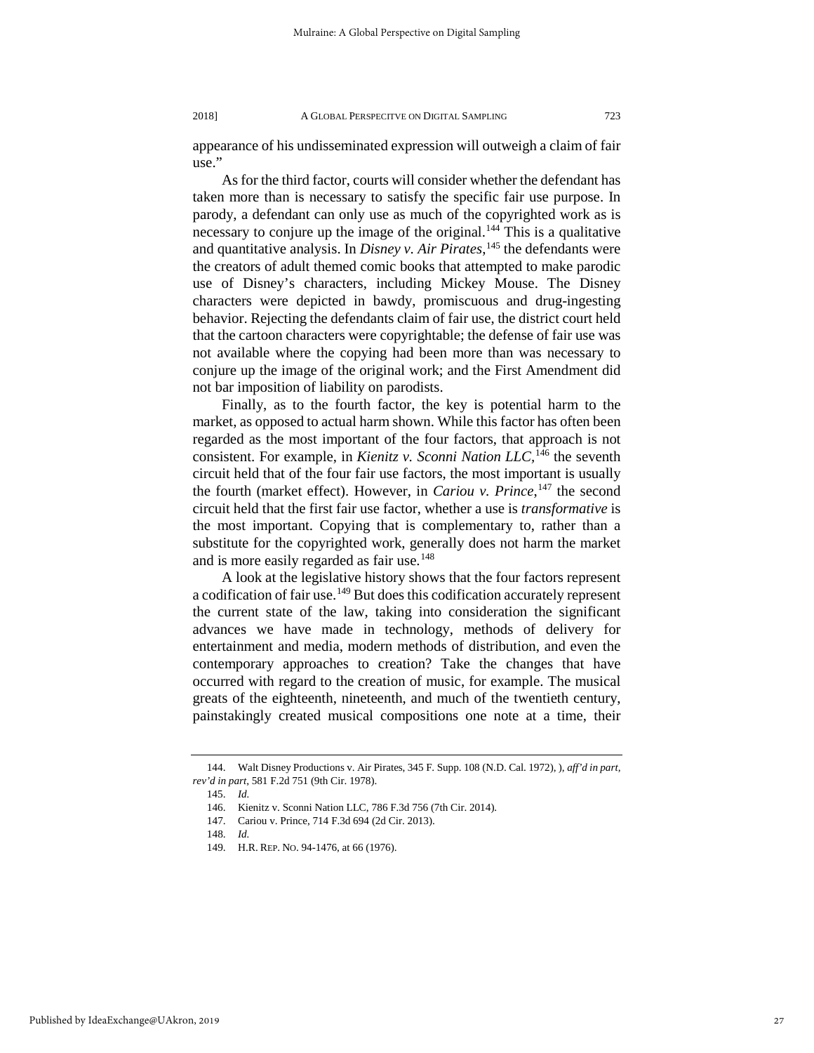appearance of his undisseminated expression will outweigh a claim of fair use."

As for the third factor, courts will consider whether the defendant has taken more than is necessary to satisfy the specific fair use purpose. In parody, a defendant can only use as much of the copyrighted work as is necessary to conjure up the image of the original.[144] This is a qualitative and quantitative analysis. In *Disney v. Air Pirates*,[145] the defendants were the creators of adult themed comic books that attempted to make parodic use of Disney's characters, including Mickey Mouse. The Disney characters were depicted in bawdy, promiscuous and drug-ingesting behavior. Rejecting the defendants claim of fair use, the district court held that the cartoon characters were copyrightable; the defense of fair use was not available where the copying had been more than was necessary to conjure up the image of the original work; and the First Amendment did not bar imposition of liability on parodists.

Finally, as to the fourth factor, the key is potential harm to the market, as opposed to actual harm shown. While this factor has often been regarded as the most important of the four factors, that approach is not consistent. For example, in *Kienitz v. Sconni Nation LLC*,[146] the seventh circuit held that of the four fair use factors, the most important is usually the fourth (market effect). However, in *Cariou v. Prince*,[147] the second circuit held that the first fair use factor, whether a use is *transformative* is the most important. Copying that is complementary to, rather than a substitute for the copyrighted work, generally does not harm the market and is more easily regarded as fair use.[148]

A look at the legislative history shows that the four factors represent a codification of fair use.[149] But does this codification accurately represent the current state of the law, taking into consideration the significant advances we have made in technology, methods of delivery for entertainment and media, modern methods of distribution, and even the contemporary approaches to creation? Take the changes that have occurred with regard to the creation of music, for example. The musical greats of the eighteenth, nineteenth, and much of the twentieth century, painstakingly created musical compositions one note at a time, their

---

144. Walt Disney Productions v. Air Pirates, 345 F. Supp. 108 (N.D. Cal. 1972), ), *aff'd in part, rev'd in part*, 581 F.2d 751 (9th Cir. 1978).

145. *Id.*

146. Kienitz v. Sconni Nation LLC, 786 F.3d 756 (7th Cir. 2014).

147. Cariou v. Prince, 714 F.3d 694 (2d Cir. 2013).

148. *Id.*

149. H.R. REP. NO. 94-1476, at 66 (1976).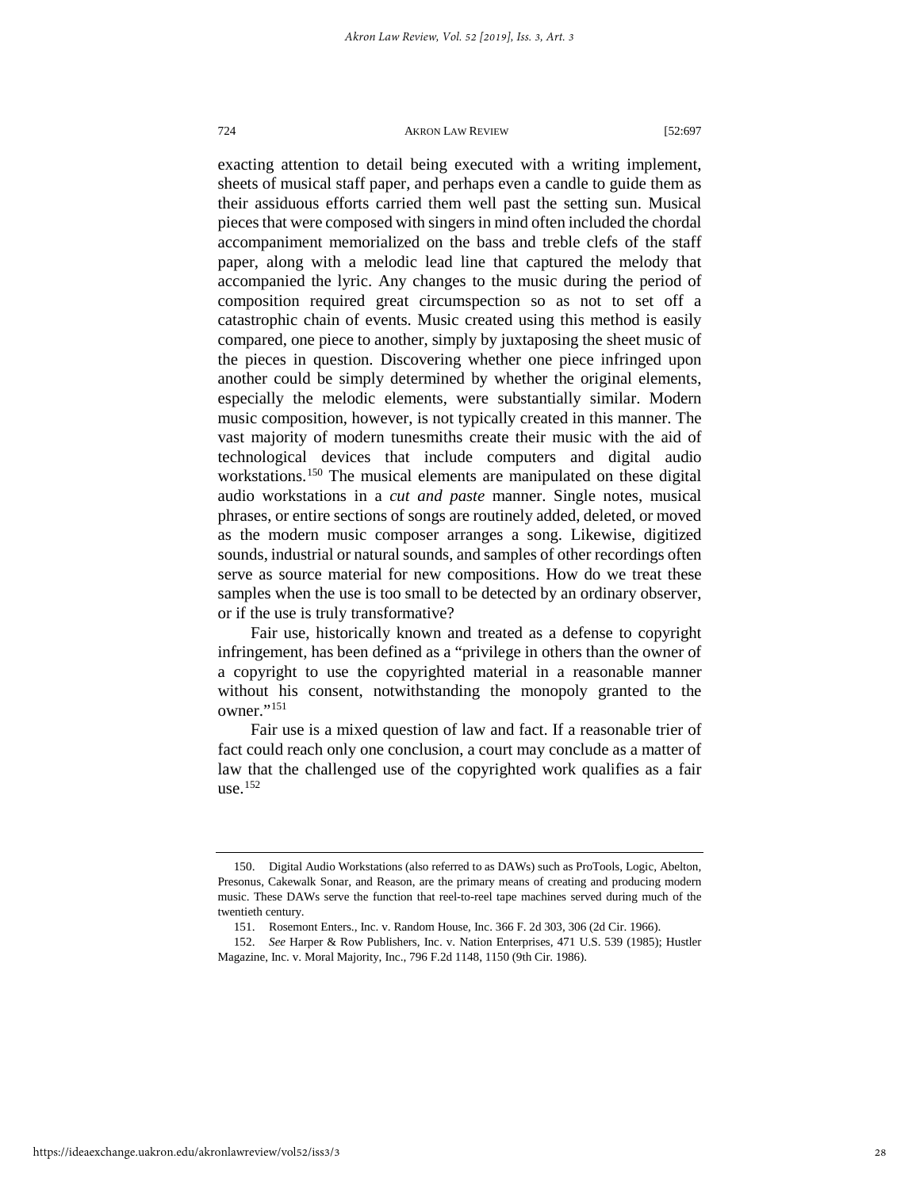exacting attention to detail being executed with a writing implement, sheets of musical staff paper, and perhaps even a candle to guide them as their assiduous efforts carried them well past the setting sun. Musical pieces that were composed with singers in mind often included the chordal accompaniment memorialized on the bass and treble clefs of the staff paper, along with a melodic lead line that captured the melody that accompanied the lyric. Any changes to the music during the period of composition required great circumspection so as not to set off a catastrophic chain of events. Music created using this method is easily compared, one piece to another, simply by juxtaposing the sheet music of the pieces in question. Discovering whether one piece infringed upon another could be simply determined by whether the original elements, especially the melodic elements, were substantially similar. Modern music composition, however, is not typically created in this manner. The vast majority of modern tunesmiths create their music with the aid of technological devices that include computers and digital audio workstations.[150] The musical elements are manipulated on these digital audio workstations in a *cut and paste* manner. Single notes, musical phrases, or entire sections of songs are routinely added, deleted, or moved as the modern music composer arranges a song. Likewise, digitized sounds, industrial or natural sounds, and samples of other recordings often serve as source material for new compositions. How do we treat these samples when the use is too small to be detected by an ordinary observer, or if the use is truly transformative?

Fair use, historically known and treated as a defense to copyright infringement, has been defined as a "privilege in others than the owner of a copyright to use the copyrighted material in a reasonable manner without his consent, notwithstanding the monopoly granted to the owner."[151]

Fair use is a mixed question of law and fact. If a reasonable trier of fact could reach only one conclusion, a court may conclude as a matter of law that the challenged use of the copyrighted work qualifies as a fair use.[152]

---

150. Digital Audio Workstations (also referred to as DAWs) such as ProTools, Logic, Abelton, Presonus, Cakewalk Sonar, and Reason, are the primary means of creating and producing modern music. These DAWs serve the function that reel-to-reel tape machines served during much of the twentieth century.

151. Rosemont Enters., Inc. v. Random House, Inc. 366 F. 2d 303, 306 (2d Cir. 1966).

152. *See* Harper & Row Publishers, Inc. v. Nation Enterprises, 471 U.S. 539 (1985); Hustler Magazine, Inc. v. Moral Majority, Inc., 796 F.2d 1148, 1150 (9th Cir. 1986).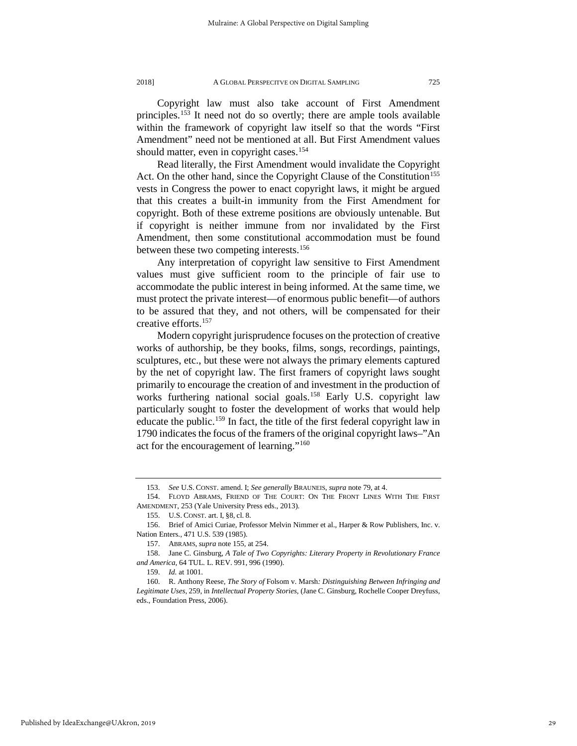Copyright law must also take account of First Amendment principles.[153] It need not do so overtly; there are ample tools available within the framework of copyright law itself so that the words "First Amendment" need not be mentioned at all. But First Amendment values should matter, even in copyright cases.[154]

Read literally, the First Amendment would invalidate the Copyright Act. On the other hand, since the Copyright Clause of the Constitution[155] vests in Congress the power to enact copyright laws, it might be argued that this creates a built-in immunity from the First Amendment for copyright. Both of these extreme positions are obviously untenable. But if copyright is neither immune from nor invalidated by the First Amendment, then some constitutional accommodation must be found between these two competing interests.[156]

Any interpretation of copyright law sensitive to First Amendment values must give sufficient room to the principle of fair use to accommodate the public interest in being informed. At the same time, we must protect the private interest—of enormous public benefit—of authors to be assured that they, and not others, will be compensated for their creative efforts.[157]

Modern copyright jurisprudence focuses on the protection of creative works of authorship, be they books, films, songs, recordings, paintings, sculptures, etc., but these were not always the primary elements captured by the net of copyright law. The first framers of copyright laws sought primarily to encourage the creation of and investment in the production of works furthering national social goals.[158] Early U.S. copyright law particularly sought to foster the development of works that would help educate the public.[159] In fact, the title of the first federal copyright law in 1790 indicates the focus of the framers of the original copyright laws–"An act for the encouragement of learning."[160]

---

153. *See* U.S. CONST. amend. I; *See generally* BRAUNEIS, *supra* note 79, at 4.

154. FLOYD ABRAMS, FRIEND OF THE COURT: ON THE FRONT LINES WITH THE FIRST AMENDMENT, 253 (Yale University Press eds., 2013).

155. U.S. CONST. art. I, §8, cl. 8.

156. Brief of Amici Curiae, Professor Melvin Nimmer et al., Harper & Row Publishers, Inc. v. Nation Enters., 471 U.S. 539 (1985).

157. ABRAMS, *supra* note 155, at 254.

158. Jane C. Ginsburg, *A Tale of Two Copyrights: Literary Property in Revolutionary France and America*, 64 TUL. L. REV. 991, 996 (1990).

159. *Id.* at 1001.

160. R. Anthony Reese, *The Story of* Folsom v. Marsh*: Distinguishing Between Infringing and Legitimate Uses*, 259, in *Intellectual Property Stories*, (Jane C. Ginsburg, Rochelle Cooper Dreyfuss, eds., Foundation Press, 2006).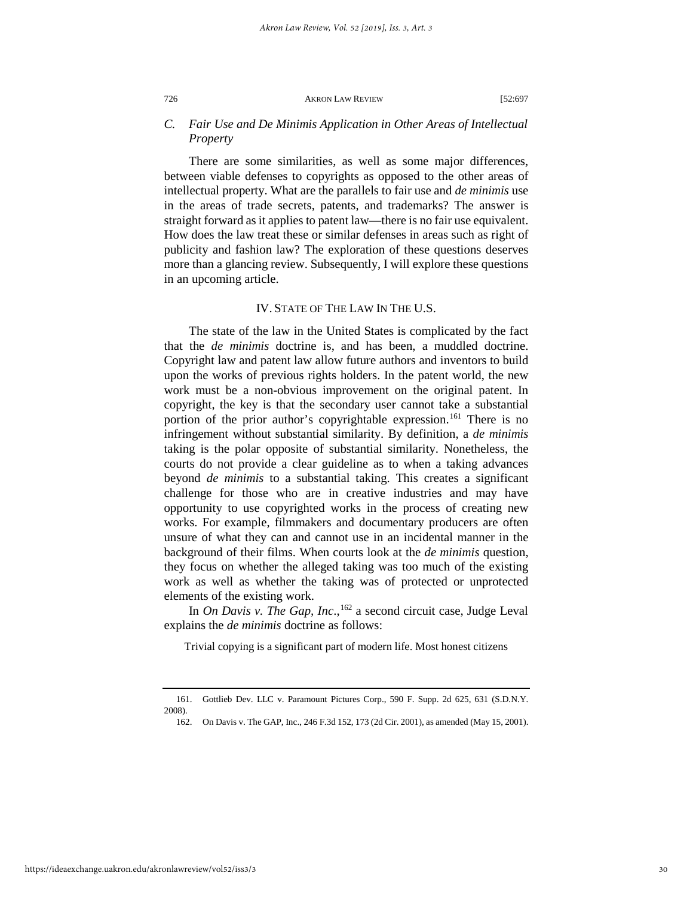### C. *Fair Use and De Minimis Application in Other Areas of Intellectual Property*

There are some similarities, as well as some major differences, between viable defenses to copyrights as opposed to the other areas of intellectual property. What are the parallels to fair use and *de minimis* use in the areas of trade secrets, patents, and trademarks? The answer is straight forward as it applies to patent law—there is no fair use equivalent. How does the law treat these or similar defenses in areas such as right of publicity and fashion law? The exploration of these questions deserves more than a glancing review. Subsequently, I will explore these questions in an upcoming article.

## IV. STATE OF THE LAW IN THE U.S.

The state of the law in the United States is complicated by the fact that the *de minimis* doctrine is, and has been, a muddled doctrine. Copyright law and patent law allow future authors and inventors to build upon the works of previous rights holders. In the patent world, the new work must be a non-obvious improvement on the original patent. In copyright, the key is that the secondary user cannot take a substantial portion of the prior author's copyrightable expression.[161] There is no infringement without substantial similarity. By definition, a *de minimis* taking is the polar opposite of substantial similarity. Nonetheless, the courts do not provide a clear guideline as to when a taking advances beyond *de minimis* to a substantial taking. This creates a significant challenge for those who are in creative industries and may have opportunity to use copyrighted works in the process of creating new works. For example, filmmakers and documentary producers are often unsure of what they can and cannot use in an incidental manner in the background of their films. When courts look at the *de minimis* question, they focus on whether the alleged taking was too much of the existing work as well as whether the taking was of protected or unprotected elements of the existing work.

In *On Davis v. The Gap, Inc.*,[162] a second circuit case, Judge Leval explains the *de minimis* doctrine as follows:

> Trivial copying is a significant part of modern life. Most honest citizens

---

161. Gottlieb Dev. LLC v. Paramount Pictures Corp., 590 F. Supp. 2d 625, 631 (S.D.N.Y. 2008).

162. On Davis v. The GAP, Inc., 246 F.3d 152, 173 (2d Cir. 2001), as amended (May 15, 2001).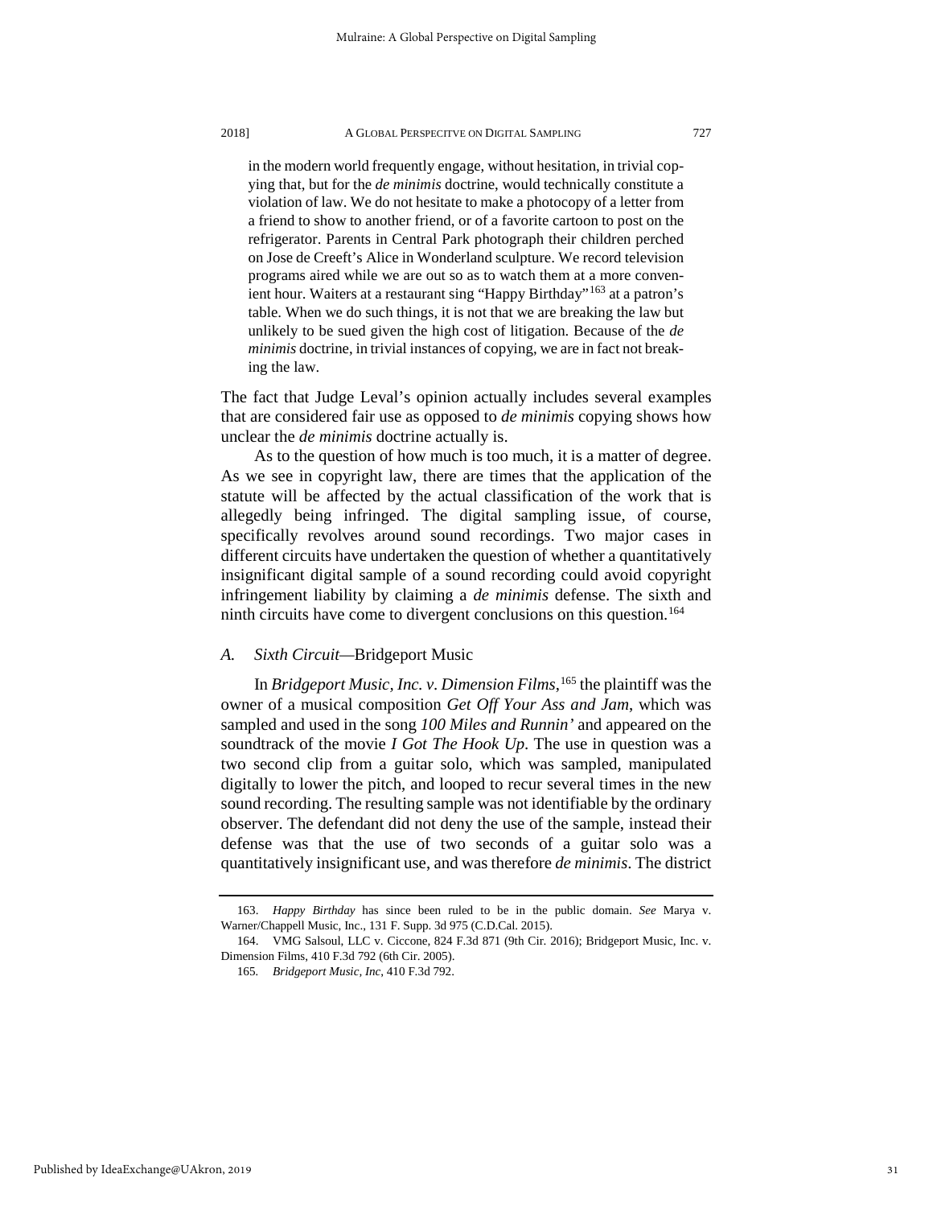> in the modern world frequently engage, without hesitation, in trivial copying that, but for the *de minimis* doctrine, would technically constitute a violation of law. We do not hesitate to make a photocopy of a letter from a friend to show to another friend, or of a favorite cartoon to post on the refrigerator. Parents in Central Park photograph their children perched on Jose de Creeft's Alice in Wonderland sculpture. We record television programs aired while we are out so as to watch them at a more convenient hour. Waiters at a restaurant sing "Happy Birthday"[163] at a patron's table. When we do such things, it is not that we are breaking the law but unlikely to be sued given the high cost of litigation. Because of the *de minimis* doctrine, in trivial instances of copying, we are in fact not breaking the law.

The fact that Judge Leval's opinion actually includes several examples that are considered fair use as opposed to *de minimis* copying shows how unclear the *de minimis* doctrine actually is.

As to the question of how much is too much, it is a matter of degree. As we see in copyright law, there are times that the application of the statute will be affected by the actual classification of the work that is allegedly being infringed. The digital sampling issue, of course, specifically revolves around sound recordings. Two major cases in different circuits have undertaken the question of whether a quantitatively insignificant digital sample of a sound recording could avoid copyright infringement liability by claiming a *de minimis* defense. The sixth and ninth circuits have come to divergent conclusions on this question.[164]

### *A. Sixth Circuit*—Bridgeport Music

In *Bridgeport Music, Inc. v. Dimension Films*,[165] the plaintiff was the owner of a musical composition *Get Off Your Ass and Jam*, which was sampled and used in the song *100 Miles and Runnin'* and appeared on the soundtrack of the movie *I Got The Hook Up*. The use in question was a two second clip from a guitar solo, which was sampled, manipulated digitally to lower the pitch, and looped to recur several times in the new sound recording. The resulting sample was not identifiable by the ordinary observer. The defendant did not deny the use of the sample, instead their defense was that the use of two seconds of a guitar solo was a quantitatively insignificant use, and was therefore *de minimis*. The district

---

163. *Happy Birthday* has since been ruled to be in the public domain. *See* Marya v. Warner/Chappell Music, Inc., 131 F. Supp. 3d 975 (C.D.Cal. 2015).

164. VMG Salsoul, LLC v. Ciccone, 824 F.3d 871 (9th Cir. 2016); Bridgeport Music, Inc. v. Dimension Films, 410 F.3d 792 (6th Cir. 2005).

165. *Bridgeport Music, Inc*, 410 F.3d 792.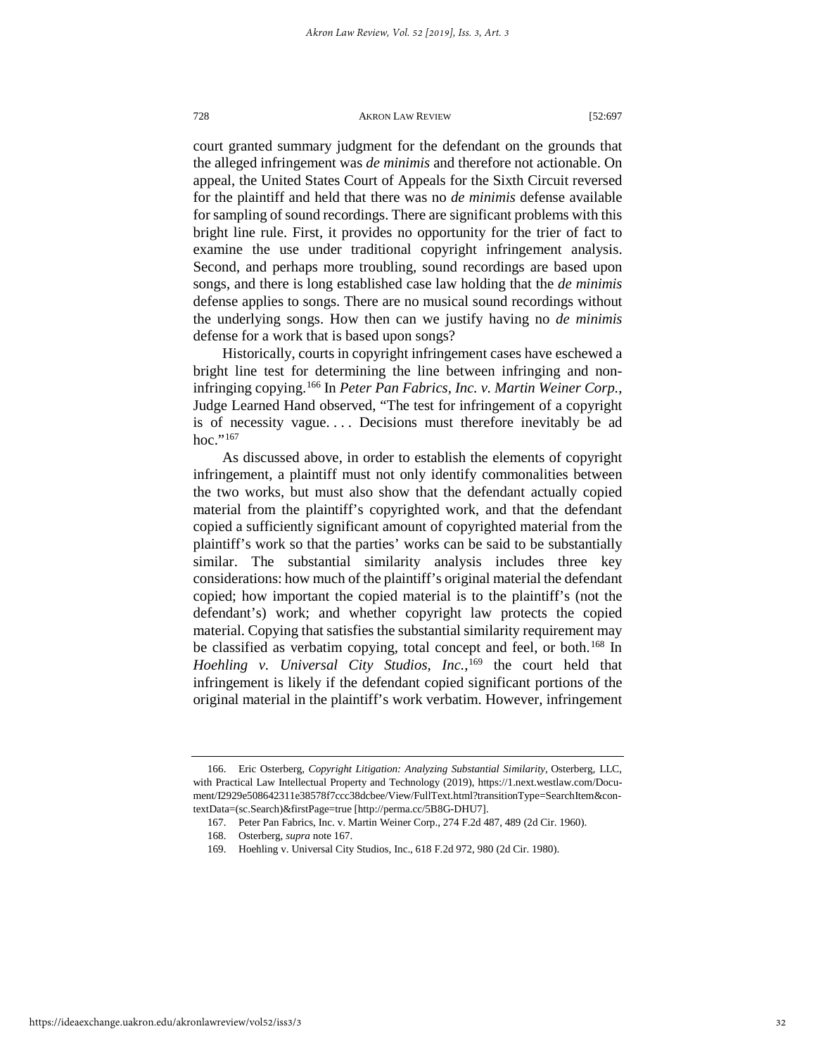court granted summary judgment for the defendant on the grounds that the alleged infringement was *de minimis* and therefore not actionable. On appeal, the United States Court of Appeals for the Sixth Circuit reversed for the plaintiff and held that there was no *de minimis* defense available for sampling of sound recordings. There are significant problems with this bright line rule. First, it provides no opportunity for the trier of fact to examine the use under traditional copyright infringement analysis. Second, and perhaps more troubling, sound recordings are based upon songs, and there is long established case law holding that the *de minimis* defense applies to songs. There are no musical sound recordings without the underlying songs. How then can we justify having no *de minimis* defense for a work that is based upon songs?

Historically, courts in copyright infringement cases have eschewed a bright line test for determining the line between infringing and non-infringing copying.[166] In *Peter Pan Fabrics, Inc. v. Martin Weiner Corp.*, Judge Learned Hand observed, "The test for infringement of a copyright is of necessity vague. . . . Decisions must therefore inevitably be ad hoc."[167]

As discussed above, in order to establish the elements of copyright infringement, a plaintiff must not only identify commonalities between the two works, but must also show that the defendant actually copied material from the plaintiff's copyrighted work, and that the defendant copied a sufficiently significant amount of copyrighted material from the plaintiff's work so that the parties' works can be said to be substantially similar. The substantial similarity analysis includes three key considerations: how much of the plaintiff's original material the defendant copied; how important the copied material is to the plaintiff's (not the defendant's) work; and whether copyright law protects the copied material. Copying that satisfies the substantial similarity requirement may be classified as verbatim copying, total concept and feel, or both.[168] In *Hoehling v. Universal City Studios, Inc.*,[169] the court held that infringement is likely if the defendant copied significant portions of the original material in the plaintiff's work verbatim. However, infringement

---

166. Eric Osterberg, *Copyright Litigation: Analyzing Substantial Similarity*, Osterberg, LLC, with Practical Law Intellectual Property and Technology (2019), https://1.next.westlaw.com/Document/I2929e508642311e38578f7ccc38dcbee/View/FullText.html?transitionType=SearchItem&contextData=(sc.Search)&firstPage=true [http://perma.cc/5B8G-DHU7].

167. Peter Pan Fabrics, Inc. v. Martin Weiner Corp., 274 F.2d 487, 489 (2d Cir. 1960).

168. Osterberg, *supra* note 167.

169. Hoehling v. Universal City Studios, Inc., 618 F.2d 972, 980 (2d Cir. 1980).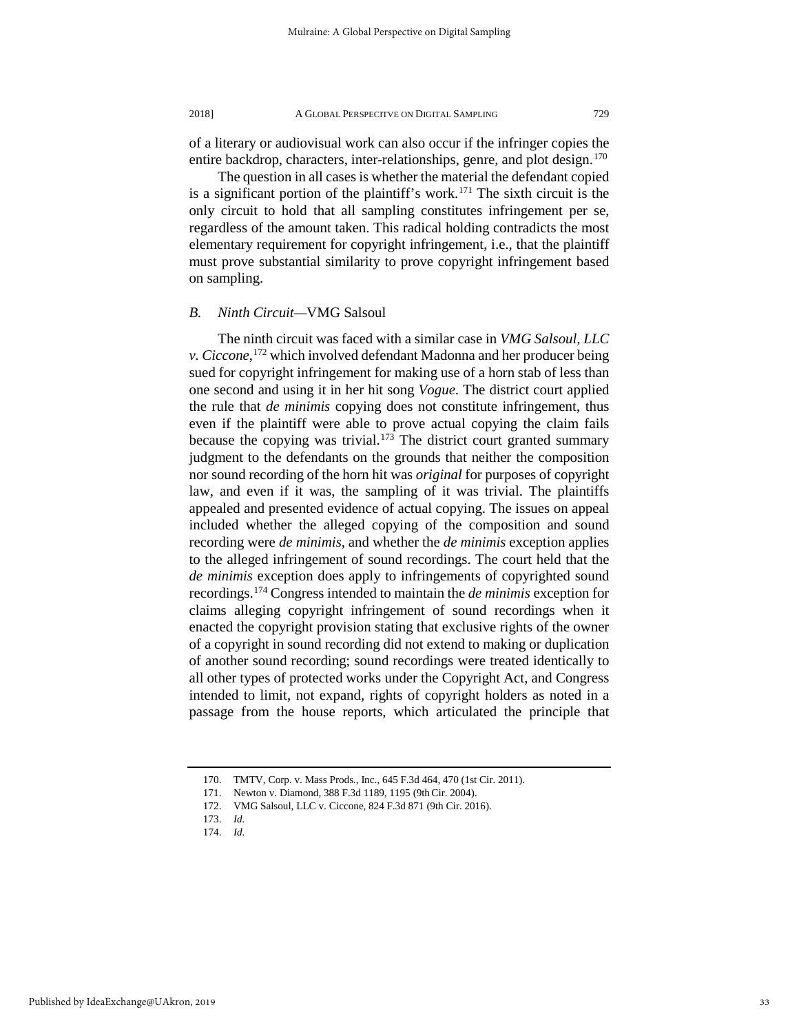of a literary or audiovisual work can also occur if the infringer copies the entire backdrop, characters, inter-relationships, genre, and plot design.[170]

The question in all cases is whether the material the defendant copied is a significant portion of the plaintiff's work.[171] The sixth circuit is the only circuit to hold that all sampling constitutes infringement per se, regardless of the amount taken. This radical holding contradicts the most elementary requirement for copyright infringement, i.e., that the plaintiff must prove substantial similarity to prove copyright infringement based on sampling.

### *B. Ninth Circuit*—VMG Salsoul

The ninth circuit was faced with a similar case in *VMG Salsoul, LLC v. Ciccone*,[172] which involved defendant Madonna and her producer being sued for copyright infringement for making use of a horn stab of less than one second and using it in her hit song *Vogue*. The district court applied the rule that *de minimis* copying does not constitute infringement, thus even if the plaintiff were able to prove actual copying the claim fails because the copying was trivial.[173] The district court granted summary judgment to the defendants on the grounds that neither the composition nor sound recording of the horn hit was *original* for purposes of copyright law, and even if it was, the sampling of it was trivial. The plaintiffs appealed and presented evidence of actual copying. The issues on appeal included whether the alleged copying of the composition and sound recording were *de minimis*, and whether the *de minimis* exception applies to the alleged infringement of sound recordings. The court held that the *de minimis* exception does apply to infringements of copyrighted sound recordings.[174] Congress intended to maintain the *de minimis* exception for claims alleging copyright infringement of sound recordings when it enacted the copyright provision stating that exclusive rights of the owner of a copyright in sound recording did not extend to making or duplication of another sound recording; sound recordings were treated identically to all other types of protected works under the Copyright Act, and Congress intended to limit, not expand, rights of copyright holders as noted in a passage from the house reports, which articulated the principle that

---

170. TMTV, Corp. v. Mass Prods., Inc., 645 F.3d 464, 470 (1st Cir. 2011).

171. Newton v. Diamond, 388 F.3d 1189, 1195 (9th Cir. 2004).

172. VMG Salsoul, LLC v. Ciccone, 824 F.3d 871 (9th Cir. 2016).

173. *Id.*

174. *Id.*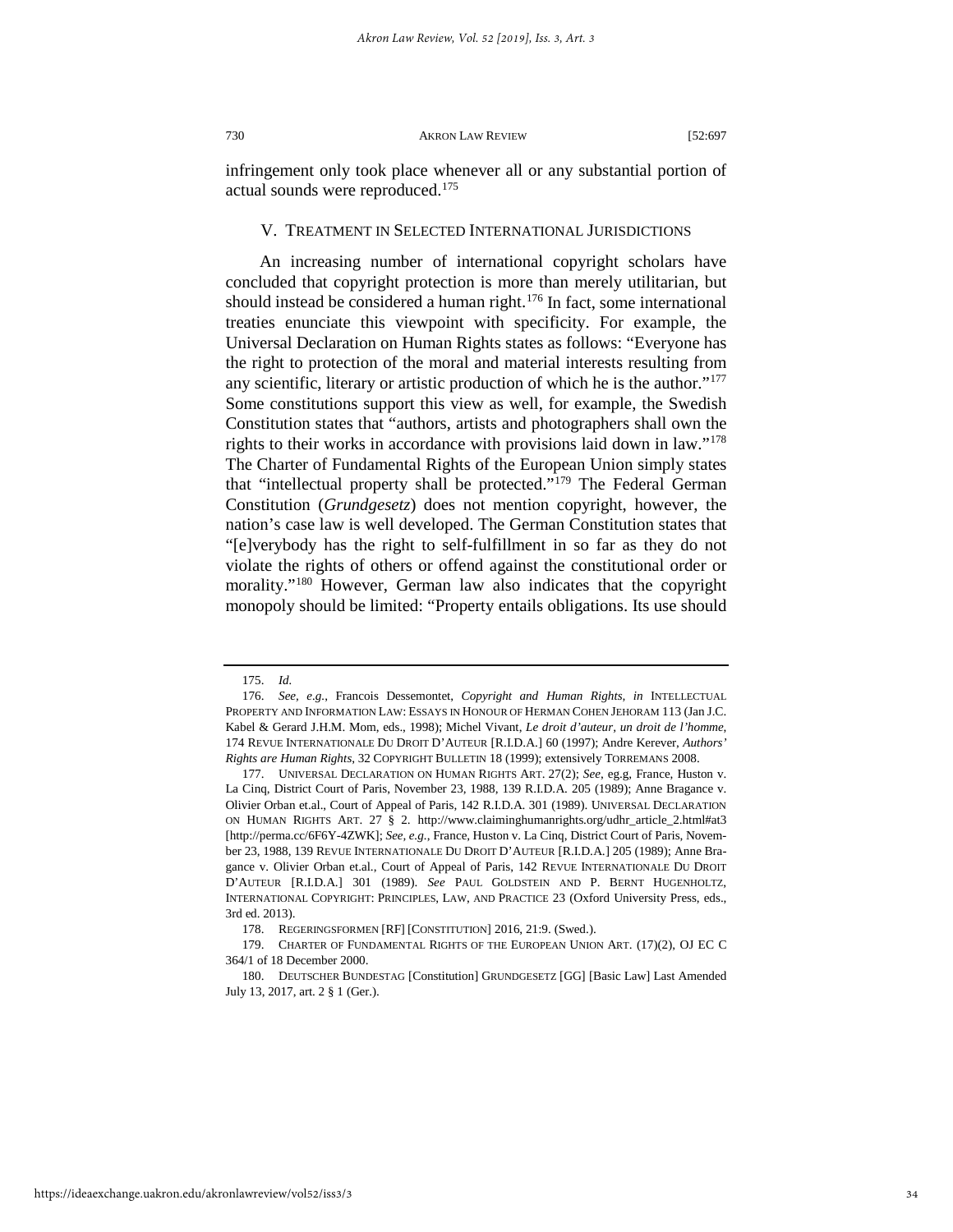infringement only took place whenever all or any substantial portion of actual sounds were reproduced.[175]

## V. TREATMENT IN SELECTED INTERNATIONAL JURISDICTIONS

An increasing number of international copyright scholars have concluded that copyright protection is more than merely utilitarian, but should instead be considered a human right.[176] In fact, some international treaties enunciate this viewpoint with specificity. For example, the Universal Declaration on Human Rights states as follows: "Everyone has the right to protection of the moral and material interests resulting from any scientific, literary or artistic production of which he is the author."[177] Some constitutions support this view as well, for example, the Swedish Constitution states that "authors, artists and photographers shall own the rights to their works in accordance with provisions laid down in law."[178] The Charter of Fundamental Rights of the European Union simply states that "intellectual property shall be protected."[179] The Federal German Constitution (*Grundgesetz*) does not mention copyright, however, the nation's case law is well developed. The German Constitution states that "[e]verybody has the right to self-fulfillment in so far as they do not violate the rights of others or offend against the constitutional order or morality."[180] However, German law also indicates that the copyright monopoly should be limited: "Property entails obligations. Its use should

---

175. *Id.*

176. *See, e.g.*, Francois Dessemontet, *Copyright and Human Rights*, *in* INTELLECTUAL PROPERTY AND INFORMATION LAW: ESSAYS IN HONOUR OF HERMAN COHEN JEHORAM 113 (Jan J.C. Kabel & Gerard J.H.M. Mom, eds., 1998); Michel Vivant, *Le droit d'auteur, un droit de l'homme*, 174 REVUE INTERNATIONALE DU DROIT D'AUTEUR [R.I.D.A.] 60 (1997); Andre Kerever, *Authors' Rights are Human Rights*, 32 COPYRIGHT BULLETIN 18 (1999); extensively TORREMANS 2008.

177. UNIVERSAL DECLARATION ON HUMAN RIGHTS ART. 27(2); *See*, eg.g, France, Huston v. La Cinq, District Court of Paris, November 23, 1988, 139 R.I.D.A. 205 (1989); Anne Bragance v. Olivier Orban et.al., Court of Appeal of Paris, 142 R.I.D.A. 301 (1989). UNIVERSAL DECLARATION ON HUMAN RIGHTS ART. 27 § 2. http://www.claiminghumanrights.org/udhr_article_2.html#at3 [http://perma.cc/6F6Y-4ZWK]; *See, e.g.*, France, Huston v. La Cinq, District Court of Paris, November 23, 1988, 139 REVUE INTERNATIONALE DU DROIT D'AUTEUR [R.I.D.A.] 205 (1989); Anne Bragance v. Olivier Orban et.al., Court of Appeal of Paris, 142 REVUE INTERNATIONALE DU DROIT D'AUTEUR [R.I.D.A.] 301 (1989). *See* PAUL GOLDSTEIN AND P. BERNT HUGENHOLTZ, INTERNATIONAL COPYRIGHT: PRINCIPLES, LAW, AND PRACTICE 23 (Oxford University Press, eds., 3rd ed. 2013).

178. REGERINGSFORMEN [RF] [CONSTITUTION] 2016, 21:9. (Swed.).

179. CHARTER OF FUNDAMENTAL RIGHTS OF THE EUROPEAN UNION ART. (17)(2), OJ EC C 364/1 of 18 December 2000.

180. DEUTSCHER BUNDESTAG [Constitution] GRUNDGESETZ [GG] [Basic Law] Last Amended July 13, 2017, art. 2 § 1 (Ger.).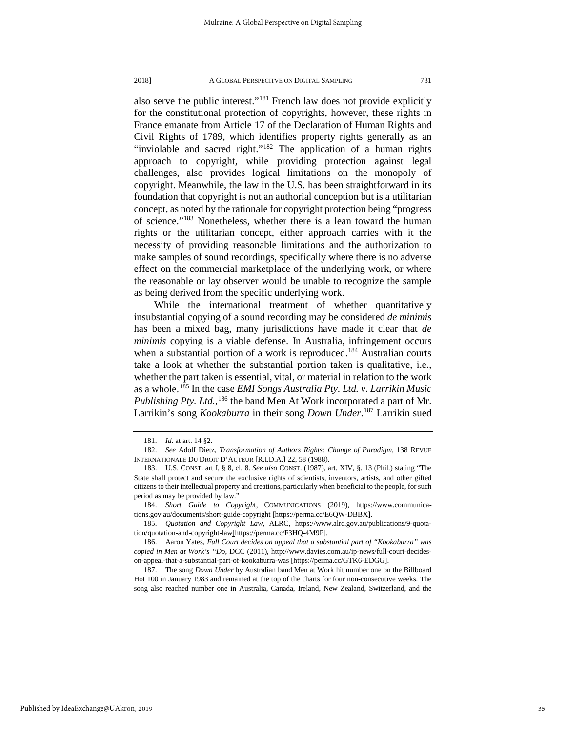also serve the public interest."[181] French law does not provide explicitly for the constitutional protection of copyrights, however, these rights in France emanate from Article 17 of the Declaration of Human Rights and Civil Rights of 1789, which identifies property rights generally as an "inviolable and sacred right."[182] The application of a human rights approach to copyright, while providing protection against legal challenges, also provides logical limitations on the monopoly of copyright. Meanwhile, the law in the U.S. has been straightforward in its foundation that copyright is not an authorial conception but is a utilitarian concept, as noted by the rationale for copyright protection being "progress of science."[183] Nonetheless, whether there is a lean toward the human rights or the utilitarian concept, either approach carries with it the necessity of providing reasonable limitations and the authorization to make samples of sound recordings, specifically where there is no adverse effect on the commercial marketplace of the underlying work, or where the reasonable or lay observer would be unable to recognize the sample as being derived from the specific underlying work.

While the international treatment of whether quantitatively insubstantial copying of a sound recording may be considered *de minimis* has been a mixed bag, many jurisdictions have made it clear that *de minimis* copying is a viable defense. In Australia, infringement occurs when a substantial portion of a work is reproduced.[184] Australian courts take a look at whether the substantial portion taken is qualitative, i.e., whether the part taken is essential, vital, or material in relation to the work as a whole.[185] In the case *EMI Songs Australia Pty. Ltd. v. Larrikin Music Publishing Pty. Ltd.*,[186] the band Men At Work incorporated a part of Mr. Larrikin's song *Kookaburra* in their song *Down Under*.[187] Larrikin sued

---

181. *Id.* at art. 14 §2.

182. *See* Adolf Dietz, *Transformation of Authors Rights: Change of Paradigm*, 138 REVUE INTERNATIONALE DU DROIT D'AUTEUR [R.I.D.A.] 22, 58 (1988).

183. U.S. CONST. art I, § 8, cl. 8. *See also* CONST. (1987), art. XIV, §. 13 (Phil.) stating "The State shall protect and secure the exclusive rights of scientists, inventors, artists, and other gifted citizens to their intellectual property and creations, particularly when beneficial to the people, for such period as may be provided by law."

184. *Short Guide to Copyright*, COMMUNICATIONS (2019), https://www.communications.gov.au/documents/short-guide-copyright [https://perma.cc/E6QW-DBBX].

185. *Quotation and Copyright Law*, ALRC, https://www.alrc.gov.au/publications/9-quotation/quotation-and-copyright-law[https://perma.cc/F3HQ-4M9P].

186. Aaron Yates, *Full Court decides on appeal that a substantial part of "Kookaburra" was copied in Men at Work's "Do*, DCC (2011), http://www.davies.com.au/ip-news/full-court-decides-on-appeal-that-a-substantial-part-of-kookaburra-was [https://perma.cc/GTK6-EDGG].

187. The song *Down Under* by Australian band Men at Work hit number one on the Billboard Hot 100 in January 1983 and remained at the top of the charts for four non-consecutive weeks. The song also reached number one in Australia, Canada, Ireland, New Zealand, Switzerland, and the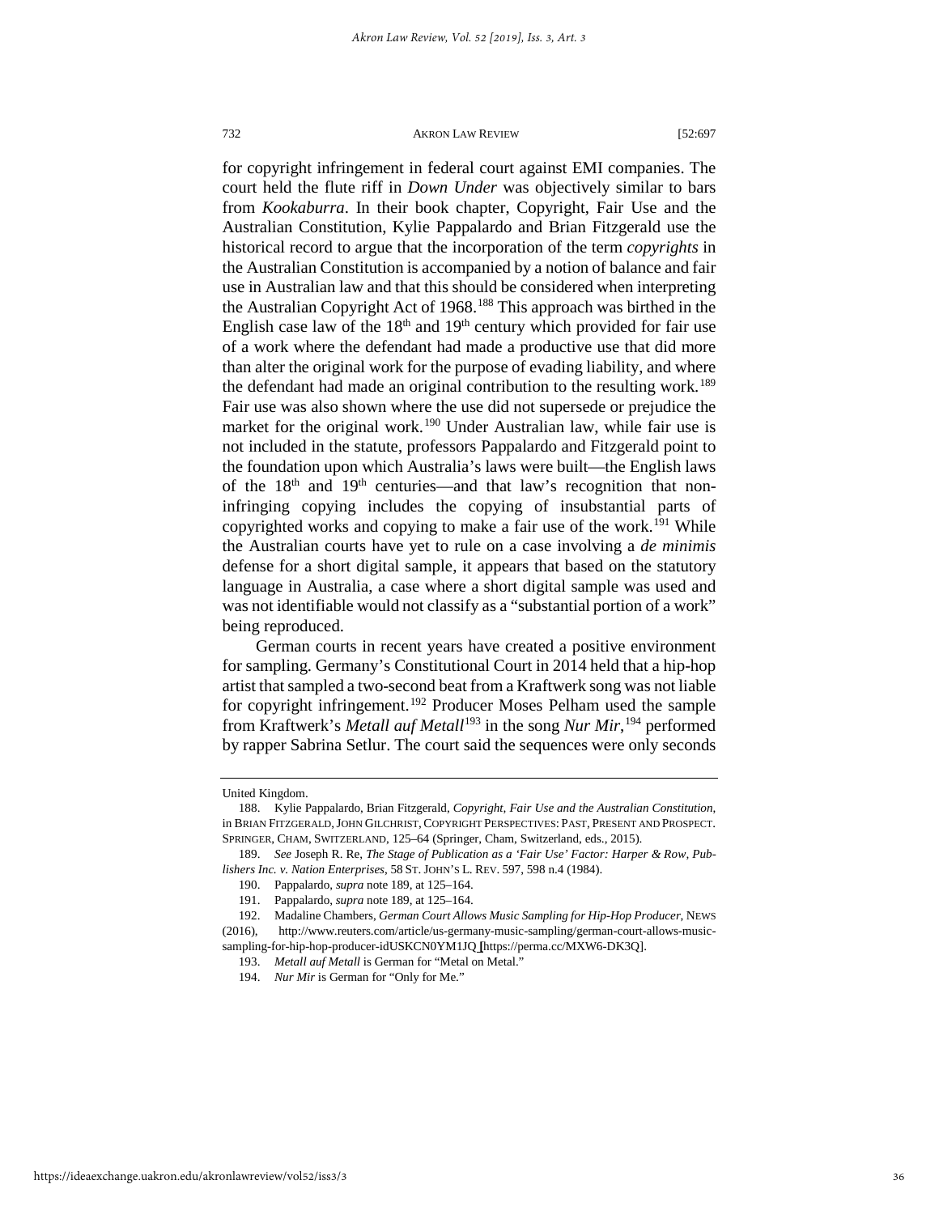for copyright infringement in federal court against EMI companies. The court held the flute riff in *Down Under* was objectively similar to bars from *Kookaburra*. In their book chapter, Copyright, Fair Use and the Australian Constitution, Kylie Pappalardo and Brian Fitzgerald use the historical record to argue that the incorporation of the term *copyrights* in the Australian Constitution is accompanied by a notion of balance and fair use in Australian law and that this should be considered when interpreting the Australian Copyright Act of 1968.[188] This approach was birthed in the English case law of the 18th and 19th century which provided for fair use of a work where the defendant had made a productive use that did more than alter the original work for the purpose of evading liability, and where the defendant had made an original contribution to the resulting work.[189] Fair use was also shown where the use did not supersede or prejudice the market for the original work.[190] Under Australian law, while fair use is not included in the statute, professors Pappalardo and Fitzgerald point to the foundation upon which Australia's laws were built—the English laws of the 18th and 19th centuries—and that law's recognition that non-infringing copying includes the copying of insubstantial parts of copyrighted works and copying to make a fair use of the work.[191] While the Australian courts have yet to rule on a case involving a *de minimis* defense for a short digital sample, it appears that based on the statutory language in Australia, a case where a short digital sample was used and was not identifiable would not classify as a "substantial portion of a work" being reproduced.

German courts in recent years have created a positive environment for sampling. Germany's Constitutional Court in 2014 held that a hip-hop artist that sampled a two-second beat from a Kraftwerk song was not liable for copyright infringement.[192] Producer Moses Pelham used the sample from Kraftwerk's *Metall auf Metall*[193] in the song *Nur Mir*,[194] performed by rapper Sabrina Setlur. The court said the sequences were only seconds

---

United Kingdom.

188. Kylie Pappalardo, Brian Fitzgerald, *Copyright, Fair Use and the Australian Constitution*, in BRIAN FITZGERALD, JOHN GILCHRIST, COPYRIGHT PERSPECTIVES: PAST, PRESENT AND PROSPECT. SPRINGER, CHAM, SWITZERLAND, 125–64 (Springer, Cham, Switzerland, eds., 2015).

189. *See* Joseph R. Re, *The Stage of Publication as a 'Fair Use' Factor: Harper & Row, Publishers Inc. v. Nation Enterprises*, 58 ST. JOHN'S L. REV. 597, 598 n.4 (1984).

190. Pappalardo, *supra* note 189, at 125–164.

191. Pappalardo, *supra* note 189, at 125–164.

192. Madaline Chambers, *German Court Allows Music Sampling for Hip-Hop Producer*, NEWS (2016), http://www.reuters.com/article/us-germany-music-sampling/german-court-allows-music-sampling-for-hip-hop-producer-idUSKCN0YM1JQ [https://perma.cc/MXW6-DK3Q].

193. *Metall auf Metall* is German for "Metal on Metal."

194. *Nur Mir* is German for "Only for Me."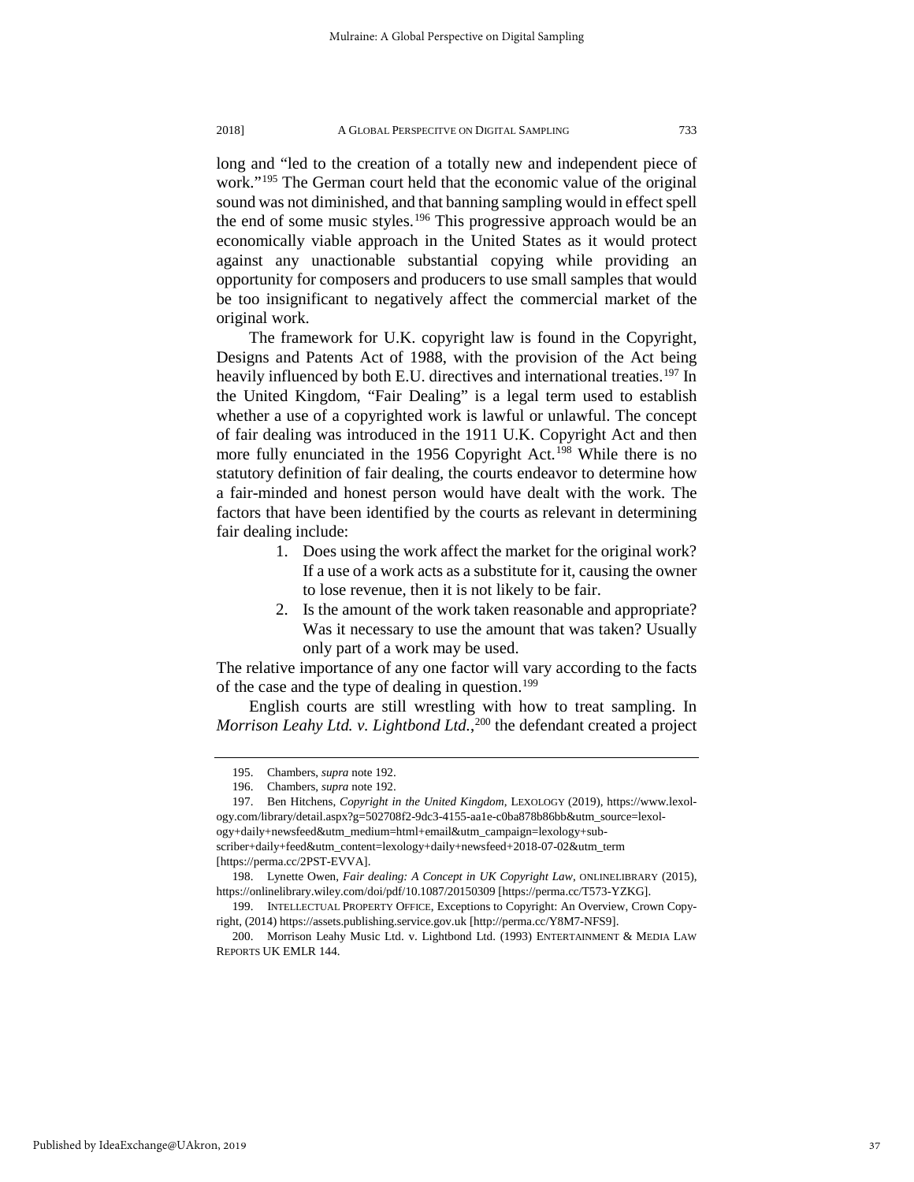long and "led to the creation of a totally new and independent piece of work."[195] The German court held that the economic value of the original sound was not diminished, and that banning sampling would in effect spell the end of some music styles.[196] This progressive approach would be an economically viable approach in the United States as it would protect against any unactionable substantial copying while providing an opportunity for composers and producers to use small samples that would be too insignificant to negatively affect the commercial market of the original work.

The framework for U.K. copyright law is found in the Copyright, Designs and Patents Act of 1988, with the provision of the Act being heavily influenced by both E.U. directives and international treaties.[197] In the United Kingdom, "Fair Dealing" is a legal term used to establish whether a use of a copyrighted work is lawful or unlawful. The concept of fair dealing was introduced in the 1911 U.K. Copyright Act and then more fully enunciated in the 1956 Copyright Act.[198] While there is no statutory definition of fair dealing, the courts endeavor to determine how a fair-minded and honest person would have dealt with the work. The factors that have been identified by the courts as relevant in determining fair dealing include:

1. Does using the work affect the market for the original work? If a use of a work acts as a substitute for it, causing the owner to lose revenue, then it is not likely to be fair.
2. Is the amount of the work taken reasonable and appropriate? Was it necessary to use the amount that was taken? Usually only part of a work may be used.

The relative importance of any one factor will vary according to the facts of the case and the type of dealing in question.[199]

English courts are still wrestling with how to treat sampling. In *Morrison Leahy Ltd. v. Lightbond Ltd.*,[200] the defendant created a project

---

195. Chambers, *supra* note 192.

196. Chambers, *supra* note 192.

197. Ben Hitchens, *Copyright in the United Kingdom*, LEXOLOGY (2019), https://www.lexology.com/library/detail.aspx?g=502708f2-9dc3-4155-aa1e-c0ba878b86bb&utm_source=lexology+daily+newsfeed&utm_medium=html+email&utm_campaign=lexology+subscriber+daily+feed&utm_content=lexology+daily+newsfeed+2018-07-02&utm_term [https://perma.cc/2PST-EVVA].

198. Lynette Owen, *Fair dealing: A Concept in UK Copyright Law*, ONLINELIBRARY (2015), https://onlinelibrary.wiley.com/doi/pdf/10.1087/20150309 [https://perma.cc/T573-YZKG].

199. INTELLECTUAL PROPERTY OFFICE, Exceptions to Copyright: An Overview, Crown Copyright, (2014) https://assets.publishing.service.gov.uk [http://perma.cc/Y8M7-NFS9].

200. Morrison Leahy Music Ltd. v. Lightbond Ltd. (1993) ENTERTAINMENT & MEDIA LAW REPORTS UK EMLR 144.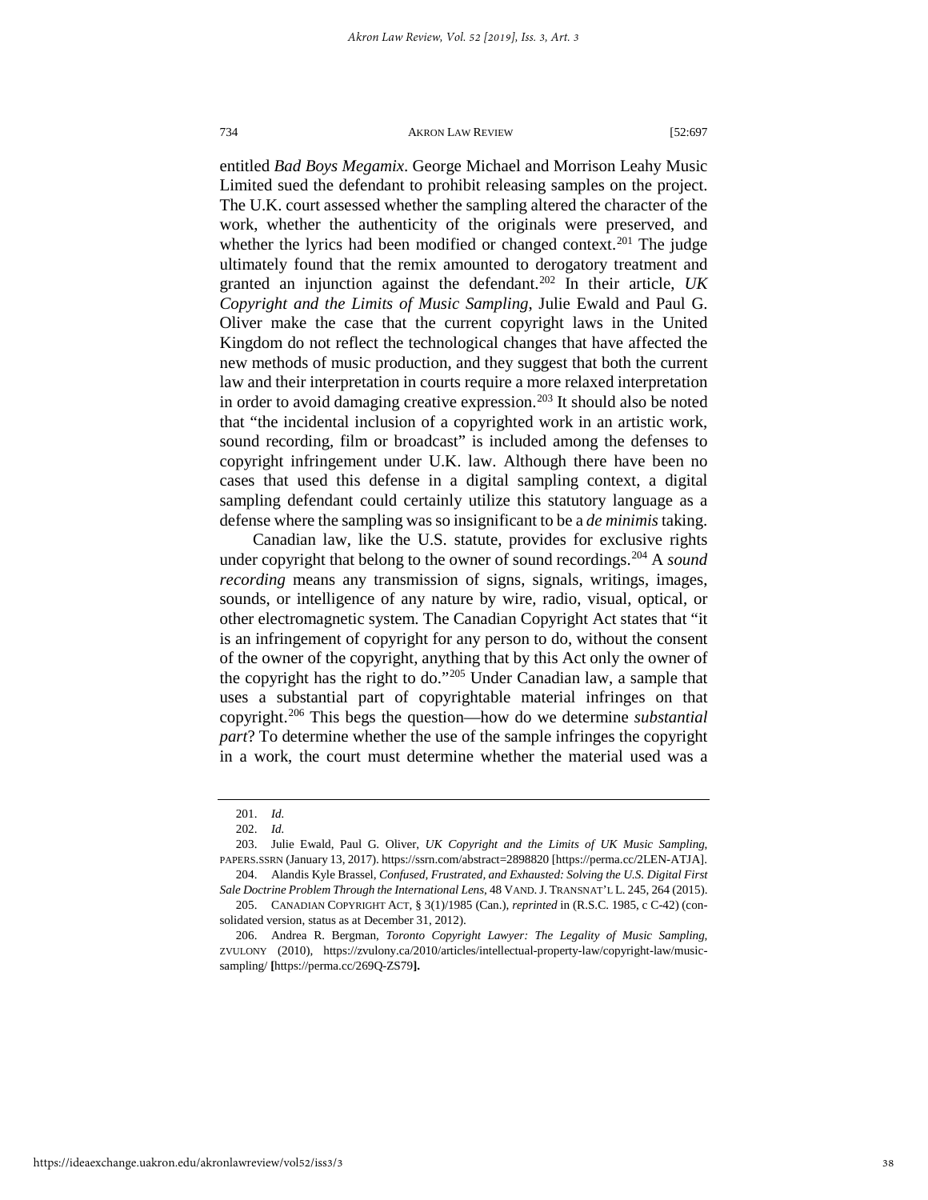entitled *Bad Boys Megamix*. George Michael and Morrison Leahy Music Limited sued the defendant to prohibit releasing samples on the project. The U.K. court assessed whether the sampling altered the character of the work, whether the authenticity of the originals were preserved, and whether the lyrics had been modified or changed context.[201] The judge ultimately found that the remix amounted to derogatory treatment and granted an injunction against the defendant.[202] In their article, *UK Copyright and the Limits of Music Sampling*, Julie Ewald and Paul G. Oliver make the case that the current copyright laws in the United Kingdom do not reflect the technological changes that have affected the new methods of music production, and they suggest that both the current law and their interpretation in courts require a more relaxed interpretation in order to avoid damaging creative expression.[203] It should also be noted that "the incidental inclusion of a copyrighted work in an artistic work, sound recording, film or broadcast" is included among the defenses to copyright infringement under U.K. law. Although there have been no cases that used this defense in a digital sampling context, a digital sampling defendant could certainly utilize this statutory language as a defense where the sampling was so insignificant to be a *de minimis* taking.

Canadian law, like the U.S. statute, provides for exclusive rights under copyright that belong to the owner of sound recordings.[204] A *sound recording* means any transmission of signs, signals, writings, images, sounds, or intelligence of any nature by wire, radio, visual, optical, or other electromagnetic system. The Canadian Copyright Act states that "it is an infringement of copyright for any person to do, without the consent of the owner of the copyright, anything that by this Act only the owner of the copyright has the right to do."[205] Under Canadian law, a sample that uses a substantial part of copyrightable material infringes on that copyright.[206] This begs the question—how do we determine *substantial part*? To determine whether the use of the sample infringes the copyright in a work, the court must determine whether the material used was a

---

201. *Id.*

202. *Id.*

203. Julie Ewald, Paul G. Oliver, *UK Copyright and the Limits of UK Music Sampling*, PAPERS.SSRN (January 13, 2017). https://ssrn.com/abstract=2898820 [https://perma.cc/2LEN-ATJA].

204. Alandis Kyle Brassel, *Confused, Frustrated, and Exhausted: Solving the U.S. Digital First Sale Doctrine Problem Through the International Lens*, 48 VAND. J. TRANSNAT'L L. 245, 264 (2015).

205. CANADIAN COPYRIGHT ACT, § 3(1)/1985 (Can.), *reprinted* in (R.S.C. 1985, c C-42) (consolidated version, status as at December 31, 2012).

206. Andrea R. Bergman, *Toronto Copyright Lawyer: The Legality of Music Sampling*, ZVULONY (2010), https://zvulony.ca/2010/articles/intellectual-property-law/copyright-law/music-sampling/ **[**https://perma.cc/269Q-ZS79**].**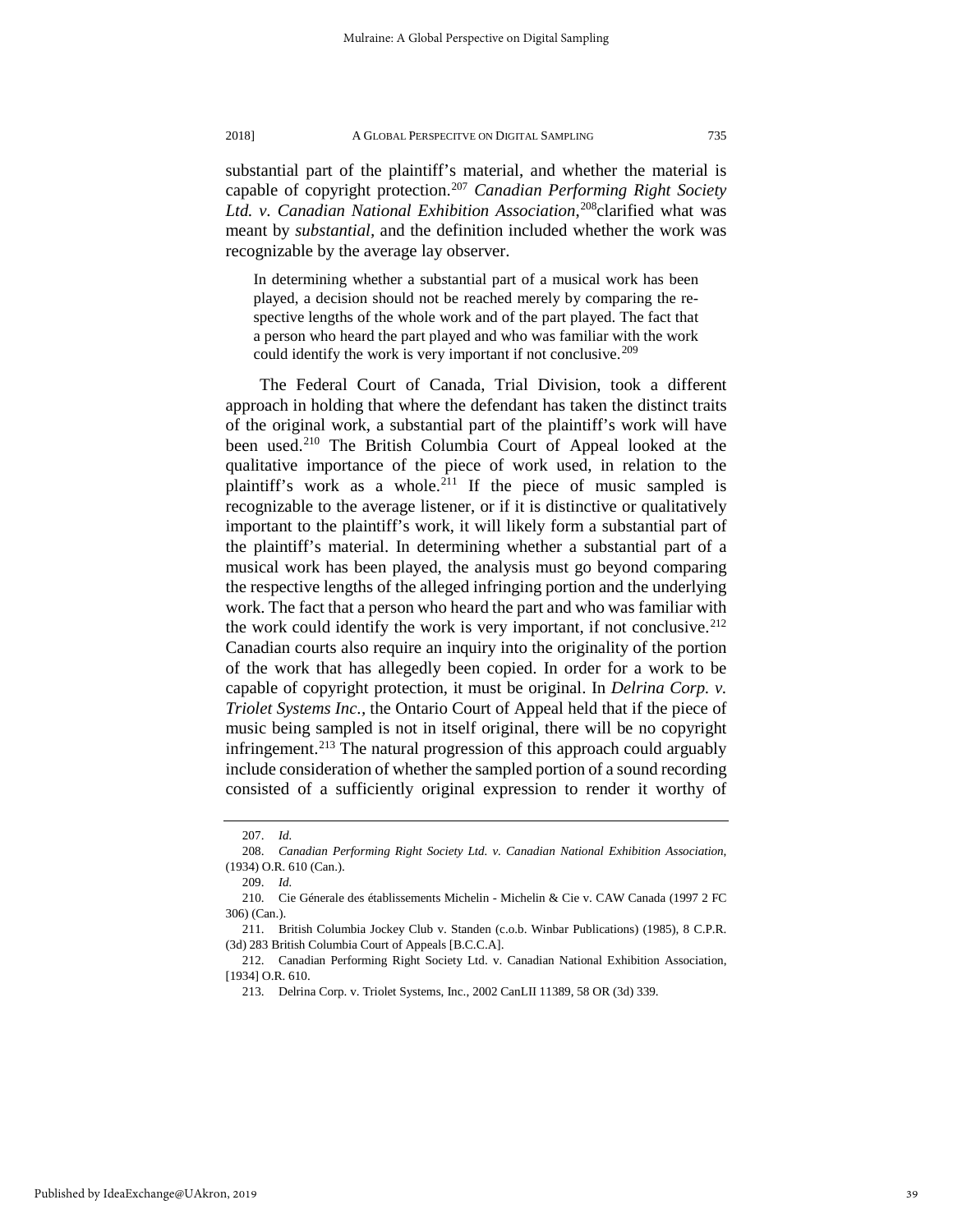substantial part of the plaintiff's material, and whether the material is capable of copyright protection.[207] *Canadian Performing Right Society Ltd. v. Canadian National Exhibition Association*,[208]clarified what was meant by *substantial*, and the definition included whether the work was recognizable by the average lay observer.

> In determining whether a substantial part of a musical work has been played, a decision should not be reached merely by comparing the respective lengths of the whole work and of the part played. The fact that a person who heard the part played and who was familiar with the work could identify the work is very important if not conclusive.[209]

The Federal Court of Canada, Trial Division, took a different approach in holding that where the defendant has taken the distinct traits of the original work, a substantial part of the plaintiff's work will have been used.[210] The British Columbia Court of Appeal looked at the qualitative importance of the piece of work used, in relation to the plaintiff's work as a whole.[211] If the piece of music sampled is recognizable to the average listener, or if it is distinctive or qualitatively important to the plaintiff's work, it will likely form a substantial part of the plaintiff's material. In determining whether a substantial part of a musical work has been played, the analysis must go beyond comparing the respective lengths of the alleged infringing portion and the underlying work. The fact that a person who heard the part and who was familiar with the work could identify the work is very important, if not conclusive.[212] Canadian courts also require an inquiry into the originality of the portion of the work that has allegedly been copied. In order for a work to be capable of copyright protection, it must be original. In *Delrina Corp. v. Triolet Systems Inc.*, the Ontario Court of Appeal held that if the piece of music being sampled is not in itself original, there will be no copyright infringement.[213] The natural progression of this approach could arguably include consideration of whether the sampled portion of a sound recording consisted of a sufficiently original expression to render it worthy of

---

207. *Id.*

208. *Canadian Performing Right Society Ltd. v. Canadian National Exhibition Association*, (1934) O.R. 610 (Can.).

209. *Id.*

210. Cie Génerale des établissements Michelin - Michelin & Cie v. CAW Canada (1997 2 FC 306) (Can.).

211. British Columbia Jockey Club v. Standen (c.o.b. Winbar Publications) (1985), 8 C.P.R. (3d) 283 British Columbia Court of Appeals [B.C.C.A].

212. Canadian Performing Right Society Ltd. v. Canadian National Exhibition Association, [1934] O.R. 610.

213. Delrina Corp. v. Triolet Systems, Inc., 2002 CanLII 11389, 58 OR (3d) 339.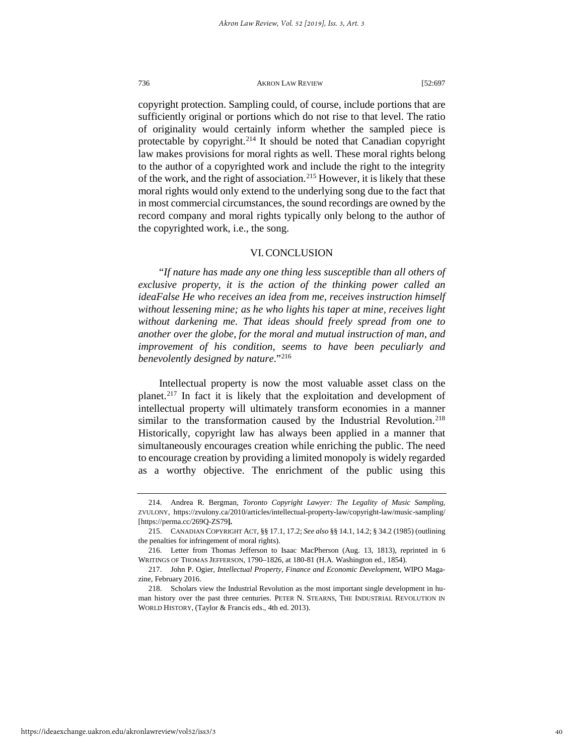copyright protection. Sampling could, of course, include portions that are sufficiently original or portions which do not rise to that level. The ratio of originality would certainly inform whether the sampled piece is protectable by copyright.[214] It should be noted that Canadian copyright law makes provisions for moral rights as well. These moral rights belong to the author of a copyrighted work and include the right to the integrity of the work, and the right of association.[215] However, it is likely that these moral rights would only extend to the underlying song due to the fact that in most commercial circumstances, the sound recordings are owned by the record company and moral rights typically only belong to the author of the copyrighted work, i.e., the song.

## VI. CONCLUSION

"*If nature has made any one thing less susceptible than all others of exclusive property, it is the action of the thinking power called an ideaFalse He who receives an idea from me, receives instruction himself without lessening mine; as he who lights his taper at mine, receives light without darkening me. That ideas should freely spread from one to another over the globe, for the moral and mutual instruction of man, and improvement of his condition, seems to have been peculiarly and benevolently designed by nature.*"[216]

Intellectual property is now the most valuable asset class on the planet.[217] In fact it is likely that the exploitation and development of intellectual property will ultimately transform economies in a manner similar to the transformation caused by the Industrial Revolution.[218] Historically, copyright law has always been applied in a manner that simultaneously encourages creation while enriching the public. The need to encourage creation by providing a limited monopoly is widely regarded as a worthy objective. The enrichment of the public using this

---

214. Andrea R. Bergman, *Toronto Copyright Lawyer: The Legality of Music Sampling*, ZVULONY, https://zvulony.ca/2010/articles/intellectual-property-law/copyright-law/music-sampling/ [https://perma.cc/269Q-ZS79**].**

215. CANADIAN COPYRIGHT ACT, §§ 17.1, 17.2; *See also* §§ 14.1, 14.2; § 34.2 (1985) (outlining the penalties for infringement of moral rights).

216. Letter from Thomas Jefferson to Isaac MacPherson (Aug. 13, 1813), reprinted in 6 WRITINGS OF THOMAS JEFFERSON, 1790–1826, at 180-81 (H.A. Washington ed., 1854).

217. John P. Ogier, *Intellectual Property, Finance and Economic Development*, WIPO Magazine, February 2016.

218. Scholars view the Industrial Revolution as the most important single development in human history over the past three centuries. PETER N. STEARNS, THE INDUSTRIAL REVOLUTION IN WORLD HISTORY, (Taylor & Francis eds., 4th ed. 2013).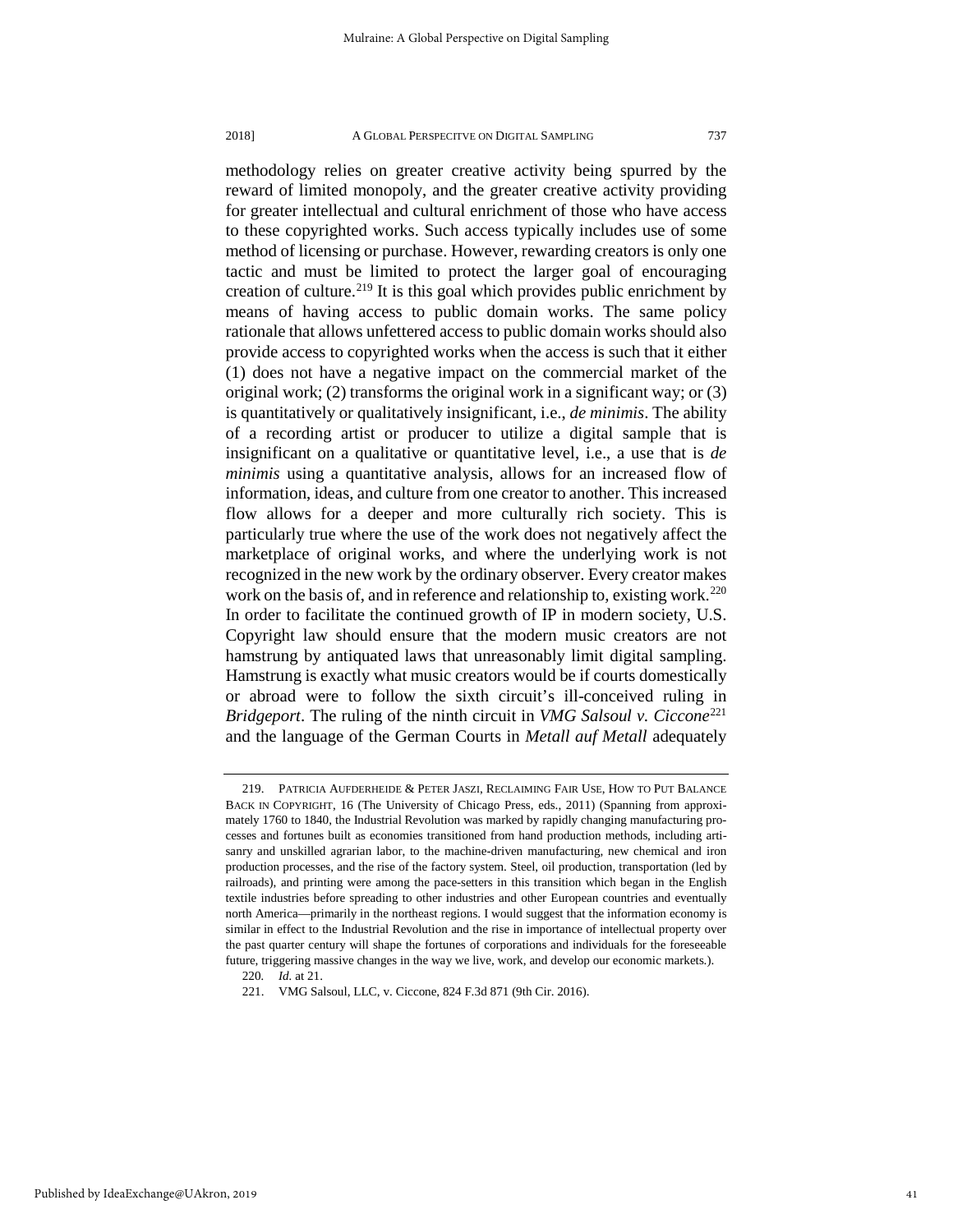methodology relies on greater creative activity being spurred by the reward of limited monopoly, and the greater creative activity providing for greater intellectual and cultural enrichment of those who have access to these copyrighted works. Such access typically includes use of some method of licensing or purchase. However, rewarding creators is only one tactic and must be limited to protect the larger goal of encouraging creation of culture.[219] It is this goal which provides public enrichment by means of having access to public domain works. The same policy rationale that allows unfettered access to public domain works should also provide access to copyrighted works when the access is such that it either (1) does not have a negative impact on the commercial market of the original work; (2) transforms the original work in a significant way; or (3) is quantitatively or qualitatively insignificant, i.e., *de minimis*. The ability of a recording artist or producer to utilize a digital sample that is insignificant on a qualitative or quantitative level, i.e., a use that is *de minimis* using a quantitative analysis, allows for an increased flow of information, ideas, and culture from one creator to another. This increased flow allows for a deeper and more culturally rich society. This is particularly true where the use of the work does not negatively affect the marketplace of original works, and where the underlying work is not recognized in the new work by the ordinary observer. Every creator makes work on the basis of, and in reference and relationship to, existing work.[220] In order to facilitate the continued growth of IP in modern society, U.S. Copyright law should ensure that the modern music creators are not hamstrung by antiquated laws that unreasonably limit digital sampling. Hamstrung is exactly what music creators would be if courts domestically or abroad were to follow the sixth circuit's ill-conceived ruling in *Bridgeport*. The ruling of the ninth circuit in *VMG Salsoul v. Ciccone*[221] and the language of the German Courts in *Metall auf Metall* adequately

---

219. PATRICIA AUFDERHEIDE & PETER JASZI, RECLAIMING FAIR USE, HOW TO PUT BALANCE BACK IN COPYRIGHT, 16 (The University of Chicago Press, eds., 2011) (Spanning from approximately 1760 to 1840, the Industrial Revolution was marked by rapidly changing manufacturing processes and fortunes built as economies transitioned from hand production methods, including artisanry and unskilled agrarian labor, to the machine-driven manufacturing, new chemical and iron production processes, and the rise of the factory system. Steel, oil production, transportation (led by railroads), and printing were among the pace-setters in this transition which began in the English textile industries before spreading to other industries and other European countries and eventually north America—primarily in the northeast regions. I would suggest that the information economy is similar in effect to the Industrial Revolution and the rise in importance of intellectual property over the past quarter century will shape the fortunes of corporations and individuals for the foreseeable future, triggering massive changes in the way we live, work, and develop our economic markets.).

220. *Id.* at 21.

221. VMG Salsoul, LLC, v. Ciccone, 824 F.3d 871 (9th Cir. 2016).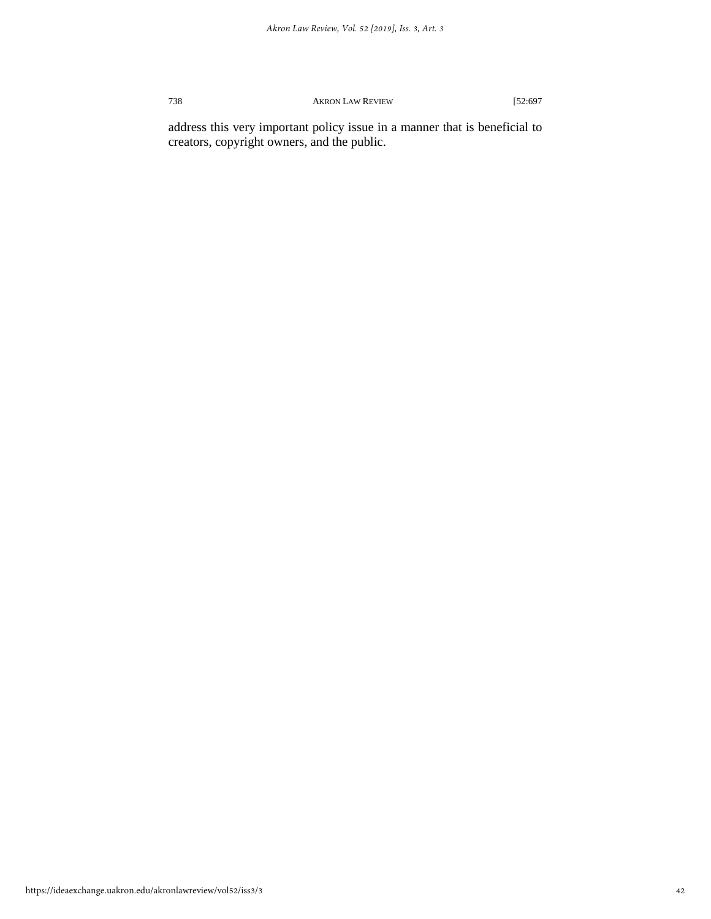address this very important policy issue in a manner that is beneficial to creators, copyright owners, and the public.